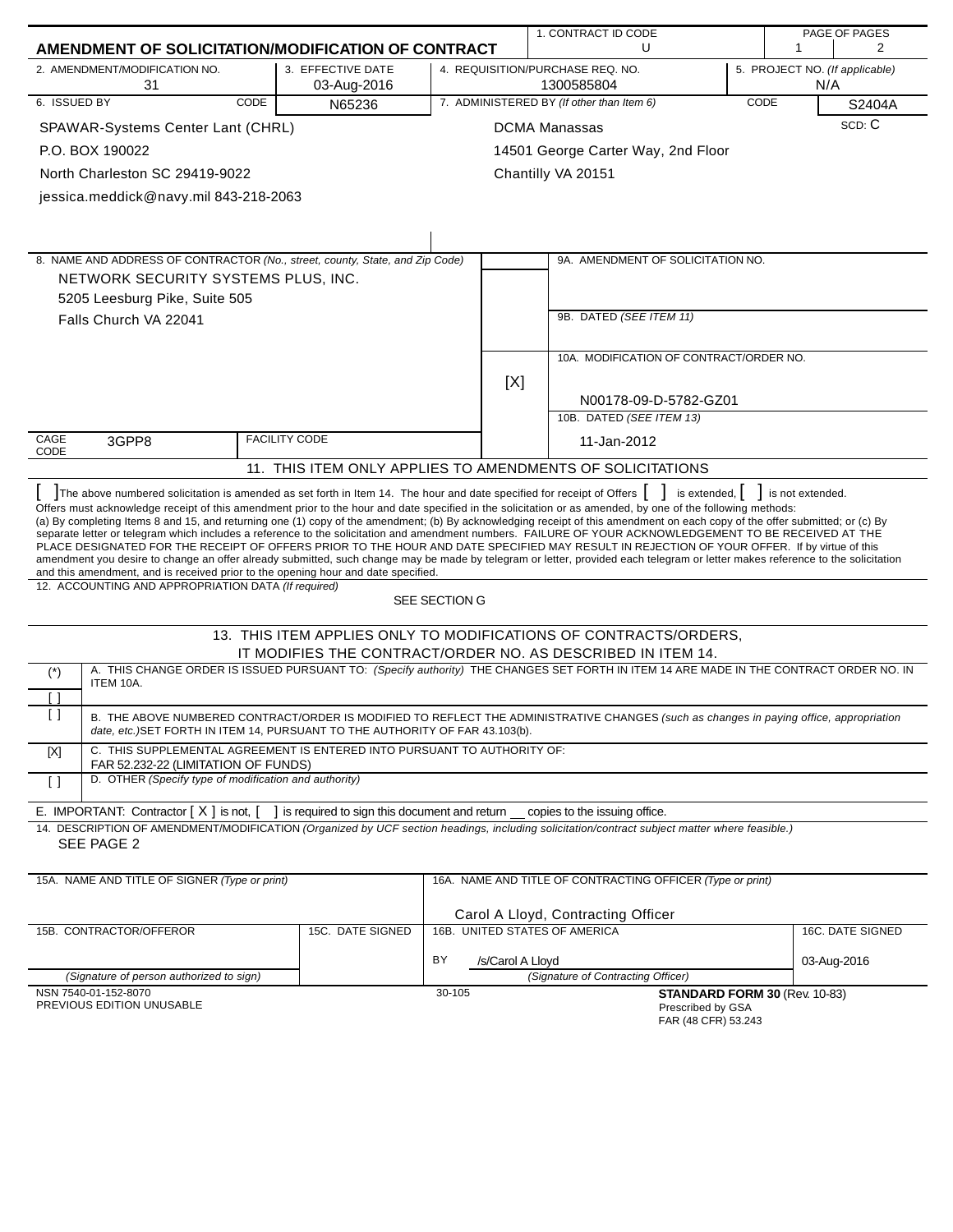# AMENDMENT OF SOLICITATION/MODIFICATION OF CONTRACT

| 1. CONTRACT ID CODE | PAGE OF PAGES |
|---|---|
| U | 1 &#124; 2 |

| 2. AMENDMENT/MODIFICATION NO. | 3. EFFECTIVE DATE | 4. REQUISITION/PURCHASE REQ. NO. | 5. PROJECT NO. (If applicable) |
|---|---|---|---|
| 31 | 03-Aug-2016 | 1300585804 | N/A |

| 6. ISSUED BY | CODE | 7. ADMINISTERED BY (If other than Item 6) | CODE |
|---|---|---|---|
| SPAWAR-Systems Center Lant (CHRL)<br>P.O. BOX 190022<br>North Charleston SC 29419-9022<br>jessica.meddick@navy.mil 843-218-2063 | N65236 | DCMA Manassas<br>14501 George Carter Way, 2nd Floor<br>Chantilly VA 20151 | S2404A<br>SCD: C |

8. NAME AND ADDRESS OF CONTRACTOR (No., street, county, State, and Zip Code)

NETWORK SECURITY SYSTEMS PLUS, INC.
5205 Leesburg Pike, Suite 505
Falls Church VA 22041

CAGE CODE: 3GPP8 FACILITY CODE:

9A. AMENDMENT OF SOLICITATION NO.

9B. DATED (SEE ITEM 11)

[X] 10A. MODIFICATION OF CONTRACT/ORDER NO.
N00178-09-D-5782-GZ01

10B. DATED (SEE ITEM 13)
11-Jan-2012

## 11. THIS ITEM ONLY APPLIES TO AMENDMENTS OF SOLICITATIONS

[ ] The above numbered solicitation is amended as set forth in Item 14. The hour and date specified for receipt of Offers [ ] is extended, [ ] is not extended.
Offers must acknowledge receipt of this amendment prior to the hour and date specified in the solicitation or as amended, by one of the following methods:
(a) By completing Items 8 and 15, and returning one (1) copy of the amendment; (b) By acknowledging receipt of this amendment on each copy of the offer submitted; or (c) By separate letter or telegram which includes a reference to the solicitation and amendment numbers. FAILURE OF YOUR ACKNOWLEDGEMENT TO BE RECEIVED AT THE PLACE DESIGNATED FOR THE RECEIPT OF OFFERS PRIOR TO THE HOUR AND DATE SPECIFIED MAY RESULT IN REJECTION OF YOUR OFFER. If by virtue of this amendment you desire to change an offer already submitted, such change may be made by telegram or letter, provided each telegram or letter makes reference to the solicitation and this amendment, and is received prior to the opening hour and date specified.

12. ACCOUNTING AND APPROPRIATION DATA (If required)
SEE SECTION G

## 13. THIS ITEM APPLIES ONLY TO MODIFICATIONS OF CONTRACTS/ORDERS, IT MODIFIES THE CONTRACT/ORDER NO. AS DESCRIBED IN ITEM 14.

| | |
|---|---|
| (*)<br>[ ] | A. THIS CHANGE ORDER IS ISSUED PURSUANT TO: (Specify authority) THE CHANGES SET FORTH IN ITEM 14 ARE MADE IN THE CONTRACT ORDER NO. IN ITEM 10A. |
| [ ] | B. THE ABOVE NUMBERED CONTRACT/ORDER IS MODIFIED TO REFLECT THE ADMINISTRATIVE CHANGES (such as changes in paying office, appropriation date, etc.) SET FORTH IN ITEM 14, PURSUANT TO THE AUTHORITY OF FAR 43.103(b). |
| [X] | C. THIS SUPPLEMENTAL AGREEMENT IS ENTERED INTO PURSUANT TO AUTHORITY OF:<br>FAR 52.232-22 (LIMITATION OF FUNDS) |
| [ ] | D. OTHER (Specify type of modification and authority) |

E. IMPORTANT: Contractor [ X ] is not, [ ] is required to sign this document and return __ copies to the issuing office.

14. DESCRIPTION OF AMENDMENT/MODIFICATION (Organized by UCF section headings, including solicitation/contract subject matter where feasible.)
SEE PAGE 2

| 15A. NAME AND TITLE OF SIGNER (Type or print) | | 16A. NAME AND TITLE OF CONTRACTING OFFICER (Type or print) | |
|---|---|---|---|
| | | Carol A Lloyd, Contracting Officer | |
| 15B. CONTRACTOR/OFFEROR | 15C. DATE SIGNED | 16B. UNITED STATES OF AMERICA | 16C. DATE SIGNED |
| | | BY /s/Carol A Lloyd | 03-Aug-2016 |
| (Signature of person authorized to sign) | | (Signature of Contracting Officer) | |

NSN 7540-01-152-8070
PREVIOUS EDITION UNUSABLE

30-105

**STANDARD FORM 30** (Rev. 10-83)
Prescribed by GSA
FAR (48 CFR) 53.243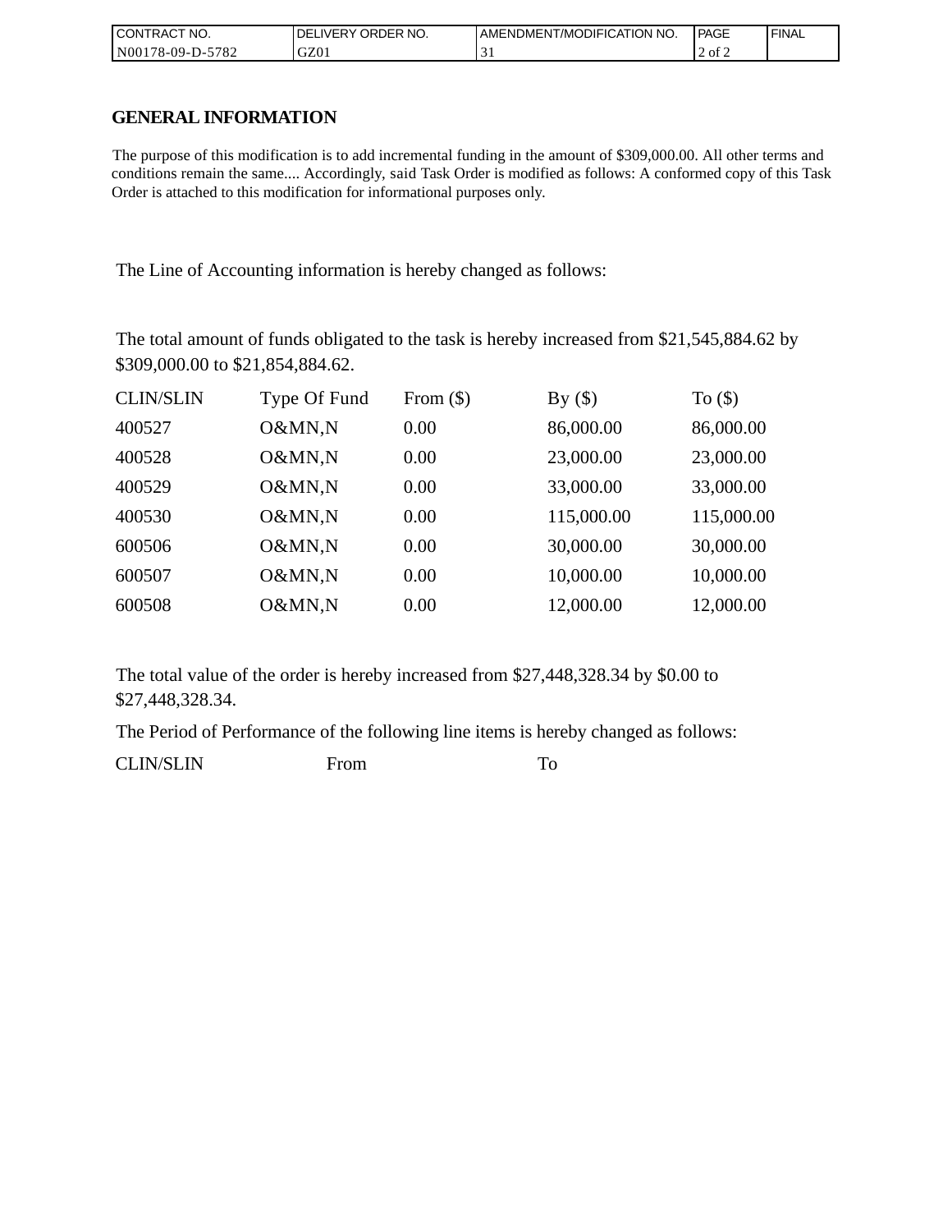| CONTRACT NO. | DELIVERY ORDER NO. | AMENDMENT/MODIFICATION NO. | PAGE | FINAL |
| --- | --- | --- | --- | --- |
| N00178-09-D-5782 | GZ01 | 31 | 2 of 2 | |

## GENERAL INFORMATION

The purpose of this modification is to add incremental funding in the amount of $309,000.00. All other terms and conditions remain the same.... Accordingly, said Task Order is modified as follows: A conformed copy of this Task Order is attached to this modification for informational purposes only.

The Line of Accounting information is hereby changed as follows:

The total amount of funds obligated to the task is hereby increased from $21,545,884.62 by $309,000.00 to $21,854,884.62.

| CLIN/SLIN | Type Of Fund | From ($) | By ($) | To ($) |
| --- | --- | --- | --- | --- |
| 400527 | O&MN,N | 0.00 | 86,000.00 | 86,000.00 |
| 400528 | O&MN,N | 0.00 | 23,000.00 | 23,000.00 |
| 400529 | O&MN,N | 0.00 | 33,000.00 | 33,000.00 |
| 400530 | O&MN,N | 0.00 | 115,000.00 | 115,000.00 |
| 600506 | O&MN,N | 0.00 | 30,000.00 | 30,000.00 |
| 600507 | O&MN,N | 0.00 | 10,000.00 | 10,000.00 |
| 600508 | O&MN,N | 0.00 | 12,000.00 | 12,000.00 |

The total value of the order is hereby increased from $27,448,328.34 by $0.00 to $27,448,328.34.

The Period of Performance of the following line items is hereby changed as follows:

| CLIN/SLIN | From | To |
| --- | --- | --- |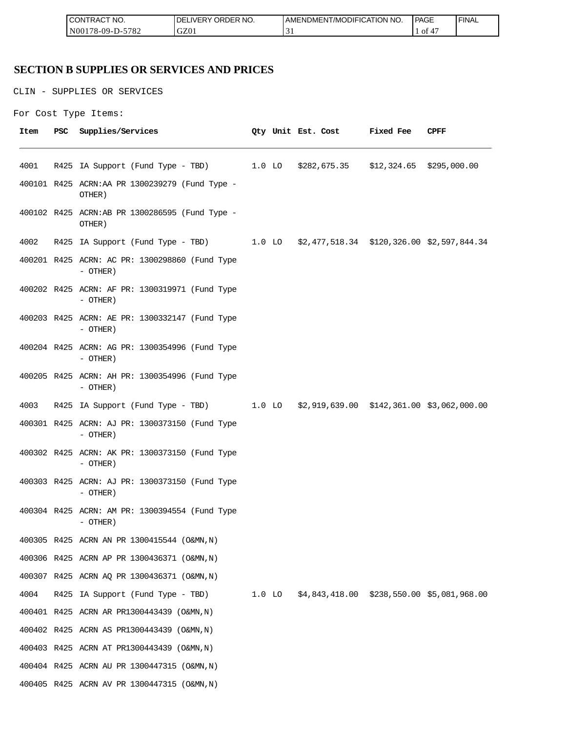## SECTION B SUPPLIES OR SERVICES AND PRICES

CLIN - SUPPLIES OR SERVICES

For Cost Type Items:

| Item | PSC | Supplies/Services | Qty | Unit | Est. Cost | Fixed Fee | CPFF |
|---|---|---|---|---|---|---|---|
| 4001 | R425 | IA Support (Fund Type - TBD) | 1.0 | LO | $282,675.35 | $12,324.65 | $295,000.00 |
| 400101 | R425 | ACRN:AA PR 1300239279 (Fund Type - OTHER) | | | | | |
| 400102 | R425 | ACRN:AB PR 1300286595 (Fund Type - OTHER) | | | | | |
| 4002 | R425 | IA Support (Fund Type - TBD) | 1.0 | LO | $2,477,518.34 | $120,326.00 | $2,597,844.34 |
| 400201 | R425 | ACRN: AC PR: 1300298860 (Fund Type - OTHER) | | | | | |
| 400202 | R425 | ACRN: AF PR: 1300319971 (Fund Type - OTHER) | | | | | |
| 400203 | R425 | ACRN: AE PR: 1300332147 (Fund Type - OTHER) | | | | | |
| 400204 | R425 | ACRN: AG PR: 1300354996 (Fund Type - OTHER) | | | | | |
| 400205 | R425 | ACRN: AH PR: 1300354996 (Fund Type - OTHER) | | | | | |
| 4003 | R425 | IA Support (Fund Type - TBD) | 1.0 | LO | $2,919,639.00 | $142,361.00 | $3,062,000.00 |
| 400301 | R425 | ACRN: AJ PR: 1300373150 (Fund Type - OTHER) | | | | | |
| 400302 | R425 | ACRN: AK PR: 1300373150 (Fund Type - OTHER) | | | | | |
| 400303 | R425 | ACRN: AJ PR: 1300373150 (Fund Type - OTHER) | | | | | |
| 400304 | R425 | ACRN: AM PR: 1300394554 (Fund Type - OTHER) | | | | | |
| 400305 | R425 | ACRN AN PR 1300415544 (O&MN,N) | | | | | |
| 400306 | R425 | ACRN AP PR 1300436371 (O&MN,N) | | | | | |
| 400307 | R425 | ACRN AQ PR 1300436371 (O&MN,N) | | | | | |
| 4004 | R425 | IA Support (Fund Type - TBD) | 1.0 | LO | $4,843,418.00 | $238,550.00 | $5,081,968.00 |
| 400401 | R425 | ACRN AR PR1300443439 (O&MN,N) | | | | | |
| 400402 | R425 | ACRN AS PR1300443439 (O&MN,N) | | | | | |
| 400403 | R425 | ACRN AT PR1300443439 (O&MN,N) | | | | | |
| 400404 | R425 | ACRN AU PR 1300447315 (O&MN,N) | | | | | |
| 400405 | R425 | ACRN AV PR 1300447315 (O&MN,N) | | | | | |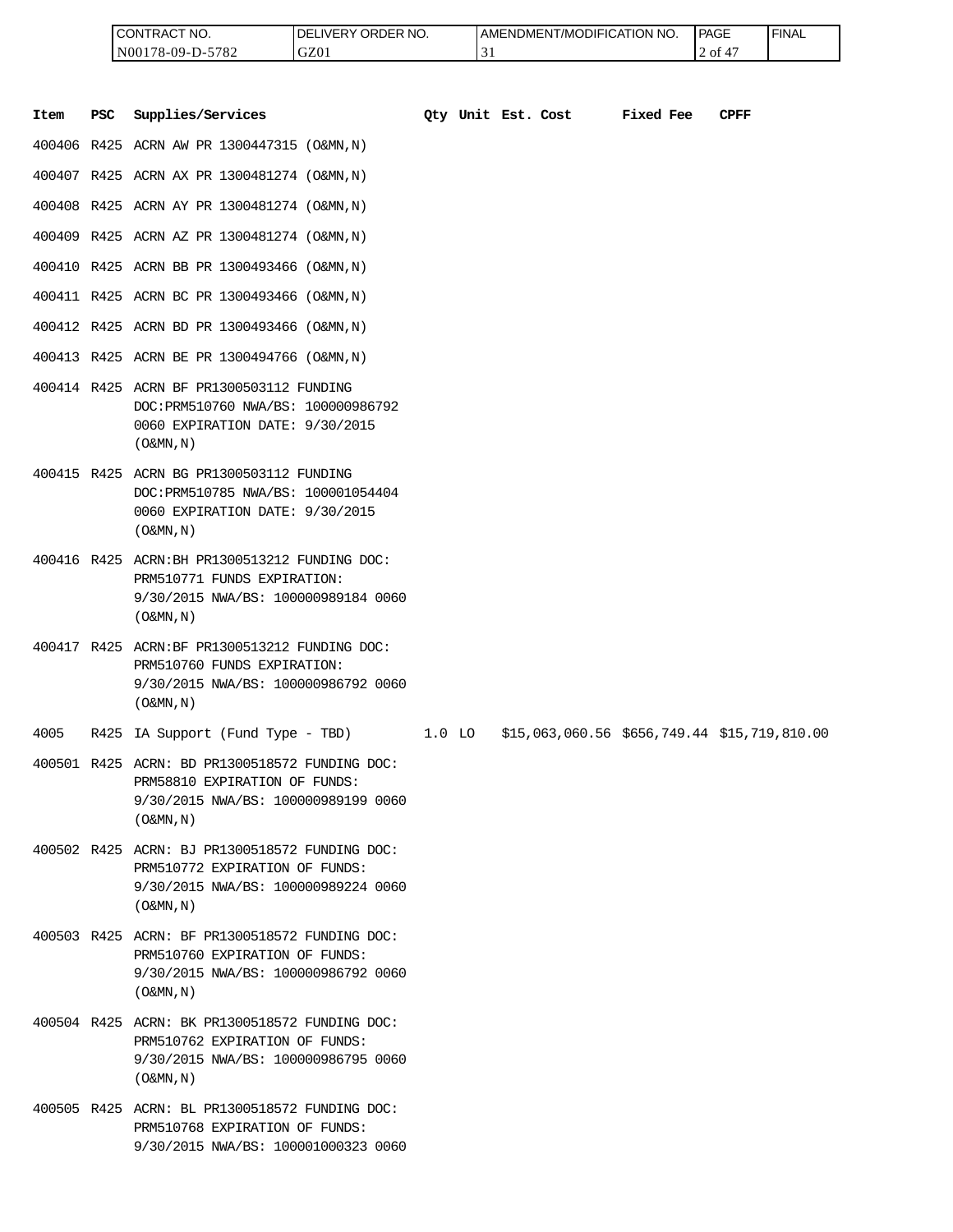| Item | PSC | Supplies/Services | Qty | Unit | Est. Cost | Fixed Fee | CPFF |
|---|---|---|---|---|---|---|---|
| 400406 | R425 | ACRN AW PR 1300447315 (O&MN,N) | | | | | |
| 400407 | R425 | ACRN AX PR 1300481274 (O&MN,N) | | | | | |
| 400408 | R425 | ACRN AY PR 1300481274 (O&MN,N) | | | | | |
| 400409 | R425 | ACRN AZ PR 1300481274 (O&MN,N) | | | | | |
| 400410 | R425 | ACRN BB PR 1300493466 (O&MN,N) | | | | | |
| 400411 | R425 | ACRN BC PR 1300493466 (O&MN,N) | | | | | |
| 400412 | R425 | ACRN BD PR 1300493466 (O&MN,N) | | | | | |
| 400413 | R425 | ACRN BE PR 1300494766 (O&MN,N) | | | | | |
| 400414 | R425 | ACRN BF PR1300503112 FUNDING DOC:PRM510760 NWA/BS: 100000986792 0060 EXPIRATION DATE: 9/30/2015 (O&MN,N) | | | | | |
| 400415 | R425 | ACRN BG PR1300503112 FUNDING DOC:PRM510785 NWA/BS: 100001054404 0060 EXPIRATION DATE: 9/30/2015 (O&MN,N) | | | | | |
| 400416 | R425 | ACRN:BH PR1300513212 FUNDING DOC: PRM510771 FUNDS EXPIRATION: 9/30/2015 NWA/BS: 100000989184 0060 (O&MN,N) | | | | | |
| 400417 | R425 | ACRN:BF PR1300513212 FUNDING DOC: PRM510760 FUNDS EXPIRATION: 9/30/2015 NWA/BS: 100000986792 0060 (O&MN,N) | | | | | |
| 4005 | R425 | IA Support (Fund Type - TBD) | 1.0 | LO | $15,063,060.56 | $656,749.44 | $15,719,810.00 |
| 400501 | R425 | ACRN: BD PR1300518572 FUNDING DOC: PRM58810 EXPIRATION OF FUNDS: 9/30/2015 NWA/BS: 100000989199 0060 (O&MN,N) | | | | | |
| 400502 | R425 | ACRN: BJ PR1300518572 FUNDING DOC: PRM510772 EXPIRATION OF FUNDS: 9/30/2015 NWA/BS: 100000989224 0060 (O&MN,N) | | | | | |
| 400503 | R425 | ACRN: BF PR1300518572 FUNDING DOC: PRM510760 EXPIRATION OF FUNDS: 9/30/2015 NWA/BS: 100000986792 0060 (O&MN,N) | | | | | |
| 400504 | R425 | ACRN: BK PR1300518572 FUNDING DOC: PRM510762 EXPIRATION OF FUNDS: 9/30/2015 NWA/BS: 100000986795 0060 (O&MN,N) | | | | | |
| 400505 | R425 | ACRN: BL PR1300518572 FUNDING DOC: PRM510768 EXPIRATION OF FUNDS: 9/30/2015 NWA/BS: 100001000323 0060 | | | | | |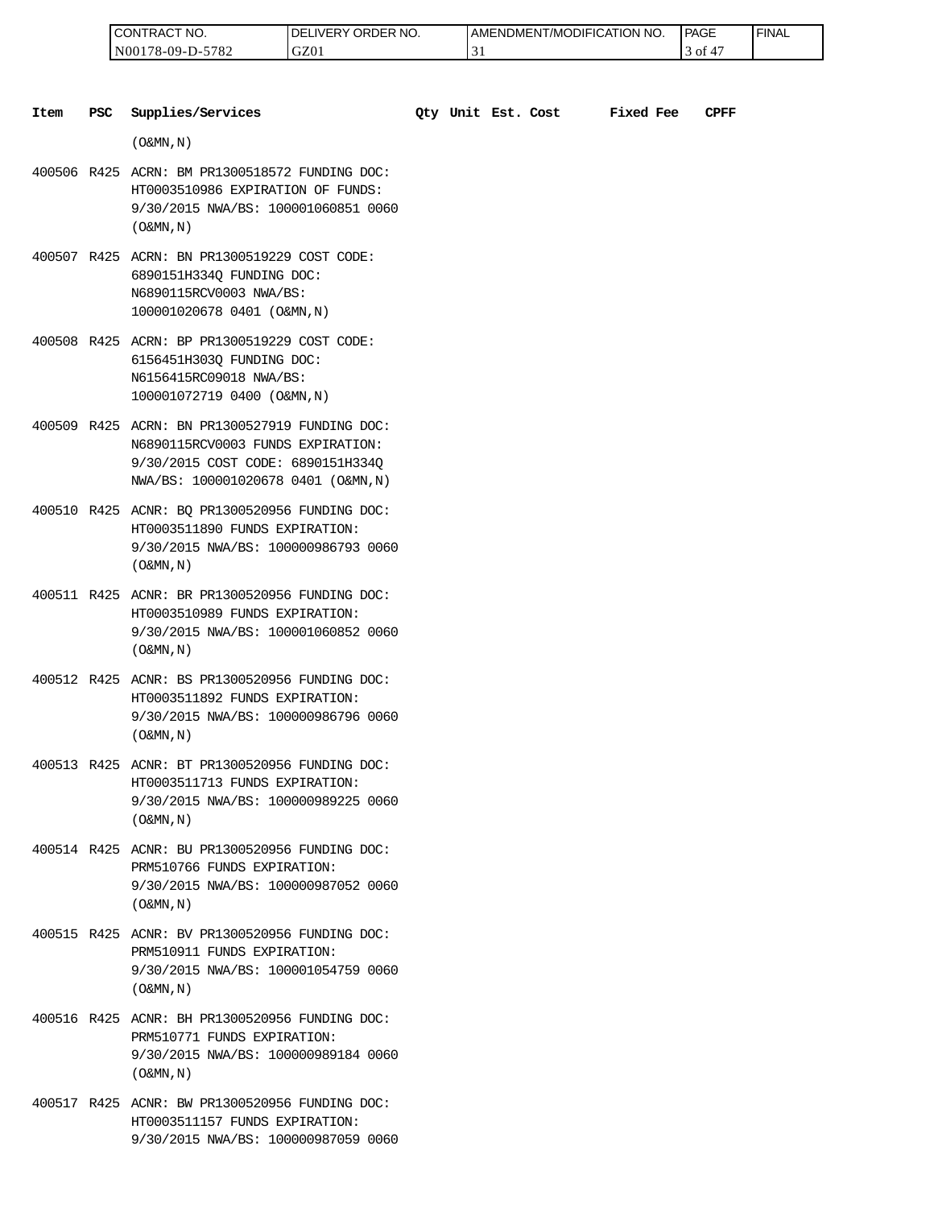| CONTRACT NO. | DELIVERY ORDER NO. | AMENDMENT/MODIFICATION NO. | PAGE | FINAL |
| --- | --- | --- | --- | --- |
| N00178-09-D-5782 | GZ01 | 31 | 3 of 47 | |

| Item | PSC | Supplies/Services | Qty | Unit | Est. Cost | Fixed Fee | CPFF |
| --- | --- | --- | --- | --- | --- | --- | --- |
| | | (O&MN,N) | | | | | |
| 400506 | R425 | ACRN: BM PR1300518572 FUNDING DOC: HT0003510986 EXPIRATION OF FUNDS: 9/30/2015 NWA/BS: 100001060851 0060 (O&MN,N) | | | | | |
| 400507 | R425 | ACRN: BN PR1300519229 COST CODE: 6890151H334Q FUNDING DOC: N6890115RCV0003 NWA/BS: 100001020678 0401 (O&MN,N) | | | | | |
| 400508 | R425 | ACRN: BP PR1300519229 COST CODE: 6156451H303Q FUNDING DOC: N6156415RC09018 NWA/BS: 100001072719 0400 (O&MN,N) | | | | | |
| 400509 | R425 | ACRN: BN PR1300527919 FUNDING DOC: N6890115RCV0003 FUNDS EXPIRATION: 9/30/2015 COST CODE: 6890151H334Q NWA/BS: 100001020678 0401 (O&MN,N) | | | | | |
| 400510 | R425 | ACNR: BQ PR1300520956 FUNDING DOC: HT0003511890 FUNDS EXPIRATION: 9/30/2015 NWA/BS: 100000986793 0060 (O&MN,N) | | | | | |
| 400511 | R425 | ACNR: BR PR1300520956 FUNDING DOC: HT0003510989 FUNDS EXPIRATION: 9/30/2015 NWA/BS: 100001060852 0060 (O&MN,N) | | | | | |
| 400512 | R425 | ACNR: BS PR1300520956 FUNDING DOC: HT0003511892 FUNDS EXPIRATION: 9/30/2015 NWA/BS: 100000986796 0060 (O&MN,N) | | | | | |
| 400513 | R425 | ACNR: BT PR1300520956 FUNDING DOC: HT0003511713 FUNDS EXPIRATION: 9/30/2015 NWA/BS: 100000989225 0060 (O&MN,N) | | | | | |
| 400514 | R425 | ACNR: BU PR1300520956 FUNDING DOC: PRM510766 FUNDS EXPIRATION: 9/30/2015 NWA/BS: 100000987052 0060 (O&MN,N) | | | | | |
| 400515 | R425 | ACNR: BV PR1300520956 FUNDING DOC: PRM510911 FUNDS EXPIRATION: 9/30/2015 NWA/BS: 100001054759 0060 (O&MN,N) | | | | | |
| 400516 | R425 | ACNR: BH PR1300520956 FUNDING DOC: PRM510771 FUNDS EXPIRATION: 9/30/2015 NWA/BS: 100000989184 0060 (O&MN,N) | | | | | |
| 400517 | R425 | ACNR: BW PR1300520956 FUNDING DOC: HT0003511157 FUNDS EXPIRATION: 9/30/2015 NWA/BS: 100000987059 0060 | | | | | |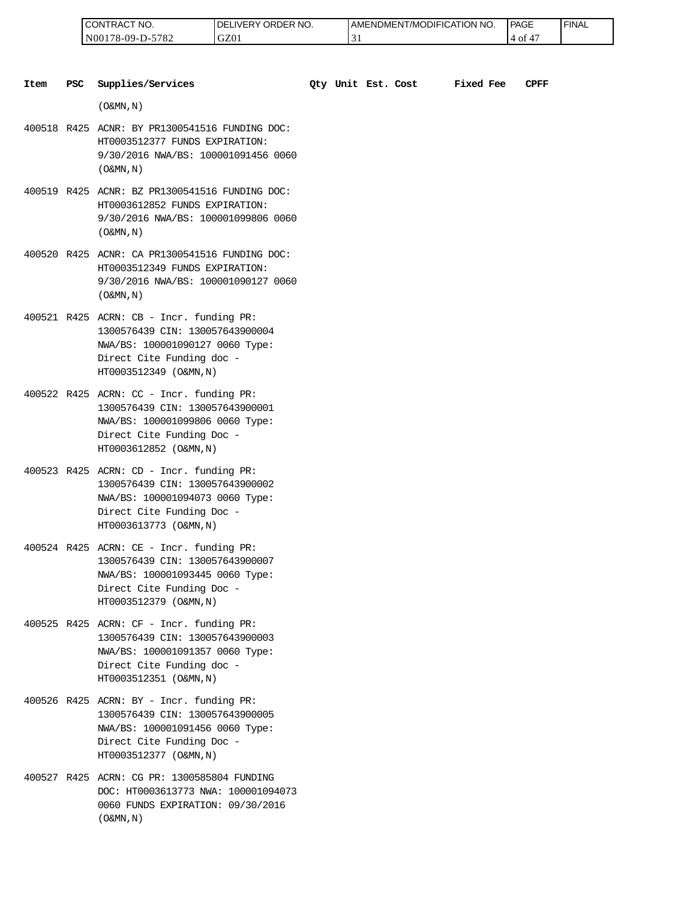| CONTRACT NO. | DELIVERY ORDER NO. | AMENDMENT/MODIFICATION NO. | FINAL |
|---|---|---|---|
| N00178-09-D-5782 | GZ01 | 31 | |

| Item | PSC | Supplies/Services | Qty | Unit | Est. Cost | Fixed Fee | CPFF |
|---|---|---|---|---|---|---|---|
| | | (O&MN,N) | | | | | |
| 400518 | R425 | ACNR: BY PR1300541516 FUNDING DOC: HT0003512377 FUNDS EXPIRATION: 9/30/2016 NWA/BS: 100001091456 0060 (O&MN,N) | | | | | |
| 400519 | R425 | ACNR: BZ PR1300541516 FUNDING DOC: HT0003612852 FUNDS EXPIRATION: 9/30/2016 NWA/BS: 100001099806 0060 (O&MN,N) | | | | | |
| 400520 | R425 | ACNR: CA PR1300541516 FUNDING DOC: HT0003512349 FUNDS EXPIRATION: 9/30/2016 NWA/BS: 100001090127 0060 (O&MN,N) | | | | | |
| 400521 | R425 | ACRN: CB - Incr. funding PR: 1300576439 CIN: 130057643900004 NWA/BS: 100001090127 0060 Type: Direct Cite Funding doc - HT0003512349 (O&MN,N) | | | | | |
| 400522 | R425 | ACRN: CC - Incr. funding PR: 1300576439 CIN: 130057643900001 NWA/BS: 100001099806 0060 Type: Direct Cite Funding Doc - HT0003612852 (O&MN,N) | | | | | |
| 400523 | R425 | ACRN: CD - Incr. funding PR: 1300576439 CIN: 130057643900002 NWA/BS: 100001094073 0060 Type: Direct Cite Funding Doc - HT0003613773 (O&MN,N) | | | | | |
| 400524 | R425 | ACRN: CE - Incr. funding PR: 1300576439 CIN: 130057643900007 NWA/BS: 100001093445 0060 Type: Direct Cite Funding Doc - HT0003512379 (O&MN,N) | | | | | |
| 400525 | R425 | ACRN: CF - Incr. funding PR: 1300576439 CIN: 130057643900003 NWA/BS: 100001091357 0060 Type: Direct Cite Funding doc - HT0003512351 (O&MN,N) | | | | | |
| 400526 | R425 | ACRN: BY - Incr. funding PR: 1300576439 CIN: 130057643900005 NWA/BS: 100001091456 0060 Type: Direct Cite Funding Doc - HT0003512377 (O&MN,N) | | | | | |
| 400527 | R425 | ACRN: CG PR: 1300585804 FUNDING DOC: HT0003613773 NWA: 100001094073 0060 FUNDS EXPIRATION: 09/30/2016 (O&MN,N) | | | | | |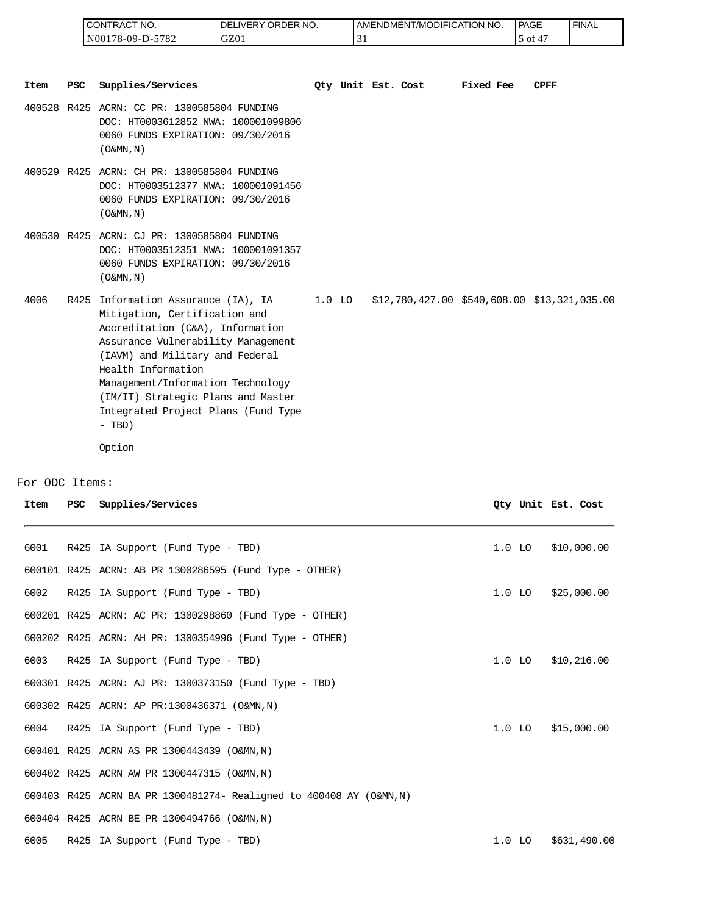| Item | PSC | Supplies/Services | Qty | Unit | Est. Cost | Fixed Fee | CPFF |
|---|---|---|---|---|---|---|---|
| 400528 | R425 | ACRN: CC PR: 1300585804 FUNDING DOC: HT0003612852 NWA: 100001099806 0060 FUNDS EXPIRATION: 09/30/2016 (O&MN,N) | | | | | |
| 400529 | R425 | ACRN: CH PR: 1300585804 FUNDING DOC: HT0003512377 NWA: 100001091456 0060 FUNDS EXPIRATION: 09/30/2016 (O&MN,N) | | | | | |
| 400530 | R425 | ACRN: CJ PR: 1300585804 FUNDING DOC: HT0003512351 NWA: 100001091357 0060 FUNDS EXPIRATION: 09/30/2016 (O&MN,N) | | | | | |
| 4006 | R425 | Information Assurance (IA), IA Mitigation, Certification and Accreditation (C&A), Information Assurance Vulnerability Management (IAVM) and Military and Federal Health Information Management/Information Technology (IM/IT) Strategic Plans and Master Integrated Project Plans (Fund Type - TBD)<br><br>Option | 1.0 | LO | $12,780,427.00 | $540,608.00 | $13,321,035.00 |

For ODC Items:

| Item | PSC | Supplies/Services | Qty | Unit | Est. Cost |
|---|---|---|---|---|---|
| 6001 | R425 | IA Support (Fund Type - TBD) | 1.0 | LO | $10,000.00 |
| 600101 | R425 | ACRN: AB PR 1300286595 (Fund Type - OTHER) | | | |
| 6002 | R425 | IA Support (Fund Type - TBD) | 1.0 | LO | $25,000.00 |
| 600201 | R425 | ACRN: AC PR: 1300298860 (Fund Type - OTHER) | | | |
| 600202 | R425 | ACRN: AH PR: 1300354996 (Fund Type - OTHER) | | | |
| 6003 | R425 | IA Support (Fund Type - TBD) | 1.0 | LO | $10,216.00 |
| 600301 | R425 | ACRN: AJ PR: 1300373150 (Fund Type - TBD) | | | |
| 600302 | R425 | ACRN: AP PR:1300436371 (O&MN,N) | | | |
| 6004 | R425 | IA Support (Fund Type - TBD) | 1.0 | LO | $15,000.00 |
| 600401 | R425 | ACRN AS PR 1300443439 (O&MN,N) | | | |
| 600402 | R425 | ACRN AW PR 1300447315 (O&MN,N) | | | |
| 600403 | R425 | ACRN BA PR 1300481274- Realigned to 400408 AY (O&MN,N) | | | |
| 600404 | R425 | ACRN BE PR 1300494766 (O&MN,N) | | | |
| 6005 | R425 | IA Support (Fund Type - TBD) | 1.0 | LO | $631,490.00 |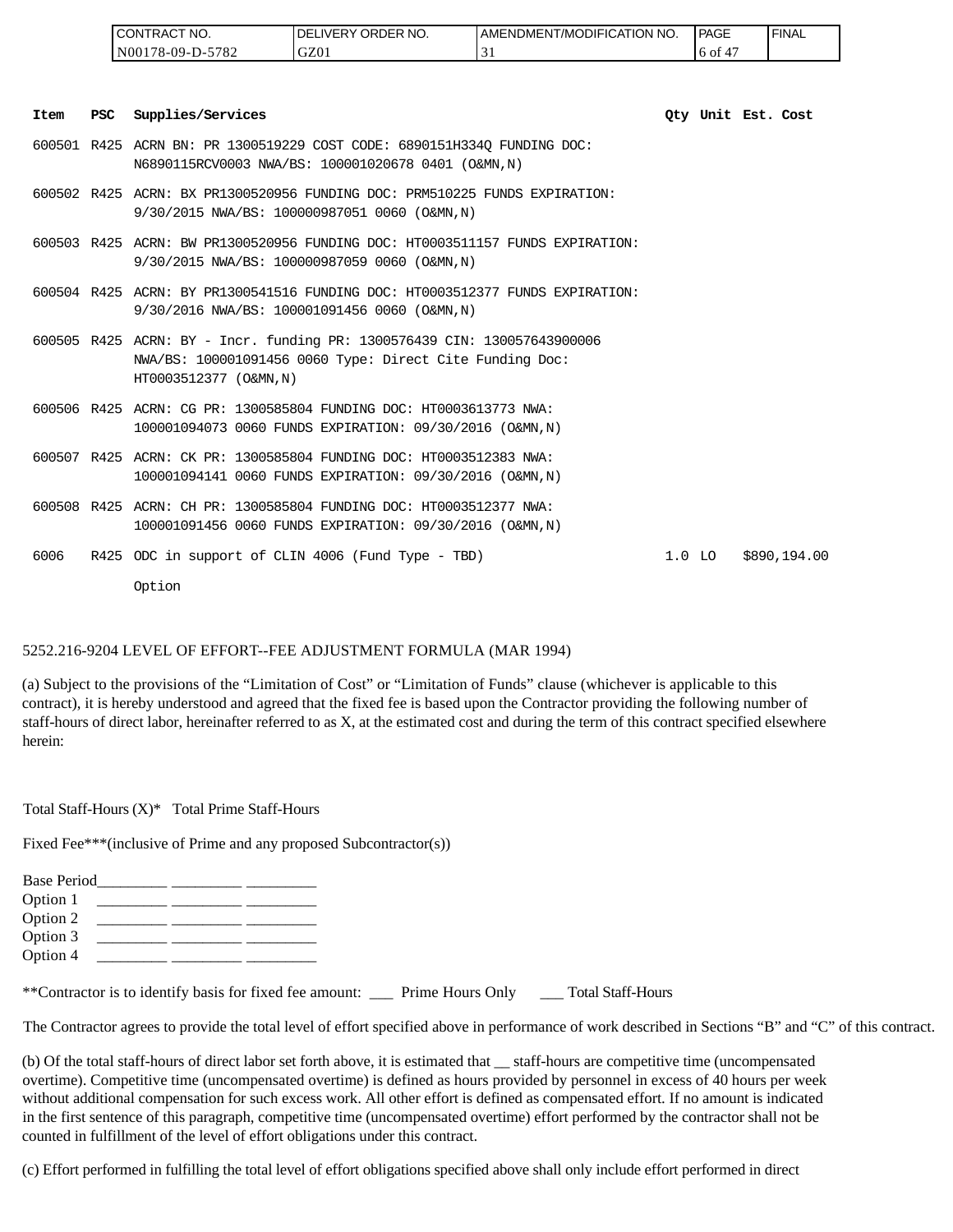| Item | PSC | Supplies/Services | Qty | Unit | Est. Cost |
|---|---|---|---|---|---|
| 600501 | R425 | ACRN BN: PR 1300519229 COST CODE: 6890151H334Q FUNDING DOC: N6890115RCV0003 NWA/BS: 100001020678 0401 (O&MN,N) | | | |
| 600502 | R425 | ACRN: BX PR1300520956 FUNDING DOC: PRM510225 FUNDS EXPIRATION: 9/30/2015 NWA/BS: 100000987051 0060 (O&MN,N) | | | |
| 600503 | R425 | ACRN: BW PR1300520956 FUNDING DOC: HT0003511157 FUNDS EXPIRATION: 9/30/2015 NWA/BS: 100000987059 0060 (O&MN,N) | | | |
| 600504 | R425 | ACRN: BY PR1300541516 FUNDING DOC: HT0003512377 FUNDS EXPIRATION: 9/30/2016 NWA/BS: 100001091456 0060 (O&MN,N) | | | |
| 600505 | R425 | ACRN: BY - Incr. funding PR: 1300576439 CIN: 130057643900006 NWA/BS: 100001091456 0060 Type: Direct Cite Funding Doc: HT0003512377 (O&MN,N) | | | |
| 600506 | R425 | ACRN: CG PR: 1300585804 FUNDING DOC: HT0003613773 NWA: 100001094073 0060 FUNDS EXPIRATION: 09/30/2016 (O&MN,N) | | | |
| 600507 | R425 | ACRN: CK PR: 1300585804 FUNDING DOC: HT0003512383 NWA: 100001094141 0060 FUNDS EXPIRATION: 09/30/2016 (O&MN,N) | | | |
| 600508 | R425 | ACRN: CH PR: 1300585804 FUNDING DOC: HT0003512377 NWA: 100001091456 0060 FUNDS EXPIRATION: 09/30/2016 (O&MN,N) | | | |
| 6006 | R425 | ODC in support of CLIN 4006 (Fund Type - TBD) Option | 1.0 | LO | $890,194.00 |

5252.216-9204 LEVEL OF EFFORT--FEE ADJUSTMENT FORMULA (MAR 1994)

(a) Subject to the provisions of the "Limitation of Cost" or "Limitation of Funds" clause (whichever is applicable to this contract), it is hereby understood and agreed that the fixed fee is based upon the Contractor providing the following number of staff-hours of direct labor, hereinafter referred to as X, at the estimated cost and during the term of this contract specified elsewhere herein:

Total Staff-Hours (X)* Total Prime Staff-Hours

Fixed Fee***(inclusive of Prime and any proposed Subcontractor(s))

Base Period_________ _________ _________
Option 1 _________ _________ _________
Option 2 _________ _________ _________
Option 3 _________ _________ _________
Option 4 _________ _________ _________

**Contractor is to identify basis for fixed fee amount: ___ Prime Hours Only ___ Total Staff-Hours

The Contractor agrees to provide the total level of effort specified above in performance of work described in Sections "B" and "C" of this contract.

(b) Of the total staff-hours of direct labor set forth above, it is estimated that __ staff-hours are competitive time (uncompensated overtime). Competitive time (uncompensated overtime) is defined as hours provided by personnel in excess of 40 hours per week without additional compensation for such excess work. All other effort is defined as compensated effort. If no amount is indicated in the first sentence of this paragraph, competitive time (uncompensated overtime) effort performed by the contractor shall not be counted in fulfillment of the level of effort obligations under this contract.

(c) Effort performed in fulfilling the total level of effort obligations specified above shall only include effort performed in direct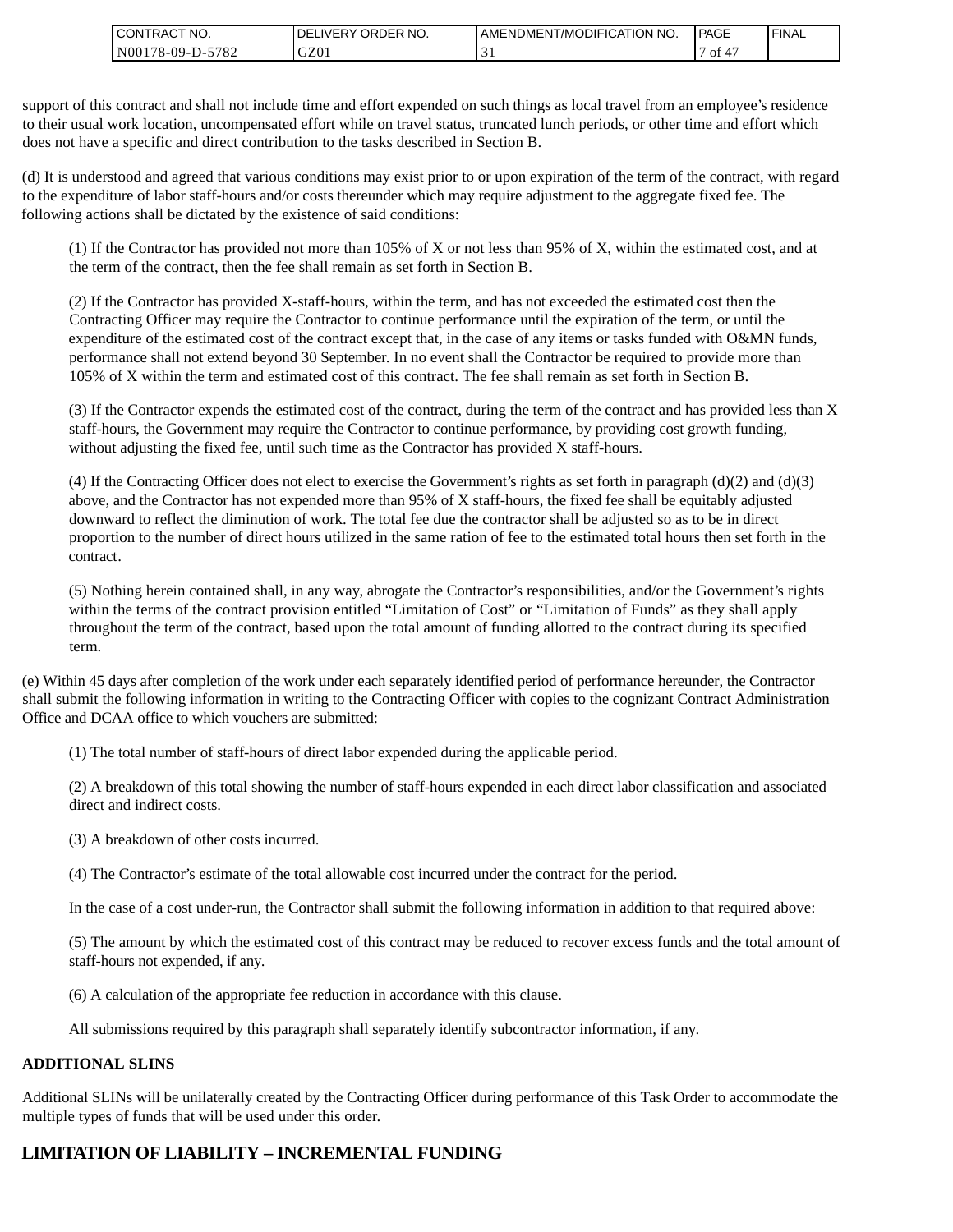support of this contract and shall not include time and effort expended on such things as local travel from an employee's residence to their usual work location, uncompensated effort while on travel status, truncated lunch periods, or other time and effort which does not have a specific and direct contribution to the tasks described in Section B.

(d) It is understood and agreed that various conditions may exist prior to or upon expiration of the term of the contract, with regard to the expenditure of labor staff-hours and/or costs thereunder which may require adjustment to the aggregate fixed fee. The following actions shall be dictated by the existence of said conditions:

(1) If the Contractor has provided not more than 105% of X or not less than 95% of X, within the estimated cost, and at the term of the contract, then the fee shall remain as set forth in Section B.

(2) If the Contractor has provided X-staff-hours, within the term, and has not exceeded the estimated cost then the Contracting Officer may require the Contractor to continue performance until the expiration of the term, or until the expenditure of the estimated cost of the contract except that, in the case of any items or tasks funded with O&MN funds, performance shall not extend beyond 30 September. In no event shall the Contractor be required to provide more than 105% of X within the term and estimated cost of this contract. The fee shall remain as set forth in Section B.

(3) If the Contractor expends the estimated cost of the contract, during the term of the contract and has provided less than X staff-hours, the Government may require the Contractor to continue performance, by providing cost growth funding, without adjusting the fixed fee, until such time as the Contractor has provided X staff-hours.

(4) If the Contracting Officer does not elect to exercise the Government's rights as set forth in paragraph (d)(2) and (d)(3) above, and the Contractor has not expended more than 95% of X staff-hours, the fixed fee shall be equitably adjusted downward to reflect the diminution of work. The total fee due the contractor shall be adjusted so as to be in direct proportion to the number of direct hours utilized in the same ration of fee to the estimated total hours then set forth in the contract.

(5) Nothing herein contained shall, in any way, abrogate the Contractor's responsibilities, and/or the Government's rights within the terms of the contract provision entitled "Limitation of Cost" or "Limitation of Funds" as they shall apply throughout the term of the contract, based upon the total amount of funding allotted to the contract during its specified term.

(e) Within 45 days after completion of the work under each separately identified period of performance hereunder, the Contractor shall submit the following information in writing to the Contracting Officer with copies to the cognizant Contract Administration Office and DCAA office to which vouchers are submitted:

(1) The total number of staff-hours of direct labor expended during the applicable period.

(2) A breakdown of this total showing the number of staff-hours expended in each direct labor classification and associated direct and indirect costs.

(3) A breakdown of other costs incurred.

(4) The Contractor's estimate of the total allowable cost incurred under the contract for the period.

In the case of a cost under-run, the Contractor shall submit the following information in addition to that required above:

(5) The amount by which the estimated cost of this contract may be reduced to recover excess funds and the total amount of staff-hours not expended, if any.

(6) A calculation of the appropriate fee reduction in accordance with this clause.

All submissions required by this paragraph shall separately identify subcontractor information, if any.

**ADDITIONAL SLINS**

Additional SLINs will be unilaterally created by the Contracting Officer during performance of this Task Order to accommodate the multiple types of funds that will be used under this order.

## LIMITATION OF LIABILITY – INCREMENTAL FUNDING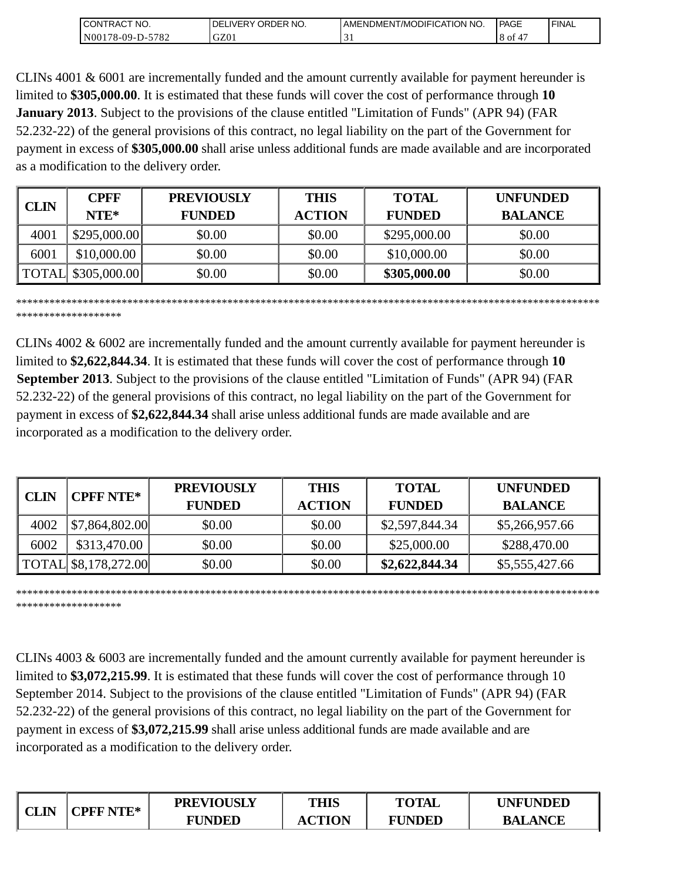CLINs 4001 & 6001 are incrementally funded and the amount currently available for payment hereunder is limited to **$305,000.00**. It is estimated that these funds will cover the cost of performance through **10 January 2013**. Subject to the provisions of the clause entitled "Limitation of Funds" (APR 94) (FAR 52.232-22) of the general provisions of this contract, no legal liability on the part of the Government for payment in excess of **$305,000.00** shall arise unless additional funds are made available and are incorporated as a modification to the delivery order.

| CLIN | CPFF NTE* | PREVIOUSLY FUNDED | THIS ACTION | TOTAL FUNDED | UNFUNDED BALANCE |
|---|---|---|---|---|---|
| 4001 | $295,000.00 | $0.00 | $0.00 | $295,000.00 | $0.00 |
| 6001 | $10,000.00 | $0.00 | $0.00 | $10,000.00 | $0.00 |
| TOTAL | $305,000.00 | $0.00 | $0.00 | **$305,000.00** | $0.00 |

************************************************************************************************************************************

CLINs 4002 & 6002 are incrementally funded and the amount currently available for payment hereunder is limited to **$2,622,844.34**. It is estimated that these funds will cover the cost of performance through **10 September 2013**. Subject to the provisions of the clause entitled "Limitation of Funds" (APR 94) (FAR 52.232-22) of the general provisions of this contract, no legal liability on the part of the Government for payment in excess of **$2,622,844.34** shall arise unless additional funds are made available and are incorporated as a modification to the delivery order.

| CLIN | CPFF NTE* | PREVIOUSLY FUNDED | THIS ACTION | TOTAL FUNDED | UNFUNDED BALANCE |
|---|---|---|---|---|---|
| 4002 | $7,864,802.00 | $0.00 | $0.00 | $2,597,844.34 | $5,266,957.66 |
| 6002 | $313,470.00 | $0.00 | $0.00 | $25,000.00 | $288,470.00 |
| TOTAL | $8,178,272.00 | $0.00 | $0.00 | **$2,622,844.34** | $5,555,427.66 |

************************************************************************************************************************************

CLINs 4003 & 6003 are incrementally funded and the amount currently available for payment hereunder is limited to **$3,072,215.99**. It is estimated that these funds will cover the cost of performance through 10 September 2014. Subject to the provisions of the clause entitled "Limitation of Funds" (APR 94) (FAR 52.232-22) of the general provisions of this contract, no legal liability on the part of the Government for payment in excess of **$3,072,215.99** shall arise unless additional funds are made available and are incorporated as a modification to the delivery order.

| CLIN | CPFF NTE* | PREVIOUSLY FUNDED | THIS ACTION | TOTAL FUNDED | UNFUNDED BALANCE |
|---|---|---|---|---|---|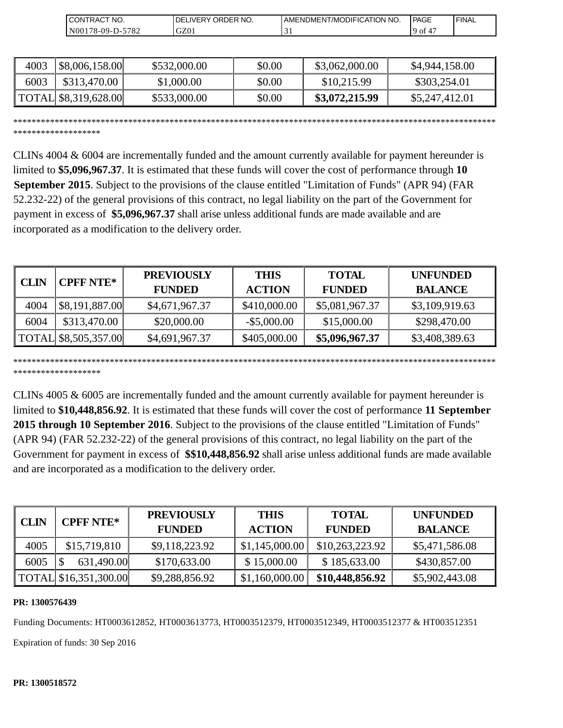| 4003 | $8,006,158.00 | $532,000.00 | $0.00 | $3,062,000.00 | $4,944,158.00 |
|---|---|---|---|---|---|
| 6003 | $313,470.00 | $1,000.00 | $0.00 | $10,215.99 | $303,254.01 |
| TOTAL | $8,319,628.00 | $533,000.00 | $0.00 | **$3,072,215.99** | $5,247,412.01 |

************************************************************************************************************************

CLINs 4004 & 6004 are incrementally funded and the amount currently available for payment hereunder is limited to **$5,096,967.37**. It is estimated that these funds will cover the cost of performance through **10 September 2015**. Subject to the provisions of the clause entitled "Limitation of Funds" (APR 94) (FAR 52.232-22) of the general provisions of this contract, no legal liability on the part of the Government for payment in excess of **$5,096,967.37** shall arise unless additional funds are made available and are incorporated as a modification to the delivery order.

| CLIN | CPFF NTE* | PREVIOUSLY FUNDED | THIS ACTION | TOTAL FUNDED | UNFUNDED BALANCE |
|---|---|---|---|---|---|
| 4004 | $8,191,887.00 | $4,671,967.37 | $410,000.00 | $5,081,967.37 | $3,109,919.63 |
| 6004 | $313,470.00 | $20,000.00 | -$5,000.00 | $15,000.00 | $298,470.00 |
| TOTAL | $8,505,357.00 | $4,691,967.37 | $405,000.00 | **$5,096,967.37** | $3,408,389.63 |

************************************************************************************************************************

CLINs 4005 & 6005 are incrementally funded and the amount currently available for payment hereunder is limited to **$10,448,856.92**. It is estimated that these funds will cover the cost of performance **11 September 2015 through 10 September 2016**. Subject to the provisions of the clause entitled "Limitation of Funds" (APR 94) (FAR 52.232-22) of the general provisions of this contract, no legal liability on the part of the Government for payment in excess of **$$10,448,856.92** shall arise unless additional funds are made available and are incorporated as a modification to the delivery order.

| CLIN | CPFF NTE* | PREVIOUSLY FUNDED | THIS ACTION | TOTAL FUNDED | UNFUNDED BALANCE |
|---|---|---|---|---|---|
| 4005 | $15,719,810 | $9,118,223.92 | $1,145,000.00 | $10,263,223.92 | $5,471,586.08 |
| 6005 | $ 631,490.00 | $170,633.00 | $ 15,000.00 | $ 185,633.00 | $430,857.00 |
| TOTAL | $16,351,300.00 | $9,288,856.92 | $1,160,000.00 | **$10,448,856.92** | $5,902,443.08 |

**PR: 1300576439**

Funding Documents: HT0003612852, HT0003613773, HT0003512379, HT0003512349, HT0003512377 & HT003512351

Expiration of funds: 30 Sep 2016

**PR: 1300518572**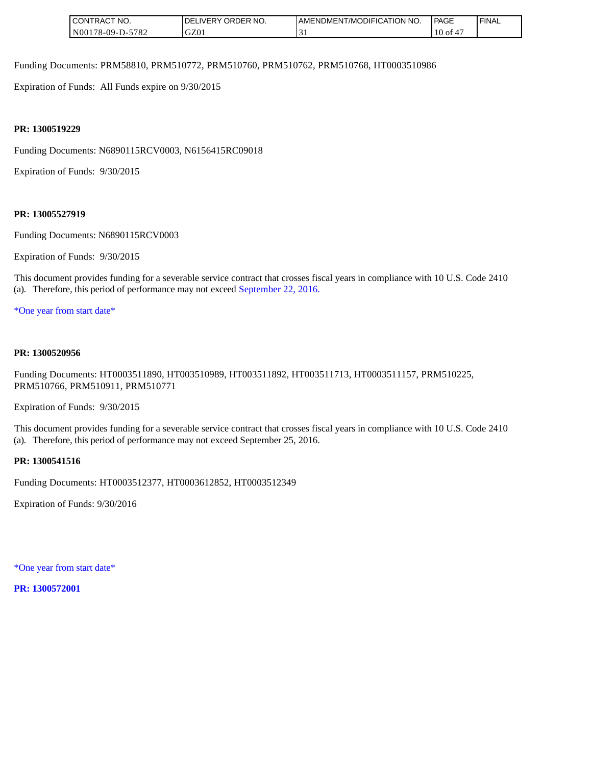Funding Documents: PRM58810, PRM510772, PRM510760, PRM510762, PRM510768, HT0003510986

Expiration of Funds: All Funds expire on 9/30/2015

**PR: 1300519229**

Funding Documents: N6890115RCV0003, N6156415RC09018

Expiration of Funds: 9/30/2015

**PR: 13005527919**

Funding Documents: N6890115RCV0003

Expiration of Funds: 9/30/2015

This document provides funding for a severable service contract that crosses fiscal years in compliance with 10 U.S. Code 2410 (a). Therefore, this period of performance may not exceed September 22, 2016.

*One year from start date*

**PR: 1300520956**

Funding Documents: HT0003511890, HT003510989, HT003511892, HT003511713, HT0003511157, PRM510225, PRM510766, PRM510911, PRM510771

Expiration of Funds: 9/30/2015

This document provides funding for a severable service contract that crosses fiscal years in compliance with 10 U.S. Code 2410 (a). Therefore, this period of performance may not exceed September 25, 2016.

**PR: 1300541516**

Funding Documents: HT0003512377, HT0003612852, HT0003512349

Expiration of Funds: 9/30/2016

*One year from start date*

**PR: 1300572001**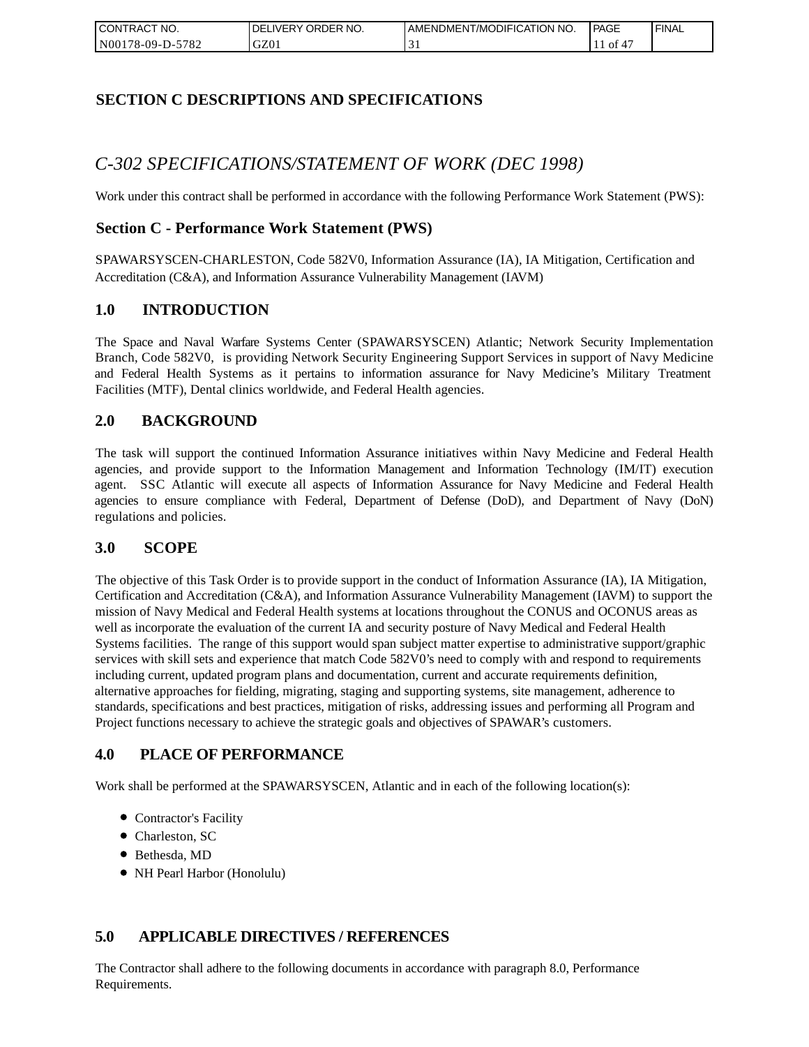## SECTION C DESCRIPTIONS AND SPECIFICATIONS

### *C-302 SPECIFICATIONS/STATEMENT OF WORK (DEC 1998)*

Work under this contract shall be performed in accordance with the following Performance Work Statement (PWS):

### Section C - Performance Work Statement (PWS)

SPAWARSYSCEN-CHARLESTON, Code 582V0, Information Assurance (IA), IA Mitigation, Certification and Accreditation (C&A), and Information Assurance Vulnerability Management (IAVM)

### 1.0 INTRODUCTION

The Space and Naval Warfare Systems Center (SPAWARSYSCEN) Atlantic; Network Security Implementation Branch, Code 582V0, is providing Network Security Engineering Support Services in support of Navy Medicine and Federal Health Systems as it pertains to information assurance for Navy Medicine's Military Treatment Facilities (MTF), Dental clinics worldwide, and Federal Health agencies.

### 2.0 BACKGROUND

The task will support the continued Information Assurance initiatives within Navy Medicine and Federal Health agencies, and provide support to the Information Management and Information Technology (IM/IT) execution agent. SSC Atlantic will execute all aspects of Information Assurance for Navy Medicine and Federal Health agencies to ensure compliance with Federal, Department of Defense (DoD), and Department of Navy (DoN) regulations and policies.

### 3.0 SCOPE

The objective of this Task Order is to provide support in the conduct of Information Assurance (IA), IA Mitigation, Certification and Accreditation (C&A), and Information Assurance Vulnerability Management (IAVM) to support the mission of Navy Medical and Federal Health systems at locations throughout the CONUS and OCONUS areas as well as incorporate the evaluation of the current IA and security posture of Navy Medical and Federal Health Systems facilities. The range of this support would span subject matter expertise to administrative support/graphic services with skill sets and experience that match Code 582V0's need to comply with and respond to requirements including current, updated program plans and documentation, current and accurate requirements definition, alternative approaches for fielding, migrating, staging and supporting systems, site management, adherence to standards, specifications and best practices, mitigation of risks, addressing issues and performing all Program and Project functions necessary to achieve the strategic goals and objectives of SPAWAR's customers.

### 4.0 PLACE OF PERFORMANCE

Work shall be performed at the SPAWARSYSCEN, Atlantic and in each of the following location(s):

- Contractor's Facility
- Charleston, SC
- Bethesda, MD
- NH Pearl Harbor (Honolulu)

### 5.0 APPLICABLE DIRECTIVES / REFERENCES

The Contractor shall adhere to the following documents in accordance with paragraph 8.0, Performance Requirements.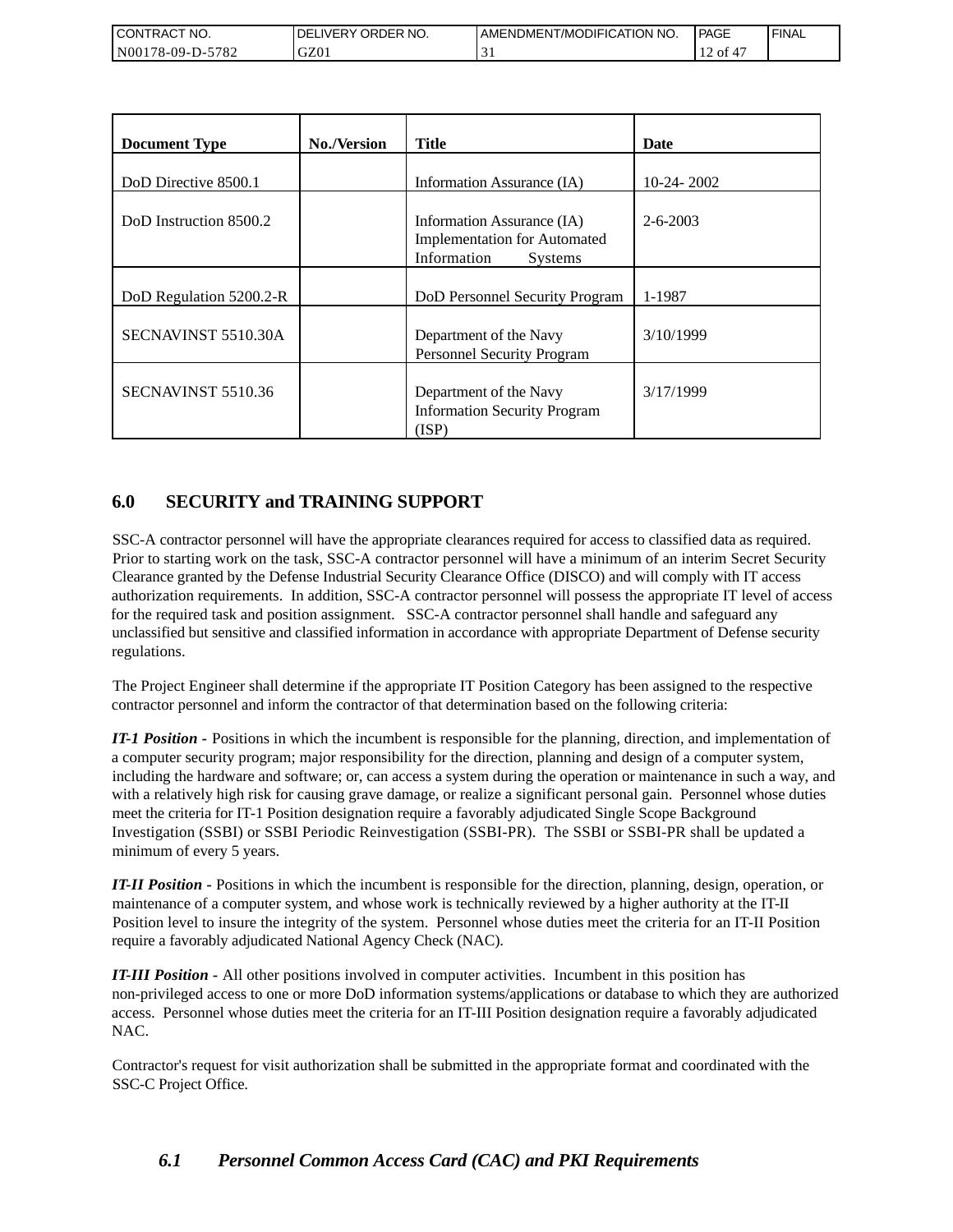| Document Type | No./Version | Title | Date |
|---|---|---|---|
| DoD Directive 8500.1 | | Information Assurance (IA) | 10-24- 2002 |
| DoD Instruction 8500.2 | | Information Assurance (IA) Implementation for Automated Information Systems | 2-6-2003 |
| DoD Regulation 5200.2-R | | DoD Personnel Security Program | 1-1987 |
| SECNAVINST 5510.30A | | Department of the Navy Personnel Security Program | 3/10/1999 |
| SECNAVINST 5510.36 | | Department of the Navy Information Security Program (ISP) | 3/17/1999 |

## 6.0 SECURITY and TRAINING SUPPORT

SSC-A contractor personnel will have the appropriate clearances required for access to classified data as required. Prior to starting work on the task, SSC-A contractor personnel will have a minimum of an interim Secret Security Clearance granted by the Defense Industrial Security Clearance Office (DISCO) and will comply with IT access authorization requirements. In addition, SSC-A contractor personnel will possess the appropriate IT level of access for the required task and position assignment. SSC-A contractor personnel shall handle and safeguard any unclassified but sensitive and classified information in accordance with appropriate Department of Defense security regulations.

The Project Engineer shall determine if the appropriate IT Position Category has been assigned to the respective contractor personnel and inform the contractor of that determination based on the following criteria:

***IT-1 Position -*** Positions in which the incumbent is responsible for the planning, direction, and implementation of a computer security program; major responsibility for the direction, planning and design of a computer system, including the hardware and software; or, can access a system during the operation or maintenance in such a way, and with a relatively high risk for causing grave damage, or realize a significant personal gain. Personnel whose duties meet the criteria for IT-1 Position designation require a favorably adjudicated Single Scope Background Investigation (SSBI) or SSBI Periodic Reinvestigation (SSBI-PR). The SSBI or SSBI-PR shall be updated a minimum of every 5 years.

***IT-II Position -*** Positions in which the incumbent is responsible for the direction, planning, design, operation, or maintenance of a computer system, and whose work is technically reviewed by a higher authority at the IT-II Position level to insure the integrity of the system. Personnel whose duties meet the criteria for an IT-II Position require a favorably adjudicated National Agency Check (NAC).

***IT-III Position -*** All other positions involved in computer activities. Incumbent in this position has non-privileged access to one or more DoD information systems/applications or database to which they are authorized access. Personnel whose duties meet the criteria for an IT-III Position designation require a favorably adjudicated NAC.

Contractor's request for visit authorization shall be submitted in the appropriate format and coordinated with the SSC-C Project Office.

### *6.1 Personnel Common Access Card (CAC) and PKI Requirements*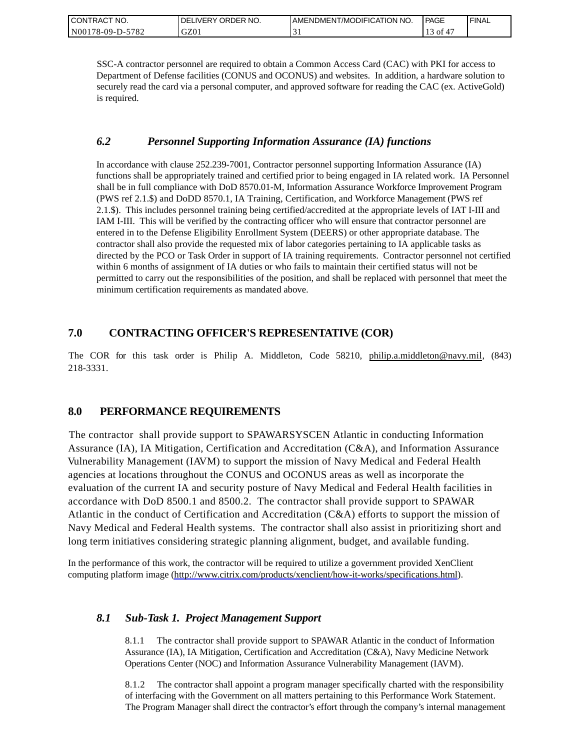SSC-A contractor personnel are required to obtain a Common Access Card (CAC) with PKI for access to Department of Defense facilities (CONUS and OCONUS) and websites. In addition, a hardware solution to securely read the card via a personal computer, and approved software for reading the CAC (ex. ActiveGold) is required.

### *6.2 Personnel Supporting Information Assurance (IA) functions*

In accordance with clause 252.239-7001, Contractor personnel supporting Information Assurance (IA) functions shall be appropriately trained and certified prior to being engaged in IA related work. IA Personnel shall be in full compliance with DoD 8570.01-M, Information Assurance Workforce Improvement Program (PWS ref 2.1.$) and DoDD 8570.1, IA Training, Certification, and Workforce Management (PWS ref 2.1.$). This includes personnel training being certified/accredited at the appropriate levels of IAT I-III and IAM I-III. This will be verified by the contracting officer who will ensure that contractor personnel are entered in to the Defense Eligibility Enrollment System (DEERS) or other appropriate database. The contractor shall also provide the requested mix of labor categories pertaining to IA applicable tasks as directed by the PCO or Task Order in support of IA training requirements. Contractor personnel not certified within 6 months of assignment of IA duties or who fails to maintain their certified status will not be permitted to carry out the responsibilities of the position, and shall be replaced with personnel that meet the minimum certification requirements as mandated above.

## 7.0 CONTRACTING OFFICER'S REPRESENTATIVE (COR)

The COR for this task order is Philip A. Middleton, Code 58210, philip.a.middleton@navy.mil, (843) 218-3331.

## 8.0 PERFORMANCE REQUIREMENTS

The contractor shall provide support to SPAWARSYSCEN Atlantic in conducting Information Assurance (IA), IA Mitigation, Certification and Accreditation (C&A), and Information Assurance Vulnerability Management (IAVM) to support the mission of Navy Medical and Federal Health agencies at locations throughout the CONUS and OCONUS areas as well as incorporate the evaluation of the current IA and security posture of Navy Medical and Federal Health facilities in accordance with DoD 8500.1 and 8500.2. The contractor shall provide support to SPAWAR Atlantic in the conduct of Certification and Accreditation (C&A) efforts to support the mission of Navy Medical and Federal Health systems. The contractor shall also assist in prioritizing short and long term initiatives considering strategic planning alignment, budget, and available funding.

In the performance of this work, the contractor will be required to utilize a government provided XenClient computing platform image (http://www.citrix.com/products/xenclient/how-it-works/specifications.html).

### *8.1 Sub-Task 1. Project Management Support*

8.1.1 The contractor shall provide support to SPAWAR Atlantic in the conduct of Information Assurance (IA), IA Mitigation, Certification and Accreditation (C&A), Navy Medicine Network Operations Center (NOC) and Information Assurance Vulnerability Management (IAVM).

8.1.2 The contractor shall appoint a program manager specifically charted with the responsibility of interfacing with the Government on all matters pertaining to this Performance Work Statement. The Program Manager shall direct the contractor's effort through the company's internal management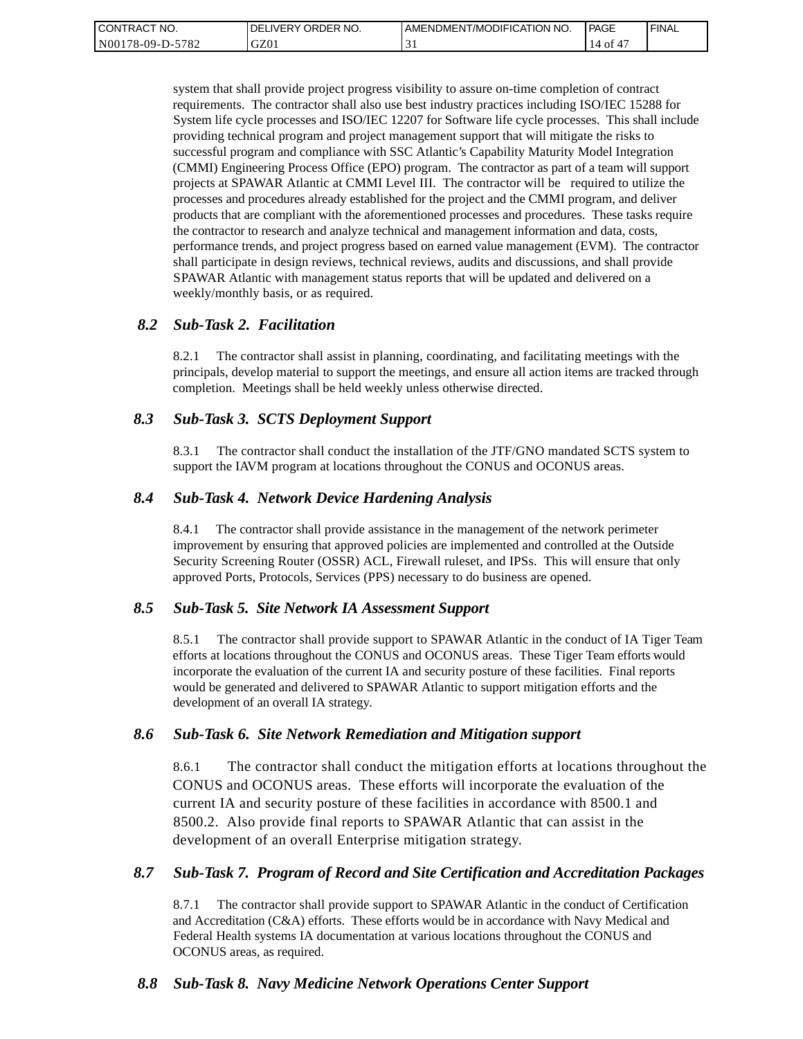system that shall provide project progress visibility to assure on-time completion of contract requirements. The contractor shall also use best industry practices including ISO/IEC 15288 for System life cycle processes and ISO/IEC 12207 for Software life cycle processes. This shall include providing technical program and project management support that will mitigate the risks to successful program and compliance with SSC Atlantic's Capability Maturity Model Integration (CMMI) Engineering Process Office (EPO) program. The contractor as part of a team will support projects at SPAWAR Atlantic at CMMI Level III. The contractor will be required to utilize the processes and procedures already established for the project and the CMMI program, and deliver products that are compliant with the aforementioned processes and procedures. These tasks require the contractor to research and analyze technical and management information and data, costs, performance trends, and project progress based on earned value management (EVM). The contractor shall participate in design reviews, technical reviews, audits and discussions, and shall provide SPAWAR Atlantic with management status reports that will be updated and delivered on a weekly/monthly basis, or as required.

### *8.2 Sub-Task 2. Facilitation*

8.2.1 The contractor shall assist in planning, coordinating, and facilitating meetings with the principals, develop material to support the meetings, and ensure all action items are tracked through completion. Meetings shall be held weekly unless otherwise directed.

### *8.3 Sub-Task 3. SCTS Deployment Support*

8.3.1 The contractor shall conduct the installation of the JTF/GNO mandated SCTS system to support the IAVM program at locations throughout the CONUS and OCONUS areas.

### *8.4 Sub-Task 4. Network Device Hardening Analysis*

8.4.1 The contractor shall provide assistance in the management of the network perimeter improvement by ensuring that approved policies are implemented and controlled at the Outside Security Screening Router (OSSR) ACL, Firewall ruleset, and IPSs. This will ensure that only approved Ports, Protocols, Services (PPS) necessary to do business are opened.

### *8.5 Sub-Task 5. Site Network IA Assessment Support*

8.5.1 The contractor shall provide support to SPAWAR Atlantic in the conduct of IA Tiger Team efforts at locations throughout the CONUS and OCONUS areas. These Tiger Team efforts would incorporate the evaluation of the current IA and security posture of these facilities. Final reports would be generated and delivered to SPAWAR Atlantic to support mitigation efforts and the development of an overall IA strategy.

### *8.6 Sub-Task 6. Site Network Remediation and Mitigation support*

8.6.1 The contractor shall conduct the mitigation efforts at locations throughout the CONUS and OCONUS areas. These efforts will incorporate the evaluation of the current IA and security posture of these facilities in accordance with 8500.1 and 8500.2. Also provide final reports to SPAWAR Atlantic that can assist in the development of an overall Enterprise mitigation strategy.

### *8.7 Sub-Task 7. Program of Record and Site Certification and Accreditation Packages*

8.7.1 The contractor shall provide support to SPAWAR Atlantic in the conduct of Certification and Accreditation (C&A) efforts. These efforts would be in accordance with Navy Medical and Federal Health systems IA documentation at various locations throughout the CONUS and OCONUS areas, as required.

### *8.8 Sub-Task 8. Navy Medicine Network Operations Center Support*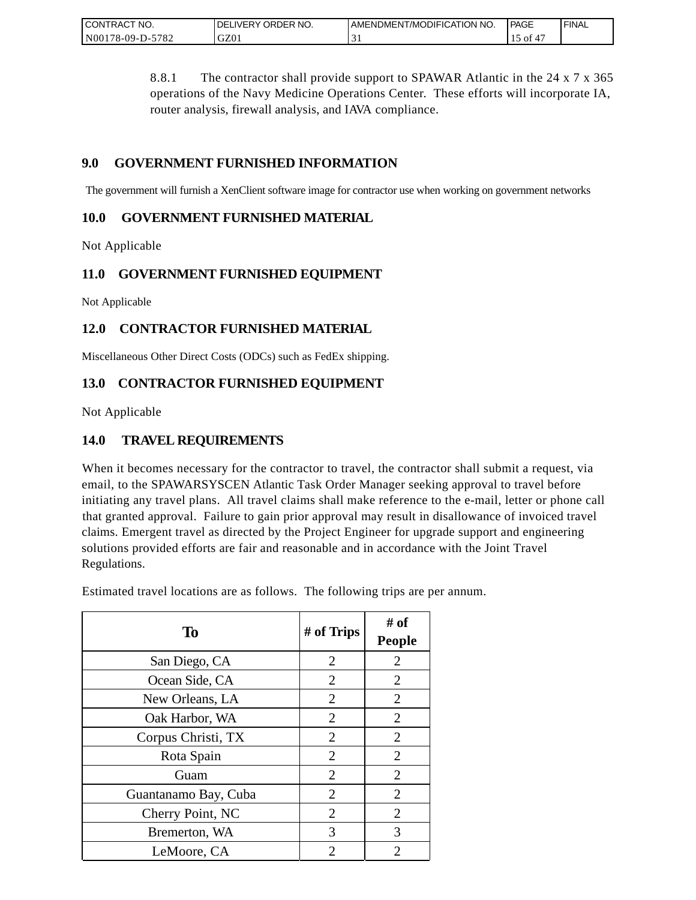8.8.1 The contractor shall provide support to SPAWAR Atlantic in the 24 x 7 x 365 operations of the Navy Medicine Operations Center. These efforts will incorporate IA, router analysis, firewall analysis, and IAVA compliance.

## 9.0 GOVERNMENT FURNISHED INFORMATION

The government will furnish a XenClient software image for contractor use when working on government networks

## 10.0 GOVERNMENT FURNISHED MATERIAL

Not Applicable

## 11.0 GOVERNMENT FURNISHED EQUIPMENT

Not Applicable

## 12.0 CONTRACTOR FURNISHED MATERIAL

Miscellaneous Other Direct Costs (ODCs) such as FedEx shipping.

## 13.0 CONTRACTOR FURNISHED EQUIPMENT

Not Applicable

## 14.0 TRAVEL REQUIREMENTS

When it becomes necessary for the contractor to travel, the contractor shall submit a request, via email, to the SPAWARSYSCEN Atlantic Task Order Manager seeking approval to travel before initiating any travel plans. All travel claims shall make reference to the e-mail, letter or phone call that granted approval. Failure to gain prior approval may result in disallowance of invoiced travel claims. Emergent travel as directed by the Project Engineer for upgrade support and engineering solutions provided efforts are fair and reasonable and in accordance with the Joint Travel Regulations.

Estimated travel locations are as follows. The following trips are per annum.

| To | # of Trips | # of People |
|---|---|---|
| San Diego, CA | 2 | 2 |
| Ocean Side, CA | 2 | 2 |
| New Orleans, LA | 2 | 2 |
| Oak Harbor, WA | 2 | 2 |
| Corpus Christi, TX | 2 | 2 |
| Rota Spain | 2 | 2 |
| Guam | 2 | 2 |
| Guantanamo Bay, Cuba | 2 | 2 |
| Cherry Point, NC | 2 | 2 |
| Bremerton, WA | 3 | 3 |
| LeMoore, CA | 2 | 2 |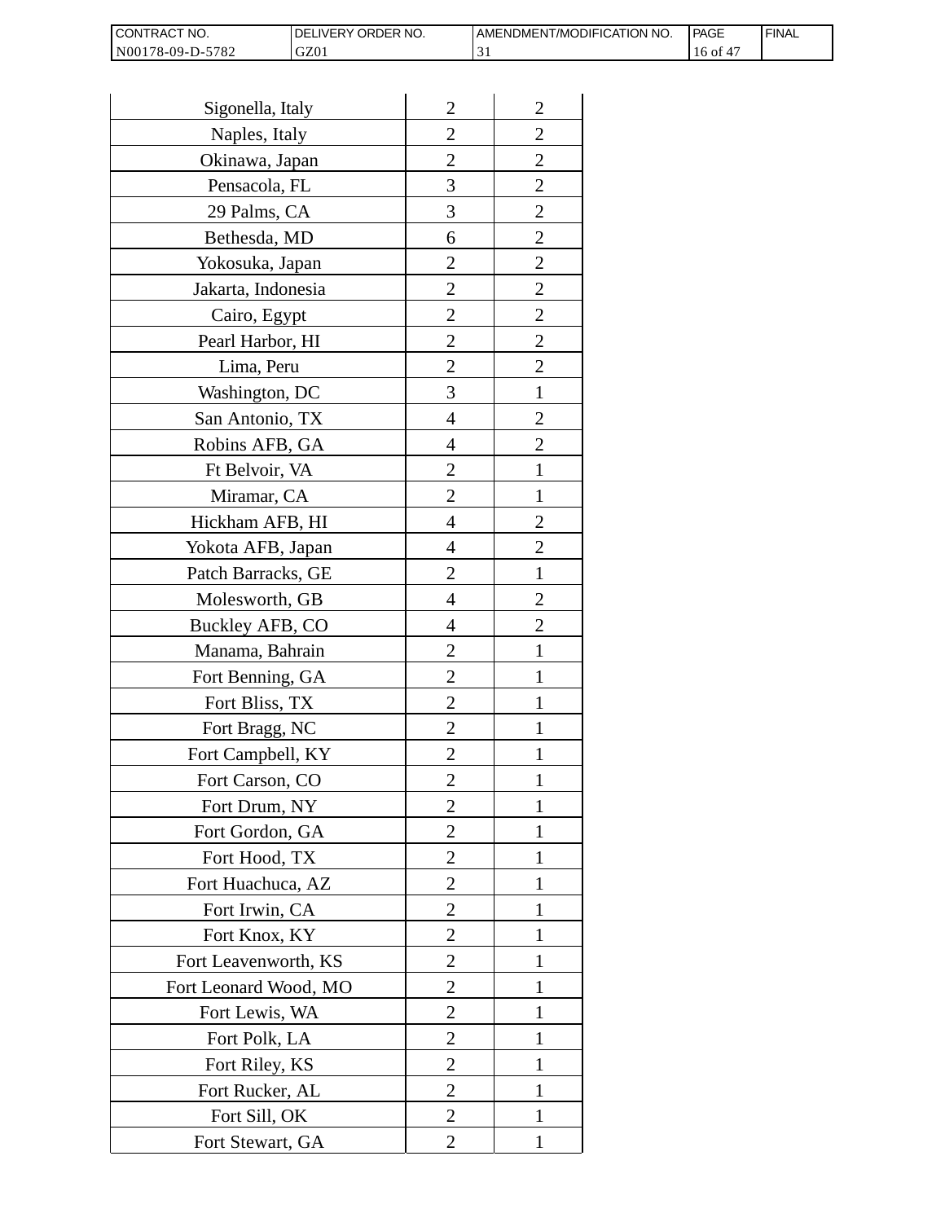| | | |
|---|---|---|
| Sigonella, Italy | 2 | 2 |
| Naples, Italy | 2 | 2 |
| Okinawa, Japan | 2 | 2 |
| Pensacola, FL | 3 | 2 |
| 29 Palms, CA | 3 | 2 |
| Bethesda, MD | 6 | 2 |
| Yokosuka, Japan | 2 | 2 |
| Jakarta, Indonesia | 2 | 2 |
| Cairo, Egypt | 2 | 2 |
| Pearl Harbor, HI | 2 | 2 |
| Lima, Peru | 2 | 2 |
| Washington, DC | 3 | 1 |
| San Antonio, TX | 4 | 2 |
| Robins AFB, GA | 4 | 2 |
| Ft Belvoir, VA | 2 | 1 |
| Miramar, CA | 2 | 1 |
| Hickham AFB, HI | 4 | 2 |
| Yokota AFB, Japan | 4 | 2 |
| Patch Barracks, GE | 2 | 1 |
| Molesworth, GB | 4 | 2 |
| Buckley AFB, CO | 4 | 2 |
| Manama, Bahrain | 2 | 1 |
| Fort Benning, GA | 2 | 1 |
| Fort Bliss, TX | 2 | 1 |
| Fort Bragg, NC | 2 | 1 |
| Fort Campbell, KY | 2 | 1 |
| Fort Carson, CO | 2 | 1 |
| Fort Drum, NY | 2 | 1 |
| Fort Gordon, GA | 2 | 1 |
| Fort Hood, TX | 2 | 1 |
| Fort Huachuca, AZ | 2 | 1 |
| Fort Irwin, CA | 2 | 1 |
| Fort Knox, KY | 2 | 1 |
| Fort Leavenworth, KS | 2 | 1 |
| Fort Leonard Wood, MO | 2 | 1 |
| Fort Lewis, WA | 2 | 1 |
| Fort Polk, LA | 2 | 1 |
| Fort Riley, KS | 2 | 1 |
| Fort Rucker, AL | 2 | 1 |
| Fort Sill, OK | 2 | 1 |
| Fort Stewart, GA | 2 | 1 |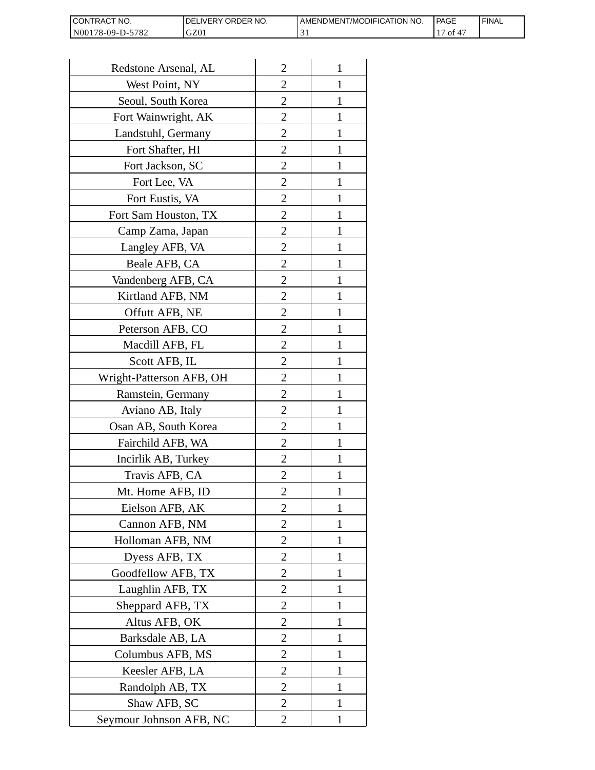| | | |
|---|---|---|
| Redstone Arsenal, AL | 2 | 1 |
| West Point, NY | 2 | 1 |
| Seoul, South Korea | 2 | 1 |
| Fort Wainwright, AK | 2 | 1 |
| Landstuhl, Germany | 2 | 1 |
| Fort Shafter, HI | 2 | 1 |
| Fort Jackson, SC | 2 | 1 |
| Fort Lee, VA | 2 | 1 |
| Fort Eustis, VA | 2 | 1 |
| Fort Sam Houston, TX | 2 | 1 |
| Camp Zama, Japan | 2 | 1 |
| Langley AFB, VA | 2 | 1 |
| Beale AFB, CA | 2 | 1 |
| Vandenberg AFB, CA | 2 | 1 |
| Kirtland AFB, NM | 2 | 1 |
| Offutt AFB, NE | 2 | 1 |
| Peterson AFB, CO | 2 | 1 |
| Macdill AFB, FL | 2 | 1 |
| Scott AFB, IL | 2 | 1 |
| Wright-Patterson AFB, OH | 2 | 1 |
| Ramstein, Germany | 2 | 1 |
| Aviano AB, Italy | 2 | 1 |
| Osan AB, South Korea | 2 | 1 |
| Fairchild AFB, WA | 2 | 1 |
| Incirlik AB, Turkey | 2 | 1 |
| Travis AFB, CA | 2 | 1 |
| Mt. Home AFB, ID | 2 | 1 |
| Eielson AFB, AK | 2 | 1 |
| Cannon AFB, NM | 2 | 1 |
| Holloman AFB, NM | 2 | 1 |
| Dyess AFB, TX | 2 | 1 |
| Goodfellow AFB, TX | 2 | 1 |
| Laughlin AFB, TX | 2 | 1 |
| Sheppard AFB, TX | 2 | 1 |
| Altus AFB, OK | 2 | 1 |
| Barksdale AB, LA | 2 | 1 |
| Columbus AFB, MS | 2 | 1 |
| Keesler AFB, LA | 2 | 1 |
| Randolph AB, TX | 2 | 1 |
| Shaw AFB, SC | 2 | 1 |
| Seymour Johnson AFB, NC | 2 | 1 |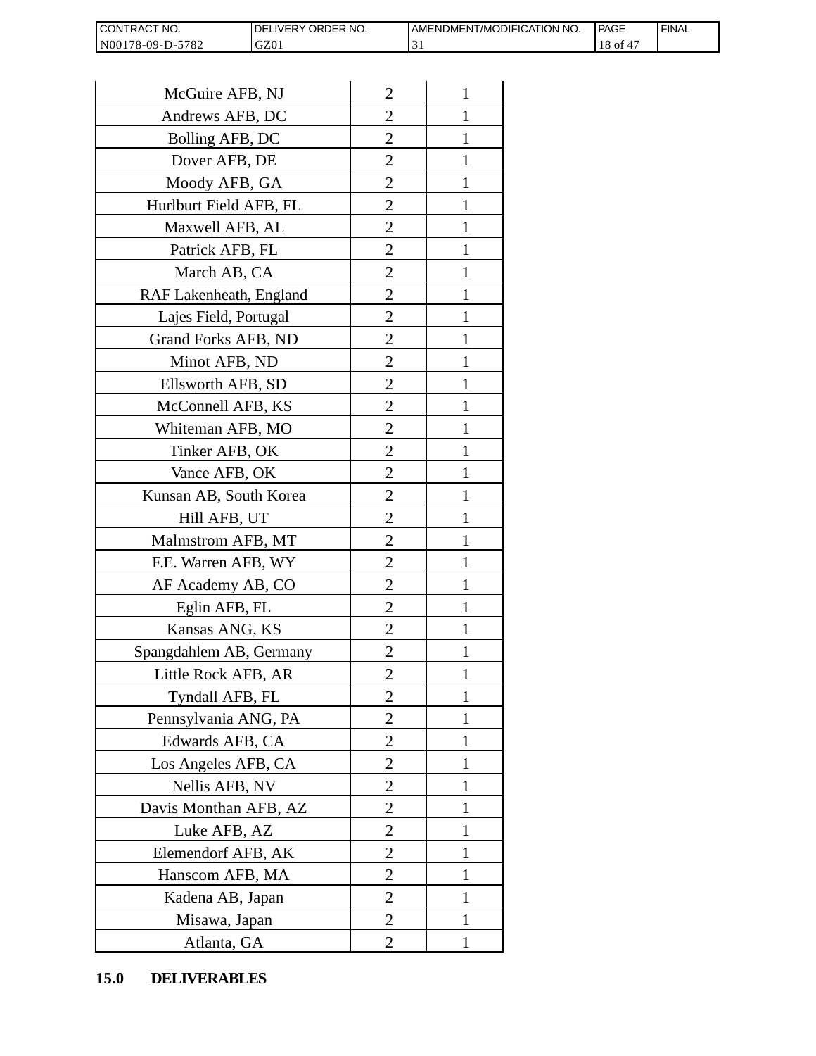| | | |
|---|---|---|
| McGuire AFB, NJ | 2 | 1 |
| Andrews AFB, DC | 2 | 1 |
| Bolling AFB, DC | 2 | 1 |
| Dover AFB, DE | 2 | 1 |
| Moody AFB, GA | 2 | 1 |
| Hurlburt Field AFB, FL | 2 | 1 |
| Maxwell AFB, AL | 2 | 1 |
| Patrick AFB, FL | 2 | 1 |
| March AB, CA | 2 | 1 |
| RAF Lakenheath, England | 2 | 1 |
| Lajes Field, Portugal | 2 | 1 |
| Grand Forks AFB, ND | 2 | 1 |
| Minot AFB, ND | 2 | 1 |
| Ellsworth AFB, SD | 2 | 1 |
| McConnell AFB, KS | 2 | 1 |
| Whiteman AFB, MO | 2 | 1 |
| Tinker AFB, OK | 2 | 1 |
| Vance AFB, OK | 2 | 1 |
| Kunsan AB, South Korea | 2 | 1 |
| Hill AFB, UT | 2 | 1 |
| Malmstrom AFB, MT | 2 | 1 |
| F.E. Warren AFB, WY | 2 | 1 |
| AF Academy AB, CO | 2 | 1 |
| Eglin AFB, FL | 2 | 1 |
| Kansas ANG, KS | 2 | 1 |
| Spangdahlem AB, Germany | 2 | 1 |
| Little Rock AFB, AR | 2 | 1 |
| Tyndall AFB, FL | 2 | 1 |
| Pennsylvania ANG, PA | 2 | 1 |
| Edwards AFB, CA | 2 | 1 |
| Los Angeles AFB, CA | 2 | 1 |
| Nellis AFB, NV | 2 | 1 |
| Davis Monthan AFB, AZ | 2 | 1 |
| Luke AFB, AZ | 2 | 1 |
| Elemendorf AFB, AK | 2 | 1 |
| Hanscom AFB, MA | 2 | 1 |
| Kadena AB, Japan | 2 | 1 |
| Misawa, Japan | 2 | 1 |
| Atlanta, GA | 2 | 1 |

## 15.0 DELIVERABLES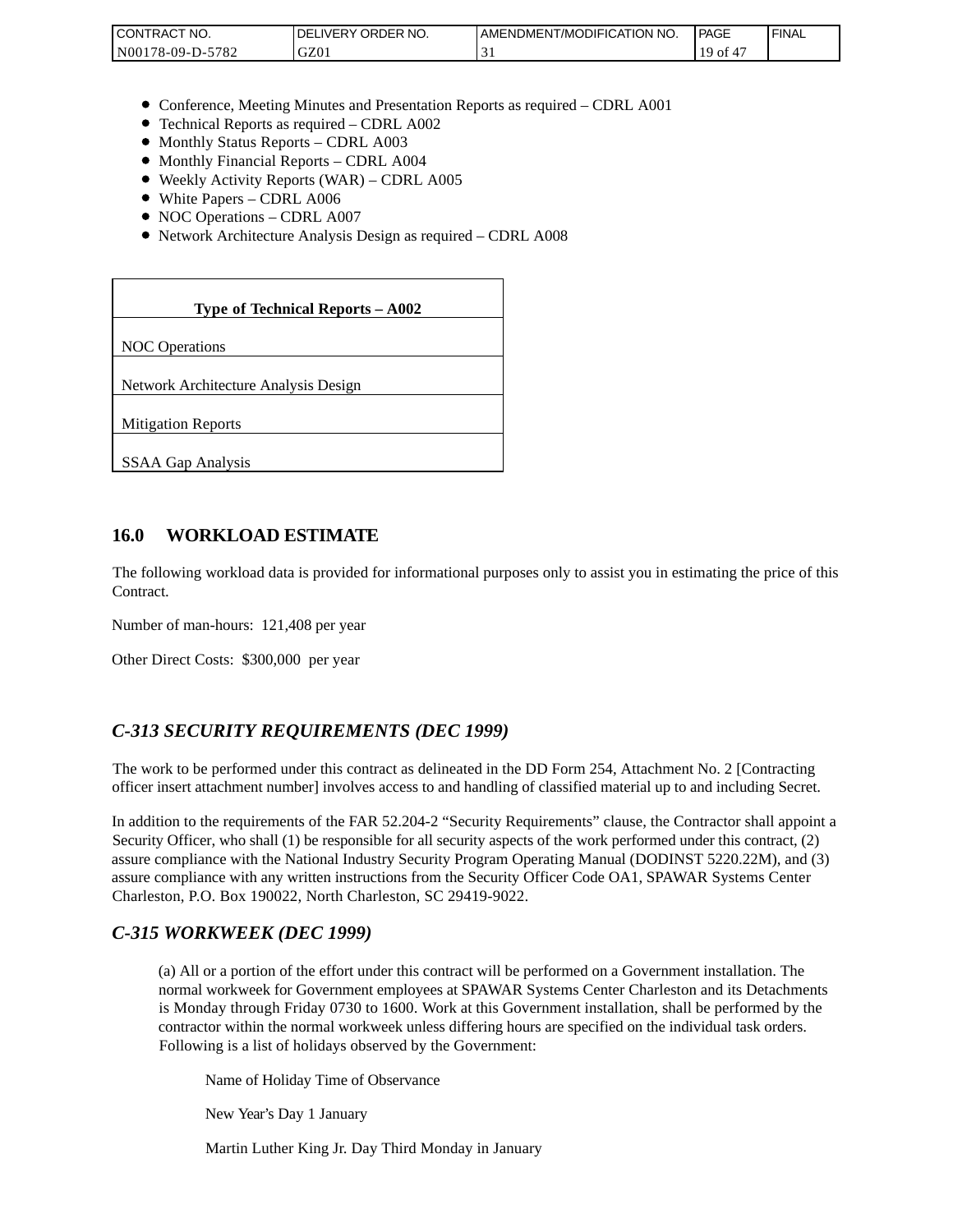- Conference, Meeting Minutes and Presentation Reports as required – CDRL A001
- Technical Reports as required – CDRL A002
- Monthly Status Reports – CDRL A003
- Monthly Financial Reports – CDRL A004
- Weekly Activity Reports (WAR) – CDRL A005
- White Papers – CDRL A006
- NOC Operations – CDRL A007
- Network Architecture Analysis Design as required – CDRL A008

| **Type of Technical Reports – A002** |
|---|
| NOC Operations |
| Network Architecture Analysis Design |
| Mitigation Reports |
| SSAA Gap Analysis |

## 16.0 WORKLOAD ESTIMATE

The following workload data is provided for informational purposes only to assist you in estimating the price of this Contract.

Number of man-hours: 121,408 per year

Other Direct Costs: $300,000 per year

## *C-313 SECURITY REQUIREMENTS (DEC 1999)*

The work to be performed under this contract as delineated in the DD Form 254, Attachment No. 2 [Contracting officer insert attachment number] involves access to and handling of classified material up to and including Secret.

In addition to the requirements of the FAR 52.204-2 "Security Requirements" clause, the Contractor shall appoint a Security Officer, who shall (1) be responsible for all security aspects of the work performed under this contract, (2) assure compliance with the National Industry Security Program Operating Manual (DODINST 5220.22M), and (3) assure compliance with any written instructions from the Security Officer Code OA1, SPAWAR Systems Center Charleston, P.O. Box 190022, North Charleston, SC 29419-9022.

## *C-315 WORKWEEK (DEC 1999)*

(a) All or a portion of the effort under this contract will be performed on a Government installation. The normal workweek for Government employees at SPAWAR Systems Center Charleston and its Detachments is Monday through Friday 0730 to 1600. Work at this Government installation, shall be performed by the contractor within the normal workweek unless differing hours are specified on the individual task orders. Following is a list of holidays observed by the Government:

Name of Holiday Time of Observance

New Year's Day 1 January

Martin Luther King Jr. Day Third Monday in January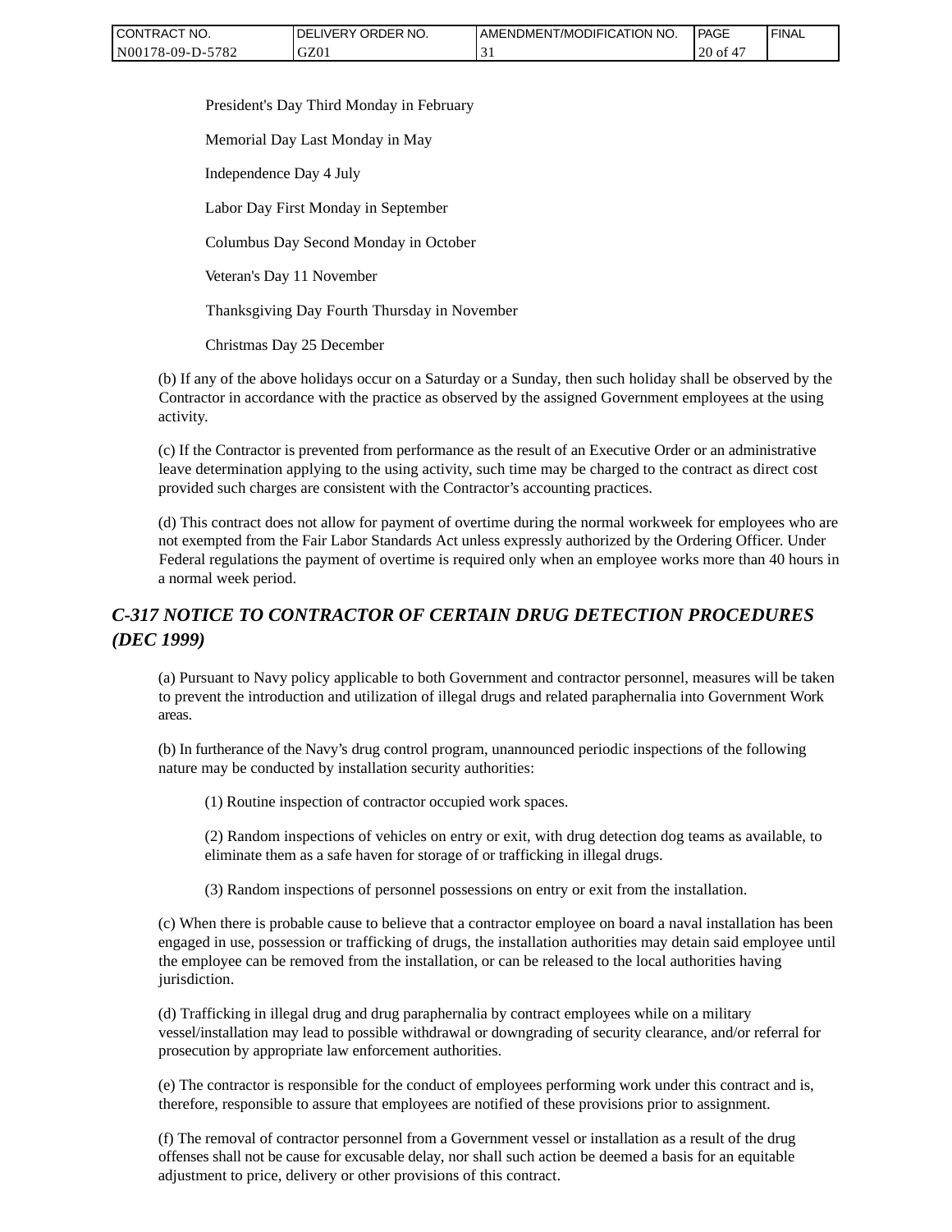President's Day Third Monday in February

Memorial Day Last Monday in May

Independence Day 4 July

Labor Day First Monday in September

Columbus Day Second Monday in October

Veteran's Day 11 November

Thanksgiving Day Fourth Thursday in November

Christmas Day 25 December

(b) If any of the above holidays occur on a Saturday or a Sunday, then such holiday shall be observed by the Contractor in accordance with the practice as observed by the assigned Government employees at the using activity.

(c) If the Contractor is prevented from performance as the result of an Executive Order or an administrative leave determination applying to the using activity, such time may be charged to the contract as direct cost provided such charges are consistent with the Contractor's accounting practices.

(d) This contract does not allow for payment of overtime during the normal workweek for employees who are not exempted from the Fair Labor Standards Act unless expressly authorized by the Ordering Officer. Under Federal regulations the payment of overtime is required only when an employee works more than 40 hours in a normal week period.

## *C-317 NOTICE TO CONTRACTOR OF CERTAIN DRUG DETECTION PROCEDURES (DEC 1999)*

(a) Pursuant to Navy policy applicable to both Government and contractor personnel, measures will be taken to prevent the introduction and utilization of illegal drugs and related paraphernalia into Government Work areas.

(b) In furtherance of the Navy's drug control program, unannounced periodic inspections of the following nature may be conducted by installation security authorities:

(1) Routine inspection of contractor occupied work spaces.

(2) Random inspections of vehicles on entry or exit, with drug detection dog teams as available, to eliminate them as a safe haven for storage of or trafficking in illegal drugs.

(3) Random inspections of personnel possessions on entry or exit from the installation.

(c) When there is probable cause to believe that a contractor employee on board a naval installation has been engaged in use, possession or trafficking of drugs, the installation authorities may detain said employee until the employee can be removed from the installation, or can be released to the local authorities having jurisdiction.

(d) Trafficking in illegal drug and drug paraphernalia by contract employees while on a military vessel/installation may lead to possible withdrawal or downgrading of security clearance, and/or referral for prosecution by appropriate law enforcement authorities.

(e) The contractor is responsible for the conduct of employees performing work under this contract and is, therefore, responsible to assure that employees are notified of these provisions prior to assignment.

(f) The removal of contractor personnel from a Government vessel or installation as a result of the drug offenses shall not be cause for excusable delay, nor shall such action be deemed a basis for an equitable adjustment to price, delivery or other provisions of this contract.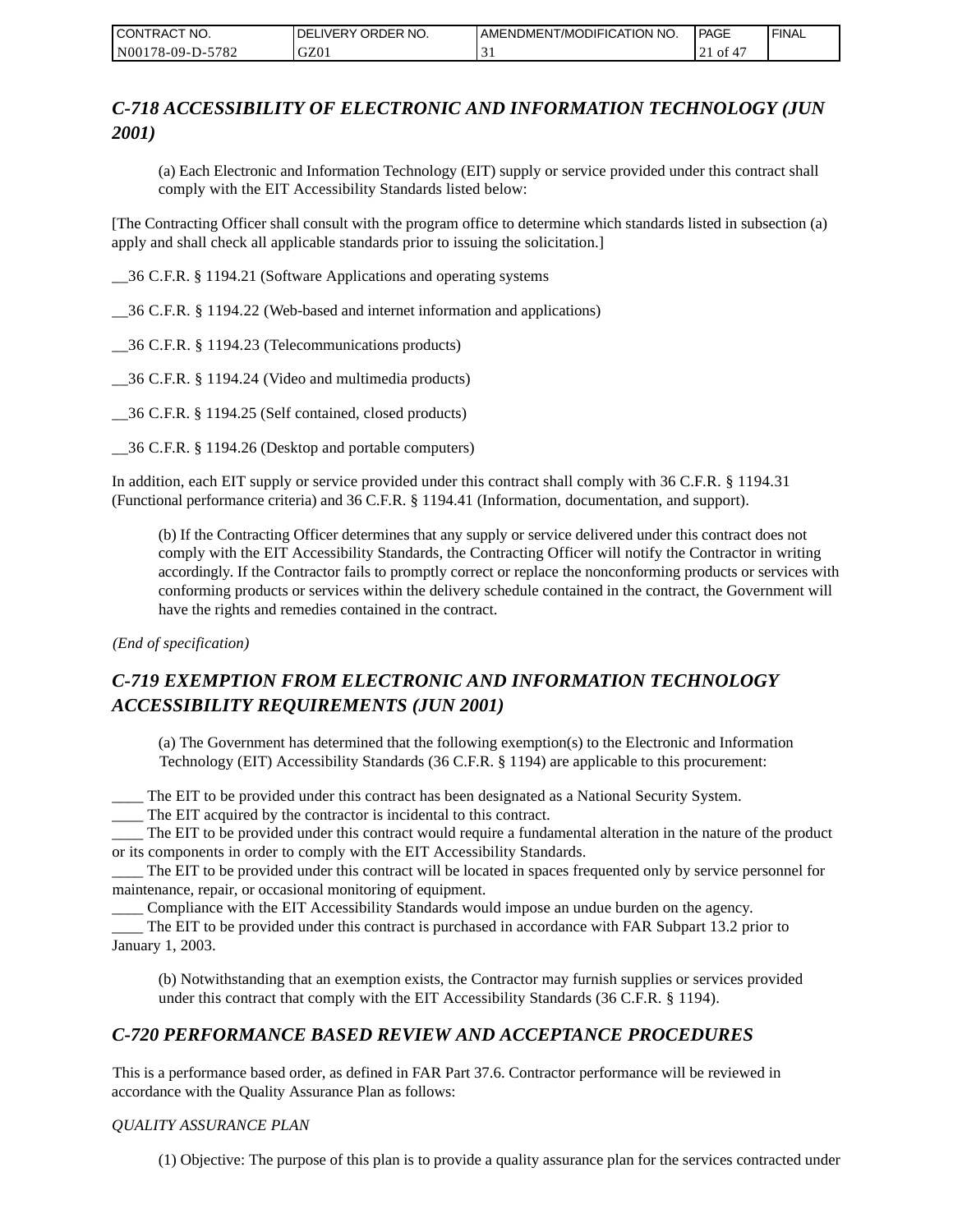## *C-718 ACCESSIBILITY OF ELECTRONIC AND INFORMATION TECHNOLOGY (JUN 2001)*

(a) Each Electronic and Information Technology (EIT) supply or service provided under this contract shall comply with the EIT Accessibility Standards listed below:

[The Contracting Officer shall consult with the program office to determine which standards listed in subsection (a) apply and shall check all applicable standards prior to issuing the solicitation.]

__36 C.F.R. § 1194.21 (Software Applications and operating systems

__36 C.F.R. § 1194.22 (Web-based and internet information and applications)

__36 C.F.R. § 1194.23 (Telecommunications products)

__36 C.F.R. § 1194.24 (Video and multimedia products)

__36 C.F.R. § 1194.25 (Self contained, closed products)

__36 C.F.R. § 1194.26 (Desktop and portable computers)

In addition, each EIT supply or service provided under this contract shall comply with 36 C.F.R. § 1194.31 (Functional performance criteria) and 36 C.F.R. § 1194.41 (Information, documentation, and support).

(b) If the Contracting Officer determines that any supply or service delivered under this contract does not comply with the EIT Accessibility Standards, the Contracting Officer will notify the Contractor in writing accordingly. If the Contractor fails to promptly correct or replace the nonconforming products or services with conforming products or services within the delivery schedule contained in the contract, the Government will have the rights and remedies contained in the contract.

*(End of specification)*

## *C-719 EXEMPTION FROM ELECTRONIC AND INFORMATION TECHNOLOGY ACCESSIBILITY REQUIREMENTS (JUN 2001)*

(a) The Government has determined that the following exemption(s) to the Electronic and Information Technology (EIT) Accessibility Standards (36 C.F.R. § 1194) are applicable to this procurement:

____ The EIT to be provided under this contract has been designated as a National Security System.
____ The EIT acquired by the contractor is incidental to this contract.
____ The EIT to be provided under this contract would require a fundamental alteration in the nature of the product or its components in order to comply with the EIT Accessibility Standards.
____ The EIT to be provided under this contract will be located in spaces frequented only by service personnel for maintenance, repair, or occasional monitoring of equipment.
____ Compliance with the EIT Accessibility Standards would impose an undue burden on the agency.
____ The EIT to be provided under this contract is purchased in accordance with FAR Subpart 13.2 prior to January 1, 2003.

(b) Notwithstanding that an exemption exists, the Contractor may furnish supplies or services provided under this contract that comply with the EIT Accessibility Standards (36 C.F.R. § 1194).

## *C-720 PERFORMANCE BASED REVIEW AND ACCEPTANCE PROCEDURES*

This is a performance based order, as defined in FAR Part 37.6. Contractor performance will be reviewed in accordance with the Quality Assurance Plan as follows:

*QUALITY ASSURANCE PLAN*

(1) Objective: The purpose of this plan is to provide a quality assurance plan for the services contracted under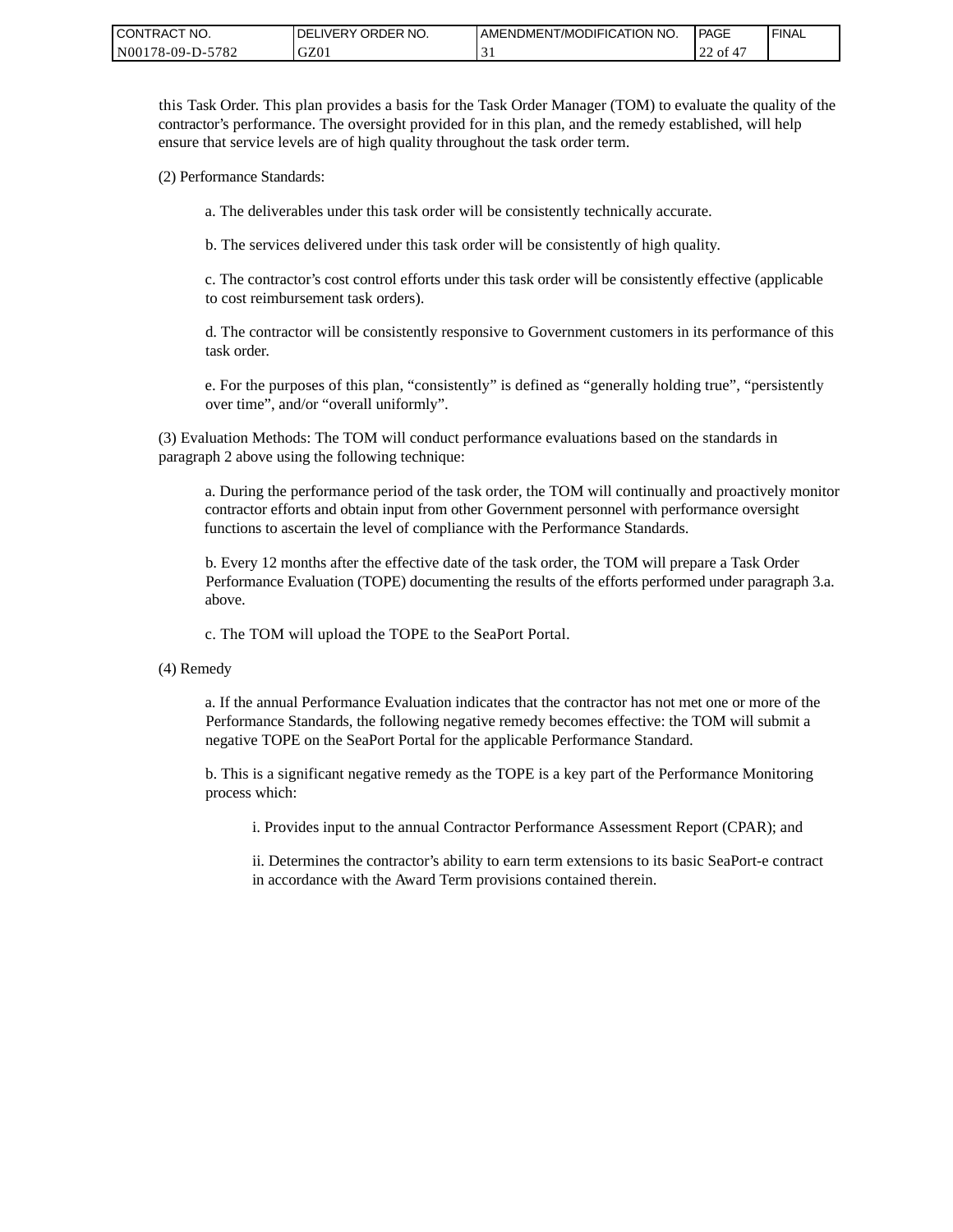this Task Order. This plan provides a basis for the Task Order Manager (TOM) to evaluate the quality of the contractor's performance. The oversight provided for in this plan, and the remedy established, will help ensure that service levels are of high quality throughout the task order term.

(2) Performance Standards:

a. The deliverables under this task order will be consistently technically accurate.

b. The services delivered under this task order will be consistently of high quality.

c. The contractor's cost control efforts under this task order will be consistently effective (applicable to cost reimbursement task orders).

d. The contractor will be consistently responsive to Government customers in its performance of this task order.

e. For the purposes of this plan, "consistently" is defined as "generally holding true", "persistently over time", and/or "overall uniformly".

(3) Evaluation Methods: The TOM will conduct performance evaluations based on the standards in paragraph 2 above using the following technique:

a. During the performance period of the task order, the TOM will continually and proactively monitor contractor efforts and obtain input from other Government personnel with performance oversight functions to ascertain the level of compliance with the Performance Standards.

b. Every 12 months after the effective date of the task order, the TOM will prepare a Task Order Performance Evaluation (TOPE) documenting the results of the efforts performed under paragraph 3.a. above.

c. The TOM will upload the TOPE to the SeaPort Portal.

(4) Remedy

a. If the annual Performance Evaluation indicates that the contractor has not met one or more of the Performance Standards, the following negative remedy becomes effective: the TOM will submit a negative TOPE on the SeaPort Portal for the applicable Performance Standard.

b. This is a significant negative remedy as the TOPE is a key part of the Performance Monitoring process which:

i. Provides input to the annual Contractor Performance Assessment Report (CPAR); and

ii. Determines the contractor's ability to earn term extensions to its basic SeaPort-e contract in accordance with the Award Term provisions contained therein.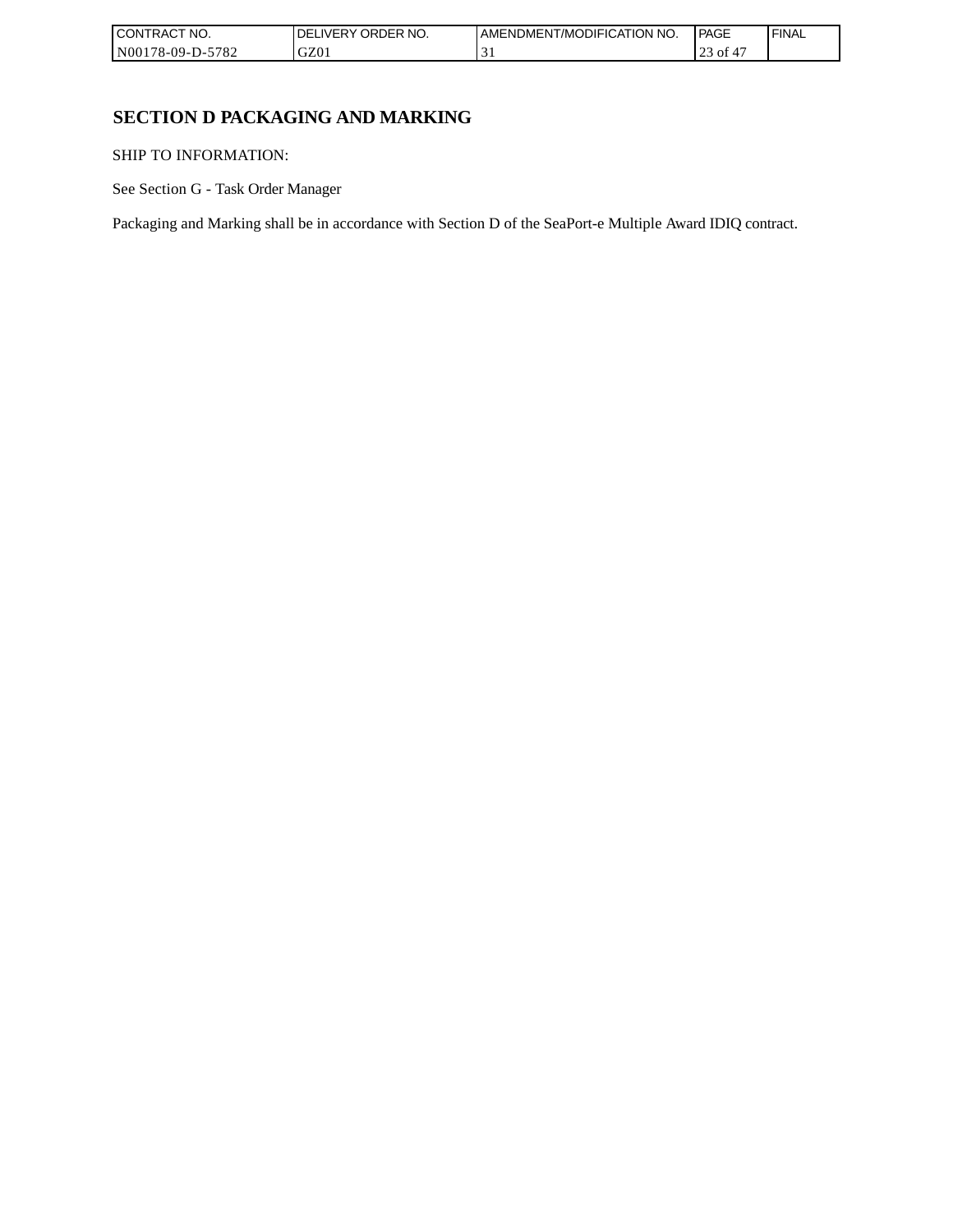# SECTION D PACKAGING AND MARKING

SHIP TO INFORMATION:

See Section G - Task Order Manager

Packaging and Marking shall be in accordance with Section D of the SeaPort-e Multiple Award IDIQ contract.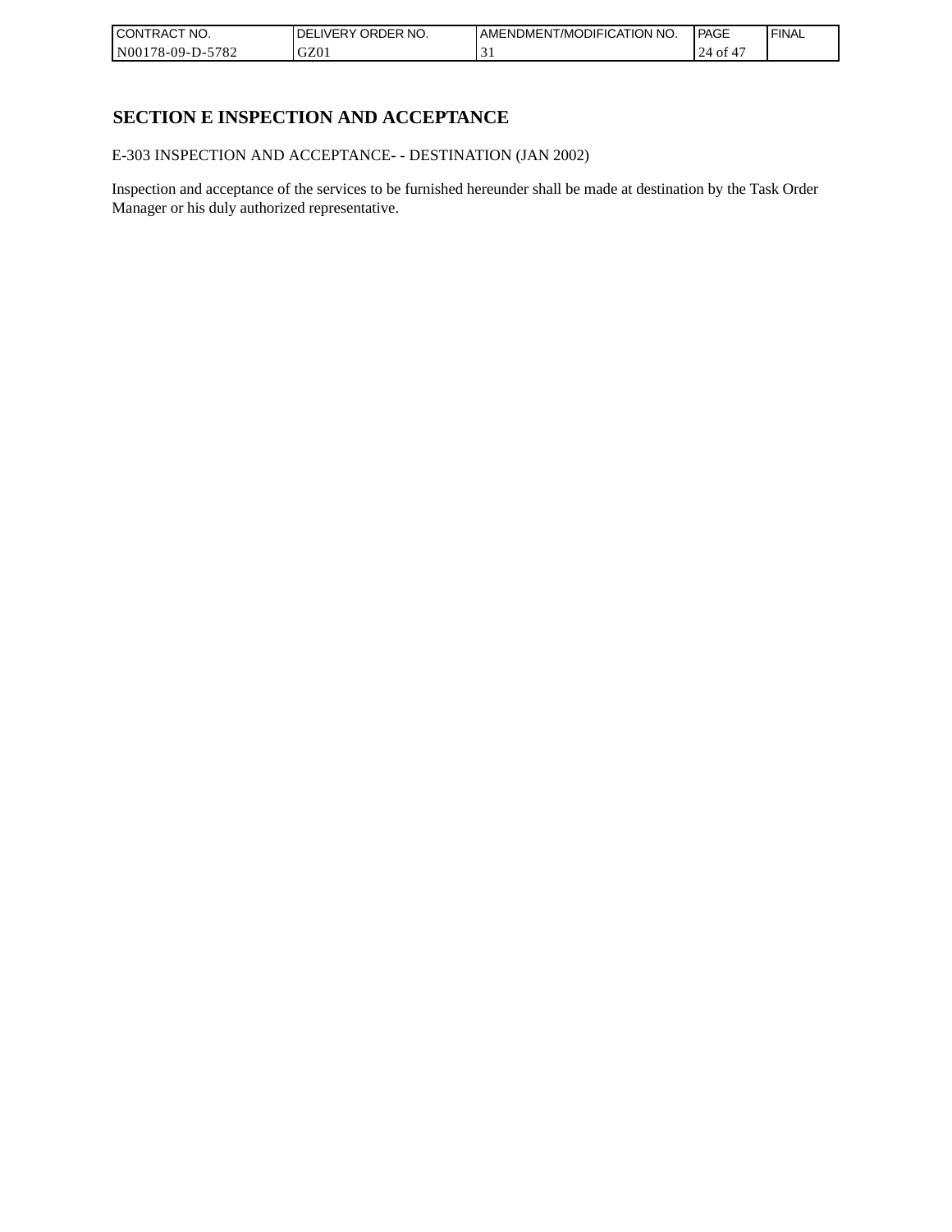# SECTION E INSPECTION AND ACCEPTANCE

E-303 INSPECTION AND ACCEPTANCE- - DESTINATION (JAN 2002)

Inspection and acceptance of the services to be furnished hereunder shall be made at destination by the Task Order Manager or his duly authorized representative.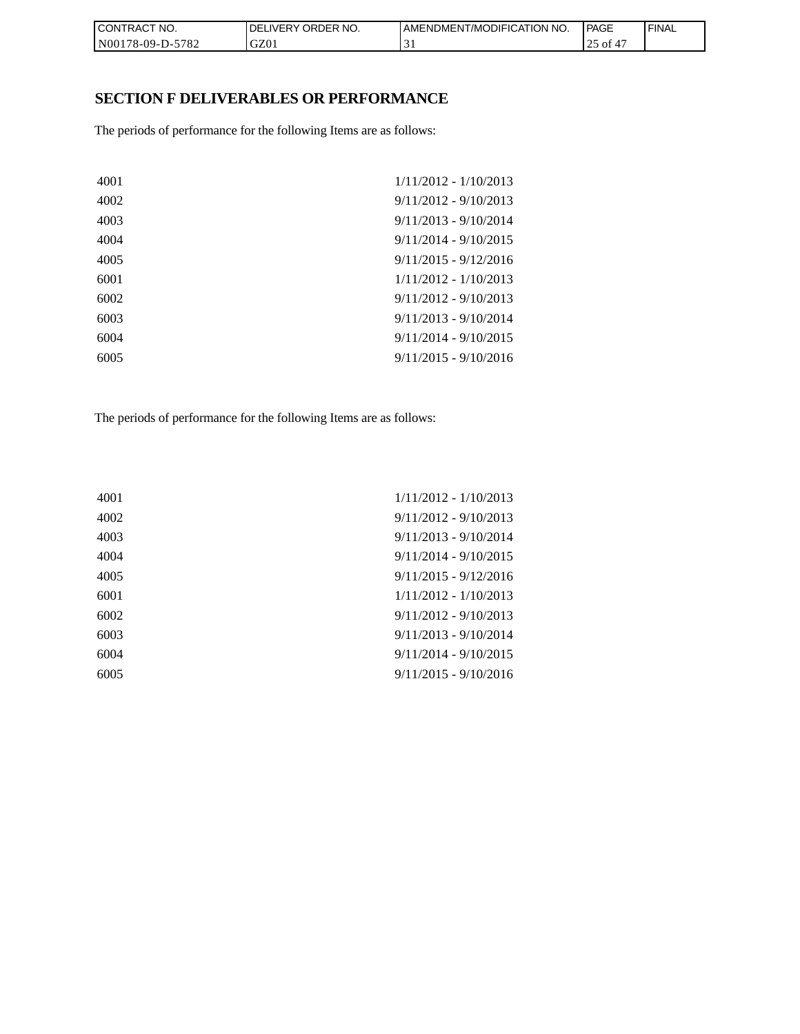## SECTION F DELIVERABLES OR PERFORMANCE

The periods of performance for the following Items are as follows:

| | |
|---|---|
| 4001 | 1/11/2012 - 1/10/2013 |
| 4002 | 9/11/2012 - 9/10/2013 |
| 4003 | 9/11/2013 - 9/10/2014 |
| 4004 | 9/11/2014 - 9/10/2015 |
| 4005 | 9/11/2015 - 9/12/2016 |
| 6001 | 1/11/2012 - 1/10/2013 |
| 6002 | 9/11/2012 - 9/10/2013 |
| 6003 | 9/11/2013 - 9/10/2014 |
| 6004 | 9/11/2014 - 9/10/2015 |
| 6005 | 9/11/2015 - 9/10/2016 |

The periods of performance for the following Items are as follows:

| | |
|---|---|
| 4001 | 1/11/2012 - 1/10/2013 |
| 4002 | 9/11/2012 - 9/10/2013 |
| 4003 | 9/11/2013 - 9/10/2014 |
| 4004 | 9/11/2014 - 9/10/2015 |
| 4005 | 9/11/2015 - 9/12/2016 |
| 6001 | 1/11/2012 - 1/10/2013 |
| 6002 | 9/11/2012 - 9/10/2013 |
| 6003 | 9/11/2013 - 9/10/2014 |
| 6004 | 9/11/2014 - 9/10/2015 |
| 6005 | 9/11/2015 - 9/10/2016 |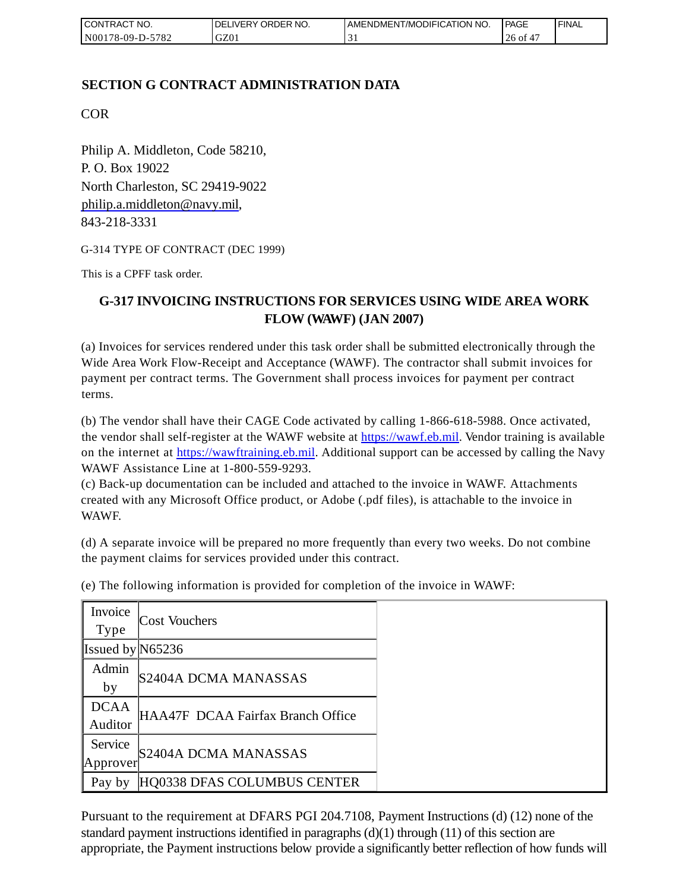## SECTION G CONTRACT ADMINISTRATION DATA

COR

Philip A. Middleton, Code 58210,
P. O. Box 19022
North Charleston, SC 29419-9022
philip.a.middleton@navy.mil,
843-218-3331

G-314 TYPE OF CONTRACT (DEC 1999)

This is a CPFF task order.

### G-317 INVOICING INSTRUCTIONS FOR SERVICES USING WIDE AREA WORK FLOW (WAWF) (JAN 2007)

(a) Invoices for services rendered under this task order shall be submitted electronically through the Wide Area Work Flow-Receipt and Acceptance (WAWF). The contractor shall submit invoices for payment per contract terms. The Government shall process invoices for payment per contract terms.

(b) The vendor shall have their CAGE Code activated by calling 1-866-618-5988. Once activated, the vendor shall self-register at the WAWF website at https://wawf.eb.mil. Vendor training is available on the internet at https://wawftraining.eb.mil. Additional support can be accessed by calling the Navy WAWF Assistance Line at 1-800-559-9293.
(c) Back-up documentation can be included and attached to the invoice in WAWF. Attachments created with any Microsoft Office product, or Adobe (.pdf files), is attachable to the invoice in WAWF.

(d) A separate invoice will be prepared no more frequently than every two weeks. Do not combine the payment claims for services provided under this contract.

(e) The following information is provided for completion of the invoice in WAWF:

| Invoice Type | Cost Vouchers |
|---|---|
| Issued by | N65236 |
| Admin by | S2404A DCMA MANASSAS |
| DCAA Auditor | HAA47F DCAA Fairfax Branch Office |
| Service Approver | S2404A DCMA MANASSAS |
| Pay by | HQ0338 DFAS COLUMBUS CENTER |

Pursuant to the requirement at DFARS PGI 204.7108, Payment Instructions (d) (12) none of the standard payment instructions identified in paragraphs (d)(1) through (11) of this section are appropriate, the Payment instructions below provide a significantly better reflection of how funds will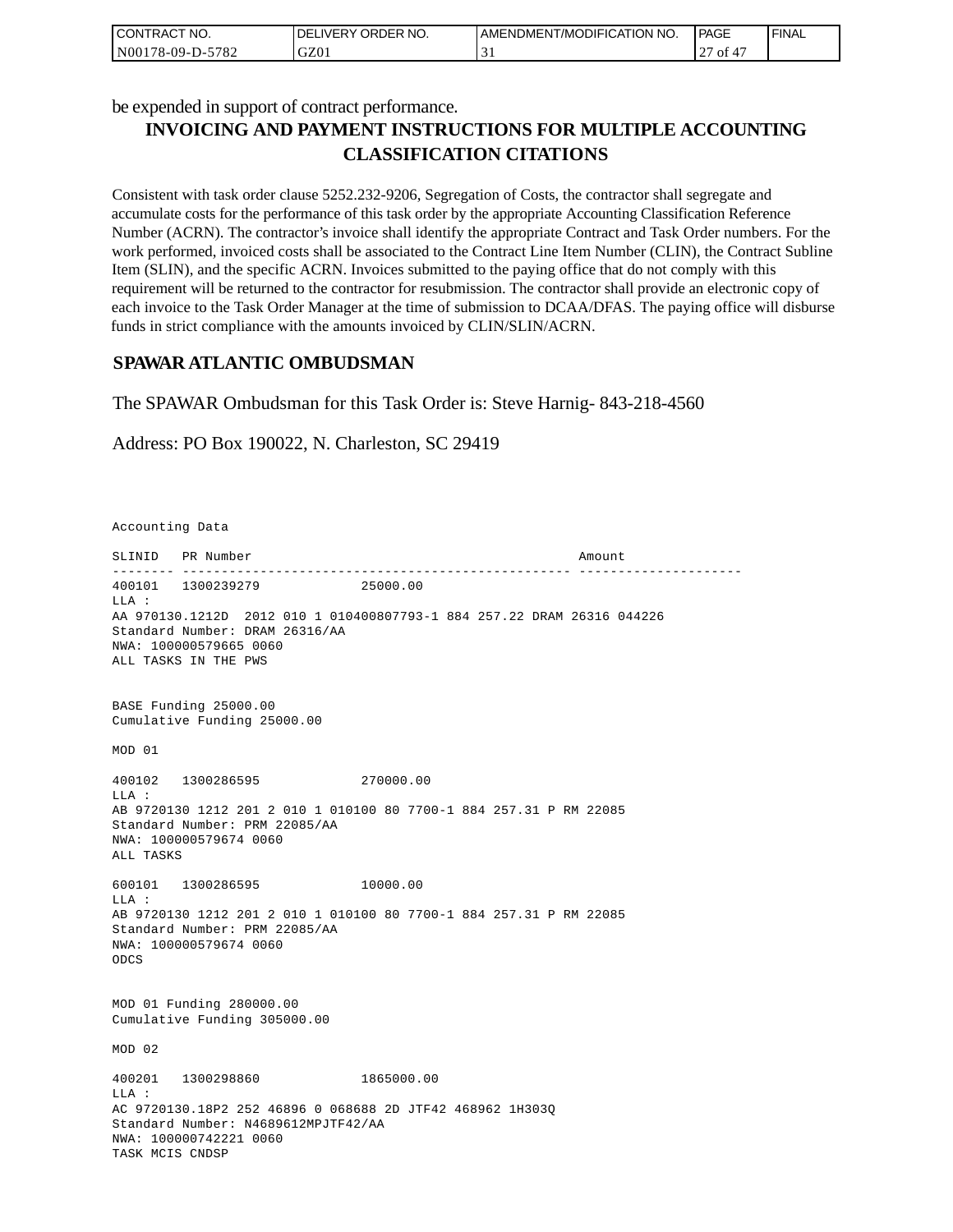be expended in support of contract performance.

## INVOICING AND PAYMENT INSTRUCTIONS FOR MULTIPLE ACCOUNTING CLASSIFICATION CITATIONS

Consistent with task order clause 5252.232-9206, Segregation of Costs, the contractor shall segregate and accumulate costs for the performance of this task order by the appropriate Accounting Classification Reference Number (ACRN). The contractor's invoice shall identify the appropriate Contract and Task Order numbers. For the work performed, invoiced costs shall be associated to the Contract Line Item Number (CLIN), the Contract Subline Item (SLIN), and the specific ACRN. Invoices submitted to the paying office that do not comply with this requirement will be returned to the contractor for resubmission. The contractor shall provide an electronic copy of each invoice to the Task Order Manager at the time of submission to DCAA/DFAS. The paying office will disburse funds in strict compliance with the amounts invoiced by CLIN/SLIN/ACRN.

### SPAWAR ATLANTIC OMBUDSMAN

The SPAWAR Ombudsman for this Task Order is: Steve Harnig- 843-218-4560

Address: PO Box 190022, N. Charleston, SC 29419

```
Accounting Data

SLINID   PR Number                                          Amount
-------- -------------------------------------------------- ---------------------
400101   1300239279              25000.00
LLA :
AA 970130.1212D  2012 010 1 010400807793-1 884 257.22 DRAM 26316 044226
Standard Number: DRAM 26316/AA
NWA: 100000579665 0060
ALL TASKS IN THE PWS


BASE Funding 25000.00
Cumulative Funding 25000.00

MOD 01

400102   1300286595              270000.00
LLA :
AB 9720130 1212 201 2 010 1 010100 80 7700-1 884 257.31 P RM 22085
Standard Number: PRM 22085/AA
NWA: 100000579674 0060
ALL TASKS

600101   1300286595              10000.00
LLA :
AB 9720130 1212 201 2 010 1 010100 80 7700-1 884 257.31 P RM 22085
Standard Number: PRM 22085/AA
NWA: 100000579674 0060
ODCS


MOD 01 Funding 280000.00
Cumulative Funding 305000.00

MOD 02

400201   1300298860              1865000.00
LLA :
AC 9720130.18P2 252 46896 0 068688 2D JTF42 468962 1H303Q
Standard Number: N4689612MPJTF42/AA
NWA: 100000742221 0060
TASK MCIS CNDSP
```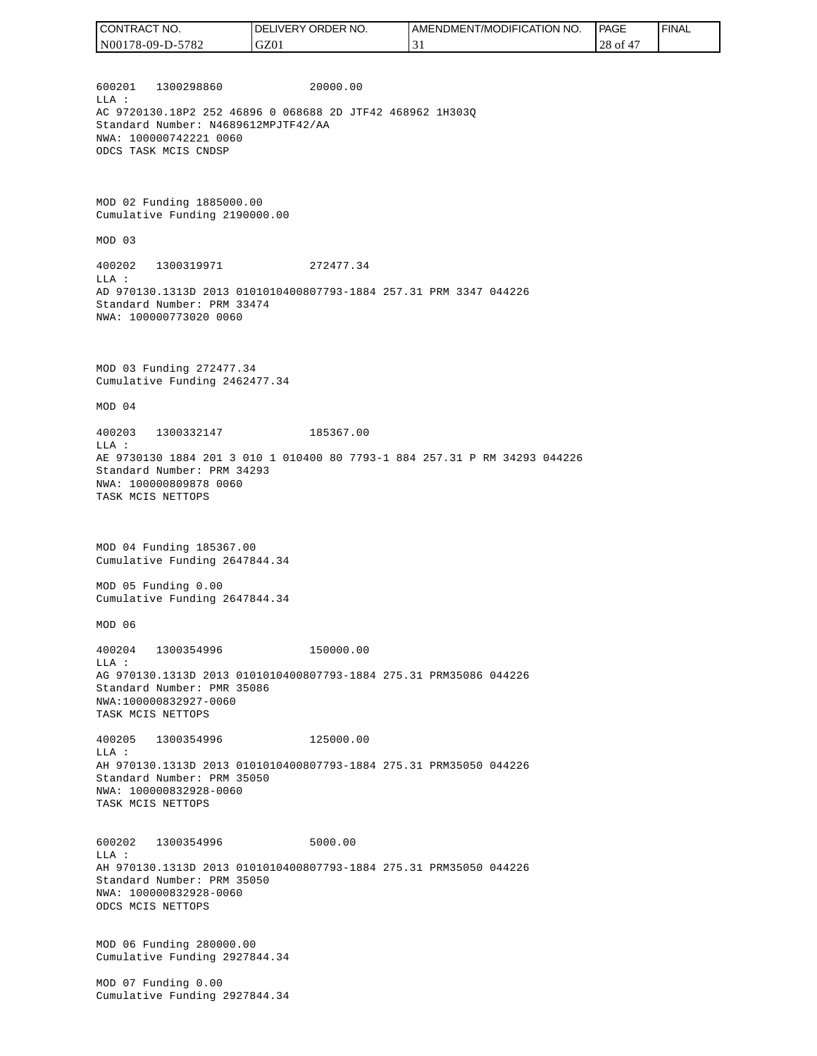600201 1300298860 20000.00
LLA :
AC 9720130.18P2 252 46896 0 068688 2D JTF42 468962 1H303Q
Standard Number: N4689612MPJTF42/AA
NWA: 100000742221 0060
ODCS TASK MCIS CNDSP

MOD 02 Funding 1885000.00
Cumulative Funding 2190000.00

MOD 03

400202 1300319971 272477.34
LLA :
AD 970130.1313D 2013 0101010400807793-1884 257.31 PRM 3347 044226
Standard Number: PRM 33474
NWA: 100000773020 0060

MOD 03 Funding 272477.34
Cumulative Funding 2462477.34

MOD 04

400203 1300332147 185367.00
LLA :
AE 9730130 1884 201 3 010 1 010400 80 7793-1 884 257.31 P RM 34293 044226
Standard Number: PRM 34293
NWA: 100000809878 0060
TASK MCIS NETTOPS

MOD 04 Funding 185367.00
Cumulative Funding 2647844.34

MOD 05 Funding 0.00
Cumulative Funding 2647844.34

MOD 06

400204 1300354996 150000.00
LLA :
AG 970130.1313D 2013 0101010400807793-1884 275.31 PRM35086 044226
Standard Number: PMR 35086
NWA:100000832927-0060
TASK MCIS NETTOPS

400205 1300354996 125000.00
LLA :
AH 970130.1313D 2013 0101010400807793-1884 275.31 PRM35050 044226
Standard Number: PRM 35050
NWA: 100000832928-0060
TASK MCIS NETTOPS

600202 1300354996 5000.00
LLA :
AH 970130.1313D 2013 0101010400807793-1884 275.31 PRM35050 044226
Standard Number: PRM 35050
NWA: 100000832928-0060
ODCS MCIS NETTOPS

MOD 06 Funding 280000.00
Cumulative Funding 2927844.34

MOD 07 Funding 0.00
Cumulative Funding 2927844.34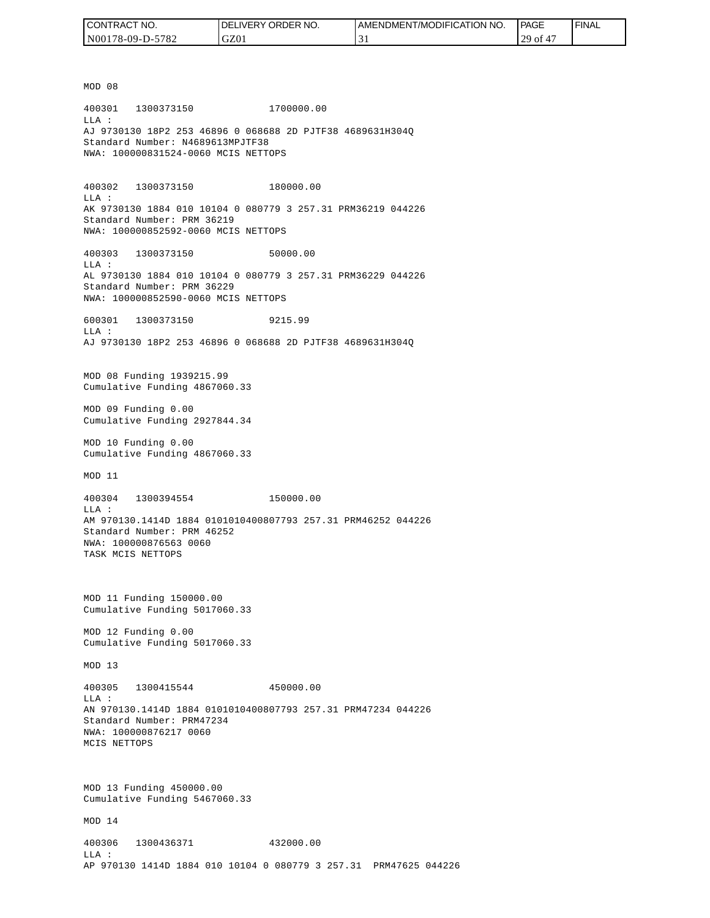MOD 08

400301   1300373150              1700000.00
LLA :
AJ 9730130 18P2 253 46896 0 068688 2D PJTF38 4689631H304Q
Standard Number: N4689613MPJTF38
NWA: 100000831524-0060 MCIS NETTOPS

400302   1300373150              180000.00
LLA :
AK 9730130 1884 010 10104 0 080779 3 257.31 PRM36219 044226
Standard Number: PRM 36219
NWA: 100000852592-0060 MCIS NETTOPS

400303   1300373150              50000.00
LLA :
AL 9730130 1884 010 10104 0 080779 3 257.31 PRM36229 044226
Standard Number: PRM 36229
NWA: 100000852590-0060 MCIS NETTOPS

600301   1300373150              9215.99
LLA :
AJ 9730130 18P2 253 46896 0 068688 2D PJTF38 4689631H304Q

MOD 08 Funding 1939215.99
Cumulative Funding 4867060.33

MOD 09 Funding 0.00
Cumulative Funding 2927844.34

MOD 10 Funding 0.00
Cumulative Funding 4867060.33

MOD 11

400304   1300394554              150000.00
LLA :
AM 970130.1414D 1884 0101010400807793 257.31 PRM46252 044226
Standard Number: PRM 46252
NWA: 100000876563 0060
TASK MCIS NETTOPS

MOD 11 Funding 150000.00
Cumulative Funding 5017060.33

MOD 12 Funding 0.00
Cumulative Funding 5017060.33

MOD 13

400305   1300415544              450000.00
LLA :
AN 970130.1414D 1884 0101010400807793 257.31 PRM47234 044226
Standard Number: PRM47234
NWA: 100000876217 0060
MCIS NETTOPS

MOD 13 Funding 450000.00
Cumulative Funding 5467060.33

MOD 14

400306   1300436371              432000.00
LLA :
AP 970130 1414D 1884 010 10104 0 080779 3 257.31  PRM47625 044226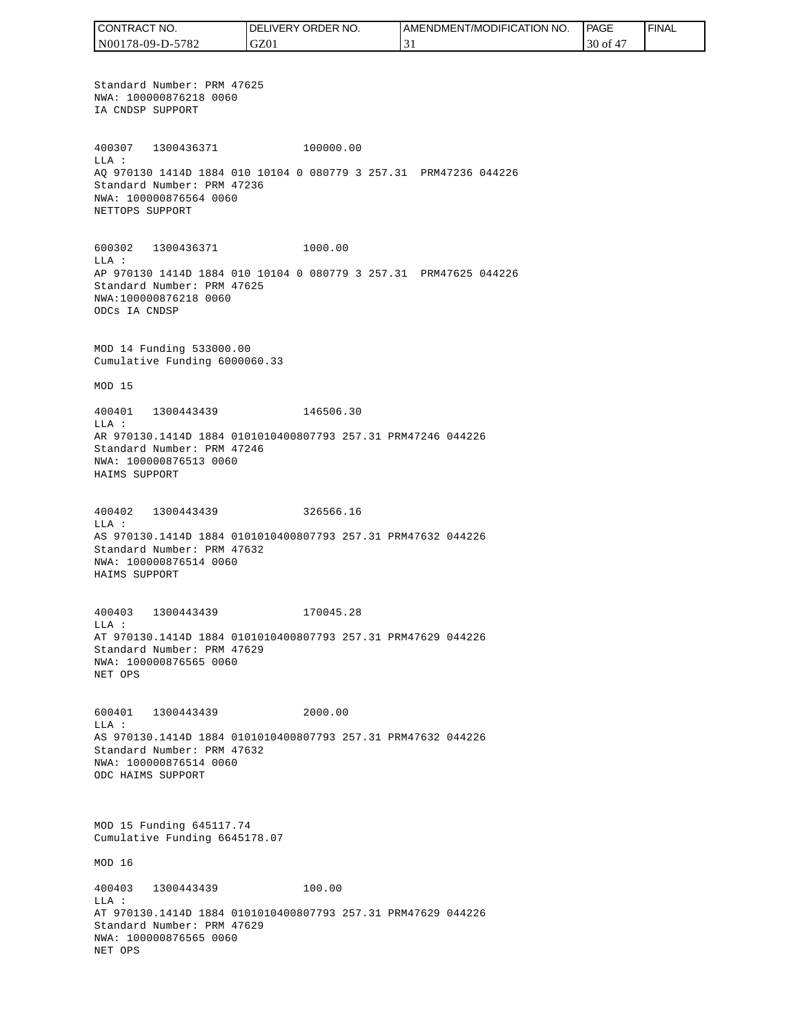Standard Number: PRM 47625
NWA: 100000876218 0060
IA CNDSP SUPPORT

400307 1300436371 100000.00
LLA :
AQ 970130 1414D 1884 010 10104 0 080779 3 257.31 PRM47236 044226
Standard Number: PRM 47236
NWA: 100000876564 0060
NETTOPS SUPPORT

600302 1300436371 1000.00
LLA :
AP 970130 1414D 1884 010 10104 0 080779 3 257.31 PRM47625 044226
Standard Number: PRM 47625
NWA:100000876218 0060
ODCs IA CNDSP

MOD 14 Funding 533000.00
Cumulative Funding 6000060.33

MOD 15

400401 1300443439 146506.30
LLA :
AR 970130.1414D 1884 0101010400807793 257.31 PRM47246 044226
Standard Number: PRM 47246
NWA: 100000876513 0060
HAIMS SUPPORT

400402 1300443439 326566.16
LLA :
AS 970130.1414D 1884 0101010400807793 257.31 PRM47632 044226
Standard Number: PRM 47632
NWA: 100000876514 0060
HAIMS SUPPORT

400403 1300443439 170045.28
LLA :
AT 970130.1414D 1884 0101010400807793 257.31 PRM47629 044226
Standard Number: PRM 47629
NWA: 100000876565 0060
NET OPS

600401 1300443439 2000.00
LLA :
AS 970130.1414D 1884 0101010400807793 257.31 PRM47632 044226
Standard Number: PRM 47632
NWA: 100000876514 0060
ODC HAIMS SUPPORT

MOD 15 Funding 645117.74
Cumulative Funding 6645178.07

MOD 16

400403 1300443439 100.00
LLA :
AT 970130.1414D 1884 0101010400807793 257.31 PRM47629 044226
Standard Number: PRM 47629
NWA: 100000876565 0060
NET OPS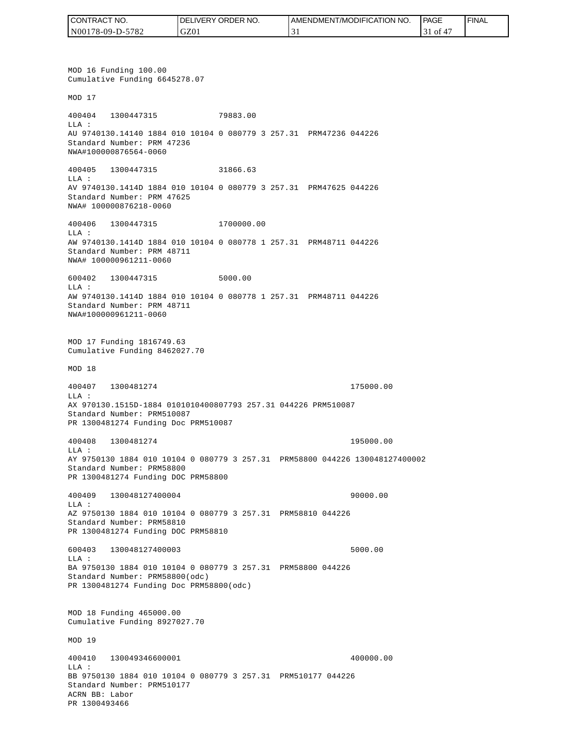MOD 16 Funding 100.00
Cumulative Funding 6645278.07

MOD 17

400404   1300447315              79883.00
LLA :
AU 9740130.14140 1884 010 10104 0 080779 3 257.31  PRM47236 044226
Standard Number: PRM 47236
NWA#100000876564-0060

400405   1300447315              31866.63
LLA :
AV 9740130.1414D 1884 010 10104 0 080779 3 257.31  PRM47625 044226
Standard Number: PRM 47625
NWA# 100000876218-0060

400406   1300447315              1700000.00
LLA :
AW 9740130.1414D 1884 010 10104 0 080778 1 257.31  PRM48711 044226
Standard Number: PRM 48711
NWA# 100000961211-0060

600402   1300447315              5000.00
LLA :
AW 9740130.1414D 1884 010 10104 0 080778 1 257.31  PRM48711 044226
Standard Number: PRM 48711
NWA#100000961211-0060

MOD 17 Funding 1816749.63
Cumulative Funding 8462027.70

MOD 18

400407   1300481274                                            175000.00
LLA :
AX 970130.1515D-1884 0101010400807793 257.31 044226 PRM510087
Standard Number: PRM510087
PR 1300481274 Funding Doc PRM510087

400408   1300481274                                            195000.00
LLA :
AY 9750130 1884 010 10104 0 080779 3 257.31  PRM58800 044226 130048127400002
Standard Number: PRM58800
PR 1300481274 Funding DOC PRM58800

400409   130048127400004                                       90000.00
LLA :
AZ 9750130 1884 010 10104 0 080779 3 257.31  PRM58810 044226
Standard Number: PRM58810
PR 1300481274 Funding DOC PRM58810

600403   130048127400003                                       5000.00
LLA :
BA 9750130 1884 010 10104 0 080779 3 257.31  PRM58800 044226
Standard Number: PRM58800(odc)
PR 1300481274 Funding Doc PRM58800(odc)

MOD 18 Funding 465000.00
Cumulative Funding 8927027.70

MOD 19

400410   130049346600001                                       400000.00
LLA :
BB 9750130 1884 010 10104 0 080779 3 257.31  PRM510177 044226
Standard Number: PRM510177
ACRN BB: Labor
PR 1300493466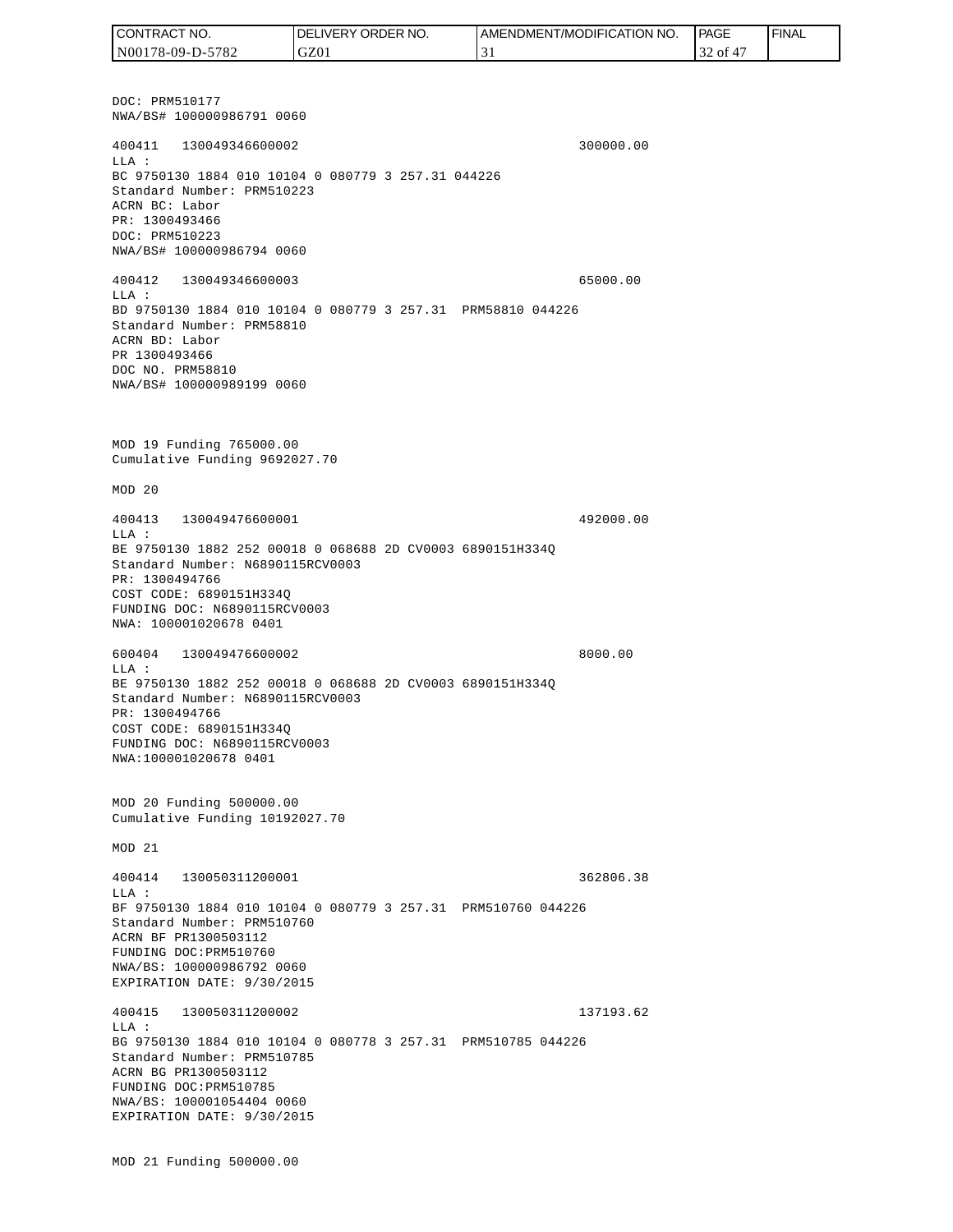DOC: PRM510177
NWA/BS# 100000986791 0060

400411 130049346600002 300000.00
LLA :
BC 9750130 1884 010 10104 0 080779 3 257.31 044226
Standard Number: PRM510223
ACRN BC: Labor
PR: 1300493466
DOC: PRM510223
NWA/BS# 100000986794 0060

400412 130049346600003 65000.00
LLA :
BD 9750130 1884 010 10104 0 080779 3 257.31 PRM58810 044226
Standard Number: PRM58810
ACRN BD: Labor
PR 1300493466
DOC NO. PRM58810
NWA/BS# 100000989199 0060

MOD 19 Funding 765000.00
Cumulative Funding 9692027.70

MOD 20

400413 130049476600001 492000.00
LLA :
BE 9750130 1882 252 00018 0 068688 2D CV0003 6890151H334Q
Standard Number: N6890115RCV0003
PR: 1300494766
COST CODE: 6890151H334Q
FUNDING DOC: N6890115RCV0003
NWA: 100001020678 0401

600404 130049476600002 8000.00
LLA :
BE 9750130 1882 252 00018 0 068688 2D CV0003 6890151H334Q
Standard Number: N6890115RCV0003
PR: 1300494766
COST CODE: 6890151H334Q
FUNDING DOC: N6890115RCV0003
NWA:100001020678 0401

MOD 20 Funding 500000.00
Cumulative Funding 10192027.70

MOD 21

400414 130050311200001 362806.38
LLA :
BF 9750130 1884 010 10104 0 080779 3 257.31 PRM510760 044226
Standard Number: PRM510760
ACRN BF PR1300503112
FUNDING DOC:PRM510760
NWA/BS: 100000986792 0060
EXPIRATION DATE: 9/30/2015

400415 130050311200002 137193.62
LLA :
BG 9750130 1884 010 10104 0 080778 3 257.31 PRM510785 044226
Standard Number: PRM510785
ACRN BG PR1300503112
FUNDING DOC:PRM510785
NWA/BS: 100001054404 0060
EXPIRATION DATE: 9/30/2015

MOD 21 Funding 500000.00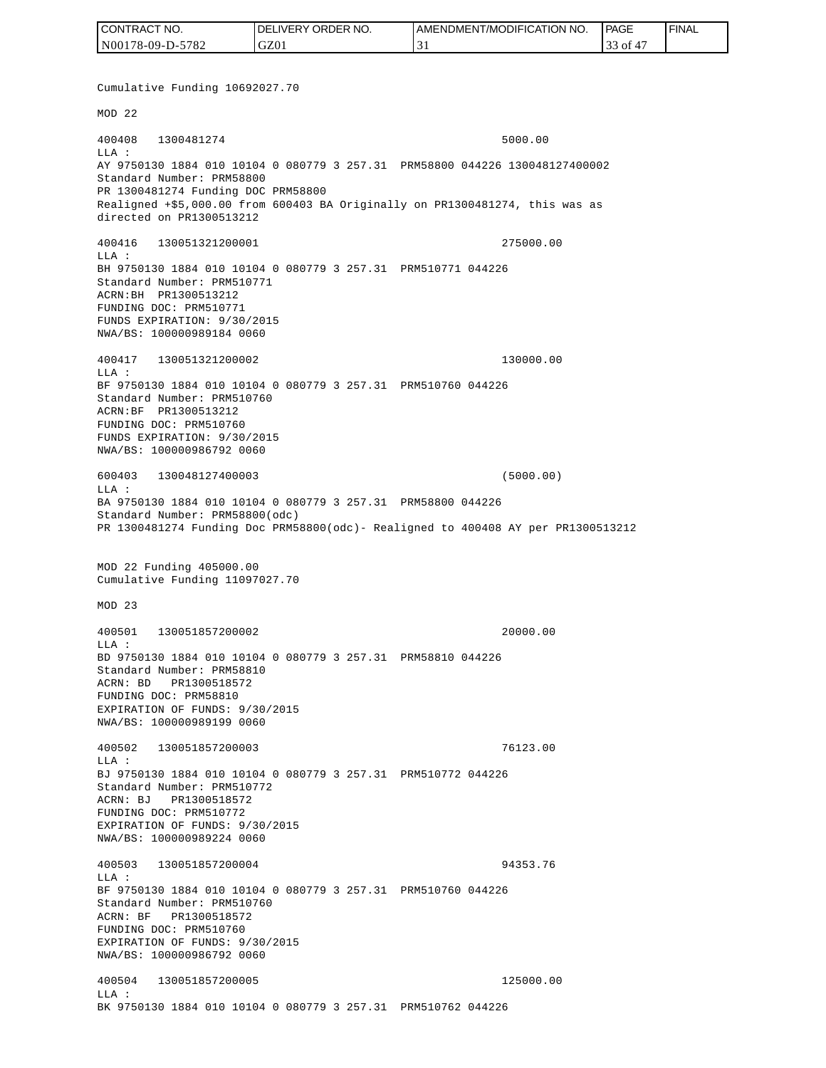Cumulative Funding 10692027.70

MOD 22

```
400408   1300481274                                          5000.00
LLA :
AY 9750130 1884 010 10104 0 080779 3 257.31  PRM58800 044226 130048127400002
Standard Number: PRM58800
PR 1300481274 Funding DOC PRM58800
Realigned +$5,000.00 from 600403 BA Originally on PR1300481274, this was as
directed on PR1300513212

400416   130051321200001                                     275000.00
LLA :
BH 9750130 1884 010 10104 0 080779 3 257.31  PRM510771 044226
Standard Number: PRM510771
ACRN:BH  PR1300513212
FUNDING DOC: PRM510771
FUNDS EXPIRATION: 9/30/2015
NWA/BS: 100000989184 0060

400417   130051321200002                                     130000.00
LLA :
BF 9750130 1884 010 10104 0 080779 3 257.31  PRM510760 044226
Standard Number: PRM510760
ACRN:BF  PR1300513212
FUNDING DOC: PRM510760
FUNDS EXPIRATION: 9/30/2015
NWA/BS: 100000986792 0060

600403   130048127400003                                     (5000.00)
LLA :
BA 9750130 1884 010 10104 0 080779 3 257.31  PRM58800 044226
Standard Number: PRM58800(odc)
PR 1300481274 Funding Doc PRM58800(odc)- Realigned to 400408 AY per PR1300513212
```

MOD 22 Funding 405000.00
Cumulative Funding 11097027.70

MOD 23

```
400501   130051857200002                                     20000.00
LLA :
BD 9750130 1884 010 10104 0 080779 3 257.31  PRM58810 044226
Standard Number: PRM58810
ACRN: BD   PR1300518572
FUNDING DOC: PRM58810
EXPIRATION OF FUNDS: 9/30/2015
NWA/BS: 100000989199 0060

400502   130051857200003                                     76123.00
LLA :
BJ 9750130 1884 010 10104 0 080779 3 257.31  PRM510772 044226
Standard Number: PRM510772
ACRN: BJ   PR1300518572
FUNDING DOC: PRM510772
EXPIRATION OF FUNDS: 9/30/2015
NWA/BS: 100000989224 0060

400503   130051857200004                                     94353.76
LLA :
BF 9750130 1884 010 10104 0 080779 3 257.31  PRM510760 044226
Standard Number: PRM510760
ACRN: BF   PR1300518572
FUNDING DOC: PRM510760
EXPIRATION OF FUNDS: 9/30/2015
NWA/BS: 100000986792 0060

400504   130051857200005                                     125000.00
LLA :
BK 9750130 1884 010 10104 0 080779 3 257.31  PRM510762 044226
```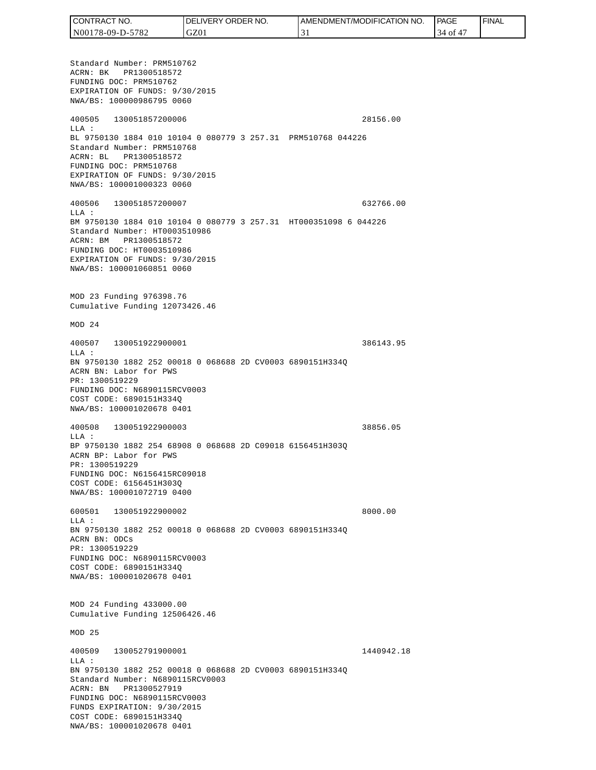Standard Number: PRM510762
ACRN: BK PR1300518572
FUNDING DOC: PRM510762
EXPIRATION OF FUNDS: 9/30/2015
NWA/BS: 100000986795 0060

400505 130051857200006 28156.00
LLA :
BL 9750130 1884 010 10104 0 080779 3 257.31 PRM510768 044226
Standard Number: PRM510768
ACRN: BL PR1300518572
FUNDING DOC: PRM510768
EXPIRATION OF FUNDS: 9/30/2015
NWA/BS: 100001000323 0060

400506 130051857200007 632766.00
LLA :
BM 9750130 1884 010 10104 0 080779 3 257.31 HT000351098 6 044226
Standard Number: HT0003510986
ACRN: BM PR1300518572
FUNDING DOC: HT0003510986
EXPIRATION OF FUNDS: 9/30/2015
NWA/BS: 100001060851 0060

MOD 23 Funding 976398.76
Cumulative Funding 12073426.46

MOD 24

400507 130051922900001 386143.95
LLA :
BN 9750130 1882 252 00018 0 068688 2D CV0003 6890151H334Q
ACRN BN: Labor for PWS
PR: 1300519229
FUNDING DOC: N6890115RCV0003
COST CODE: 6890151H334Q
NWA/BS: 100001020678 0401

400508 130051922900003 38856.05
LLA :
BP 9750130 1882 254 68908 0 068688 2D C09018 6156451H303Q
ACRN BP: Labor for PWS
PR: 1300519229
FUNDING DOC: N6156415RC09018
COST CODE: 6156451H303Q
NWA/BS: 100001072719 0400

600501 130051922900002 8000.00
LLA :
BN 9750130 1882 252 00018 0 068688 2D CV0003 6890151H334Q
ACRN BN: ODCs
PR: 1300519229
FUNDING DOC: N6890115RCV0003
COST CODE: 6890151H334Q
NWA/BS: 100001020678 0401

MOD 24 Funding 433000.00
Cumulative Funding 12506426.46

MOD 25

400509 130052791900001 1440942.18
LLA :
BN 9750130 1882 252 00018 0 068688 2D CV0003 6890151H334Q
Standard Number: N6890115RCV0003
ACRN: BN PR1300527919
FUNDING DOC: N6890115RCV0003
FUNDS EXPIRATION: 9/30/2015
COST CODE: 6890151H334Q
NWA/BS: 100001020678 0401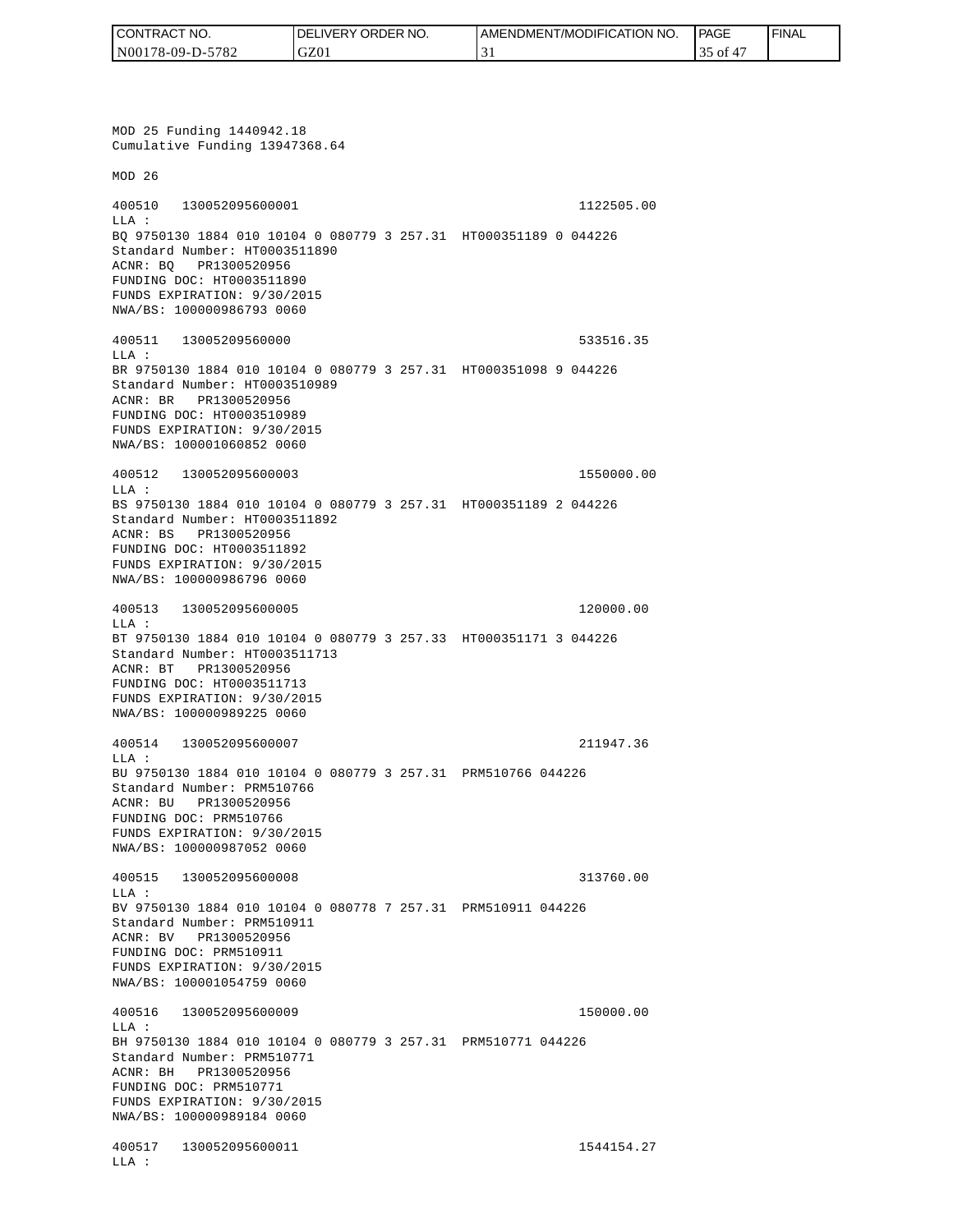MOD 25 Funding 1440942.18
Cumulative Funding 13947368.64

MOD 26

```
400510   130052095600001                                     1122505.00
LLA :
BQ 9750130 1884 010 10104 0 080779 3 257.31  HT000351189 0 044226
Standard Number: HT0003511890
ACNR: BQ   PR1300520956
FUNDING DOC: HT0003511890
FUNDS EXPIRATION: 9/30/2015
NWA/BS: 100000986793 0060

400511   13005209560000                                       533516.35
LLA :
BR 9750130 1884 010 10104 0 080779 3 257.31  HT000351098 9 044226
Standard Number: HT0003510989
ACNR: BR   PR1300520956
FUNDING DOC: HT0003510989
FUNDS EXPIRATION: 9/30/2015
NWA/BS: 100001060852 0060

400512   130052095600003                                     1550000.00
LLA :
BS 9750130 1884 010 10104 0 080779 3 257.31  HT000351189 2 044226
Standard Number: HT0003511892
ACNR: BS   PR1300520956
FUNDING DOC: HT0003511892
FUNDS EXPIRATION: 9/30/2015
NWA/BS: 100000986796 0060

400513   130052095600005                                      120000.00
LLA :
BT 9750130 1884 010 10104 0 080779 3 257.33  HT000351171 3 044226
Standard Number: HT0003511713
ACNR: BT   PR1300520956
FUNDING DOC: HT0003511713
FUNDS EXPIRATION: 9/30/2015
NWA/BS: 100000989225 0060

400514   130052095600007                                      211947.36
LLA :
BU 9750130 1884 010 10104 0 080779 3 257.31  PRM510766 044226
Standard Number: PRM510766
ACNR: BU   PR1300520956
FUNDING DOC: PRM510766
FUNDS EXPIRATION: 9/30/2015
NWA/BS: 100000987052 0060

400515   130052095600008                                      313760.00
LLA :
BV 9750130 1884 010 10104 0 080778 7 257.31  PRM510911 044226
Standard Number: PRM510911
ACNR: BV   PR1300520956
FUNDING DOC: PRM510911
FUNDS EXPIRATION: 9/30/2015
NWA/BS: 100001054759 0060

400516   130052095600009                                      150000.00
LLA :
BH 9750130 1884 010 10104 0 080779 3 257.31  PRM510771 044226
Standard Number: PRM510771
ACNR: BH   PR1300520956
FUNDING DOC: PRM510771
FUNDS EXPIRATION: 9/30/2015
NWA/BS: 100000989184 0060

400517   130052095600011                                     1544154.27
LLA :
```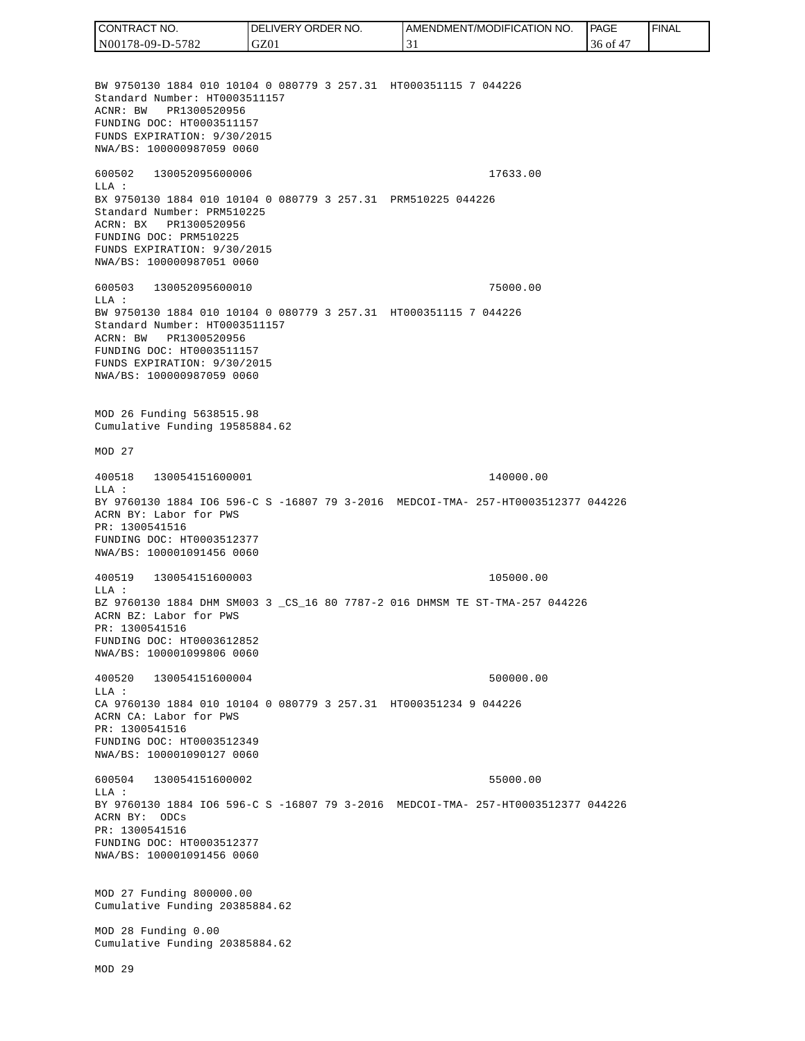BW 9750130 1884 010 10104 0 080779 3 257.31 HT000351115 7 044226
Standard Number: HT0003511157
ACNR: BW PR1300520956
FUNDING DOC: HT0003511157
FUNDS EXPIRATION: 9/30/2015
NWA/BS: 100000987059 0060

600502 130052095600006 17633.00
LLA :
BX 9750130 1884 010 10104 0 080779 3 257.31 PRM510225 044226
Standard Number: PRM510225
ACRN: BX PR1300520956
FUNDING DOC: PRM510225
FUNDS EXPIRATION: 9/30/2015
NWA/BS: 100000987051 0060

600503 130052095600010 75000.00
LLA :
BW 9750130 1884 010 10104 0 080779 3 257.31 HT000351115 7 044226
Standard Number: HT0003511157
ACRN: BW PR1300520956
FUNDING DOC: HT0003511157
FUNDS EXPIRATION: 9/30/2015
NWA/BS: 100000987059 0060

MOD 26 Funding 5638515.98
Cumulative Funding 19585884.62

MOD 27

400518 130054151600001 140000.00
LLA :
BY 9760130 1884 IO6 596-C S -16807 79 3-2016 MEDCOI-TMA- 257-HT0003512377 044226
ACRN BY: Labor for PWS
PR: 1300541516
FUNDING DOC: HT0003512377
NWA/BS: 100001091456 0060

400519 130054151600003 105000.00
LLA :
BZ 9760130 1884 DHM SM003 3 _CS_16 80 7787-2 016 DHMSM TE ST-TMA-257 044226
ACRN BZ: Labor for PWS
PR: 1300541516
FUNDING DOC: HT0003612852
NWA/BS: 100001099806 0060

400520 130054151600004 500000.00
LLA :
CA 9760130 1884 010 10104 0 080779 3 257.31 HT000351234 9 044226
ACRN CA: Labor for PWS
PR: 1300541516
FUNDING DOC: HT0003512349
NWA/BS: 100001090127 0060

600504 130054151600002 55000.00
LLA :
BY 9760130 1884 IO6 596-C S -16807 79 3-2016 MEDCOI-TMA- 257-HT0003512377 044226
ACRN BY: ODCs
PR: 1300541516
FUNDING DOC: HT0003512377
NWA/BS: 100001091456 0060

MOD 27 Funding 800000.00
Cumulative Funding 20385884.62

MOD 28 Funding 0.00
Cumulative Funding 20385884.62

MOD 29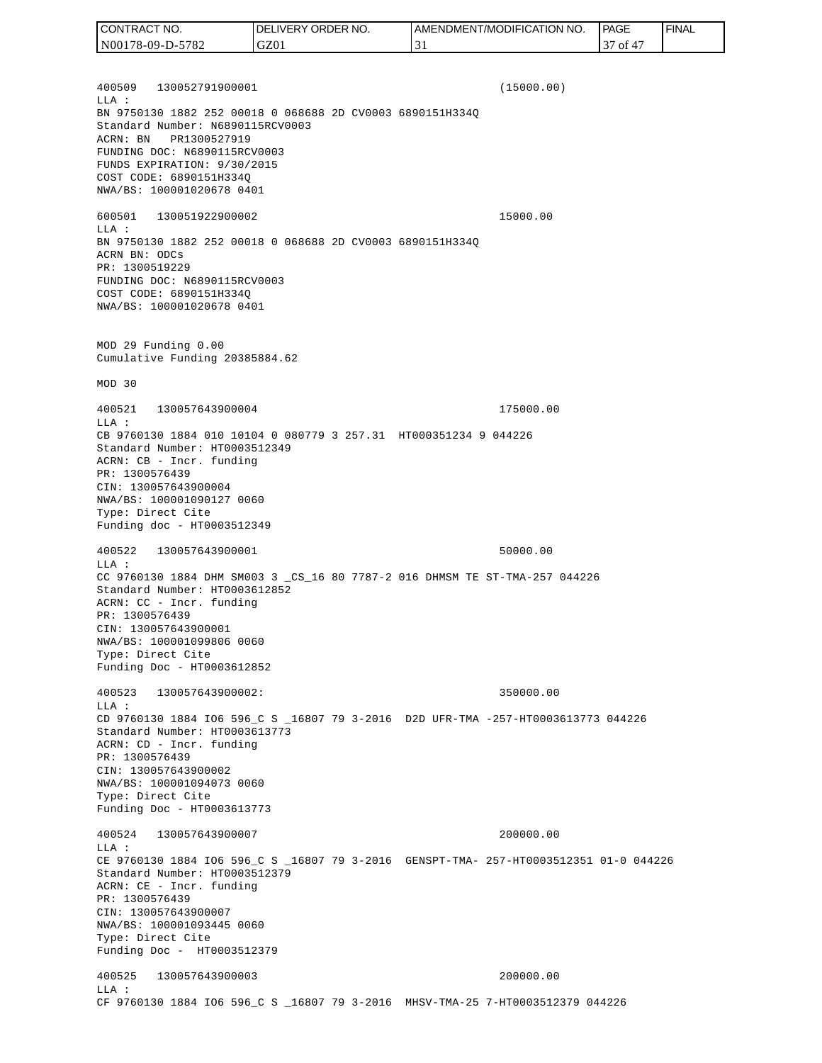400509 130052791900001 (15000.00)
LLA :
BN 9750130 1882 252 00018 0 068688 2D CV0003 6890151H334Q
Standard Number: N6890115RCV0003
ACRN: BN PR1300527919
FUNDING DOC: N6890115RCV0003
FUNDS EXPIRATION: 9/30/2015
COST CODE: 6890151H334Q
NWA/BS: 100001020678 0401

600501 130051922900002 15000.00
LLA :
BN 9750130 1882 252 00018 0 068688 2D CV0003 6890151H334Q
ACRN BN: ODCs
PR: 1300519229
FUNDING DOC: N6890115RCV0003
COST CODE: 6890151H334Q
NWA/BS: 100001020678 0401

MOD 29 Funding 0.00
Cumulative Funding 20385884.62

MOD 30

400521 130057643900004 175000.00
LLA :
CB 9760130 1884 010 10104 0 080779 3 257.31 HT000351234 9 044226
Standard Number: HT0003512349
ACRN: CB - Incr. funding
PR: 1300576439
CIN: 130057643900004
NWA/BS: 100001090127 0060
Type: Direct Cite
Funding doc - HT0003512349

400522 130057643900001 50000.00
LLA :
CC 9760130 1884 DHM SM003 3 _CS_16 80 7787-2 016 DHMSM TE ST-TMA-257 044226
Standard Number: HT0003612852
ACRN: CC - Incr. funding
PR: 1300576439
CIN: 130057643900001
NWA/BS: 100001099806 0060
Type: Direct Cite
Funding Doc - HT0003612852

400523 130057643900002: 350000.00
LLA :
CD 9760130 1884 IO6 596_C S _16807 79 3-2016 D2D UFR-TMA -257-HT0003613773 044226
Standard Number: HT0003613773
ACRN: CD - Incr. funding
PR: 1300576439
CIN: 130057643900002
NWA/BS: 100001094073 0060
Type: Direct Cite
Funding Doc - HT0003613773

400524 130057643900007 200000.00
LLA :
CE 9760130 1884 IO6 596_C S _16807 79 3-2016 GENSPT-TMA- 257-HT0003512351 01-0 044226
Standard Number: HT0003512379
ACRN: CE - Incr. funding
PR: 1300576439
CIN: 130057643900007
NWA/BS: 100001093445 0060
Type: Direct Cite
Funding Doc - HT0003512379

400525 130057643900003 200000.00
LLA :
CF 9760130 1884 IO6 596_C S _16807 79 3-2016 MHSV-TMA-25 7-HT0003512379 044226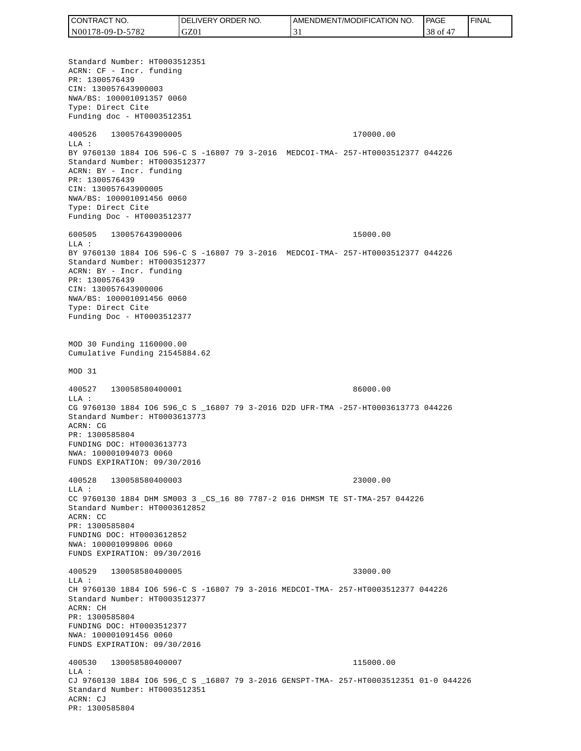Standard Number: HT0003512351
ACRN: CF - Incr. funding
PR: 1300576439
CIN: 130057643900003
NWA/BS: 100001091357 0060
Type: Direct Cite
Funding doc - HT0003512351

400526 130057643900005 170000.00
LLA :
BY 9760130 1884 IO6 596-C S -16807 79 3-2016 MEDCOI-TMA- 257-HT0003512377 044226
Standard Number: HT0003512377
ACRN: BY - Incr. funding
PR: 1300576439
CIN: 130057643900005
NWA/BS: 100001091456 0060
Type: Direct Cite
Funding Doc - HT0003512377

600505 130057643900006 15000.00
LLA :
BY 9760130 1884 IO6 596-C S -16807 79 3-2016 MEDCOI-TMA- 257-HT0003512377 044226
Standard Number: HT0003512377
ACRN: BY - Incr. funding
PR: 1300576439
CIN: 130057643900006
NWA/BS: 100001091456 0060
Type: Direct Cite
Funding Doc - HT0003512377

MOD 30 Funding 1160000.00
Cumulative Funding 21545884.62

MOD 31

400527 130058580400001 86000.00
LLA :
CG 9760130 1884 IO6 596_C S _16807 79 3-2016 D2D UFR-TMA -257-HT0003613773 044226
Standard Number: HT0003613773
ACRN: CG
PR: 1300585804
FUNDING DOC: HT0003613773
NWA: 100001094073 0060
FUNDS EXPIRATION: 09/30/2016

400528 130058580400003 23000.00
LLA :
CC 9760130 1884 DHM SM003 3 _CS_16 80 7787-2 016 DHMSM TE ST-TMA-257 044226
Standard Number: HT0003612852
ACRN: CC
PR: 1300585804
FUNDING DOC: HT0003612852
NWA: 100001099806 0060
FUNDS EXPIRATION: 09/30/2016

400529 130058580400005 33000.00
LLA :
CH 9760130 1884 IO6 596-C S -16807 79 3-2016 MEDCOI-TMA- 257-HT0003512377 044226
Standard Number: HT0003512377
ACRN: CH
PR: 1300585804
FUNDING DOC: HT0003512377
NWA: 100001091456 0060
FUNDS EXPIRATION: 09/30/2016

400530 130058580400007 115000.00
LLA :
CJ 9760130 1884 IO6 596_C S _16807 79 3-2016 GENSPT-TMA- 257-HT0003512351 01-0 044226
Standard Number: HT0003512351
ACRN: CJ
PR: 1300585804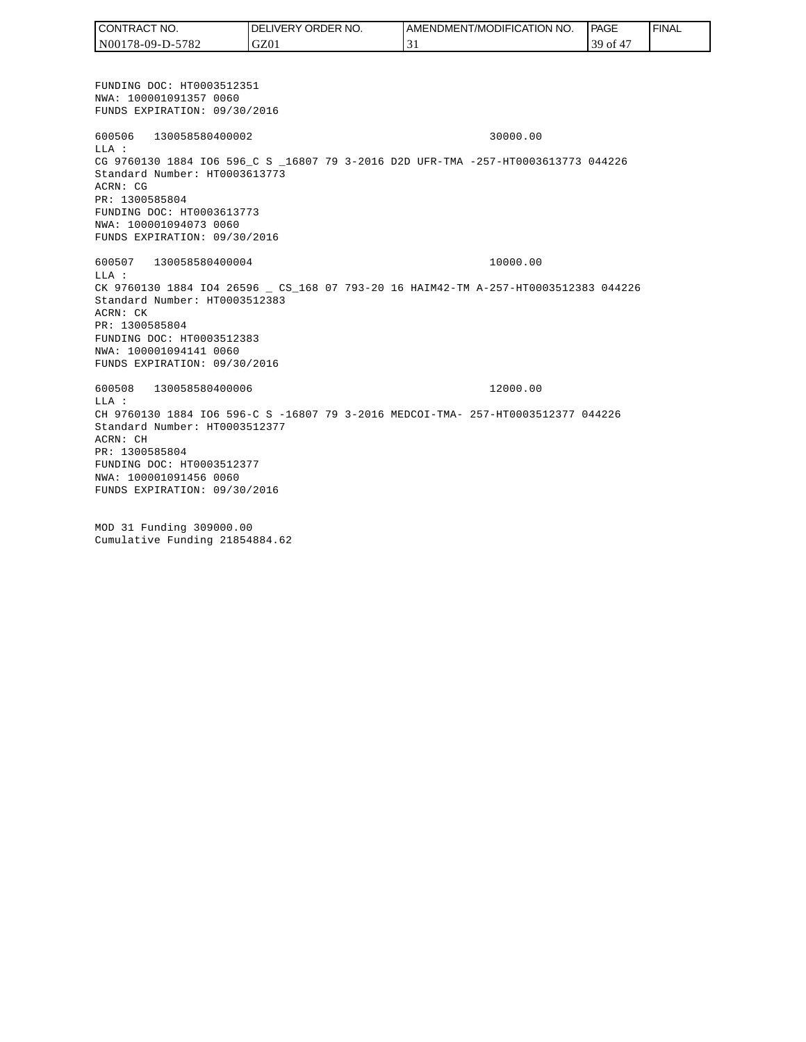FUNDING DOC: HT0003512351
NWA: 100001091357 0060
FUNDS EXPIRATION: 09/30/2016

600506 130058580400002 30000.00
LLA :
CG 9760130 1884 IO6 596_C S _16807 79 3-2016 D2D UFR-TMA -257-HT0003613773 044226
Standard Number: HT0003613773
ACRN: CG
PR: 1300585804
FUNDING DOC: HT0003613773
NWA: 100001094073 0060
FUNDS EXPIRATION: 09/30/2016

600507 130058580400004 10000.00
LLA :
CK 9760130 1884 IO4 26596 _ CS_168 07 793-20 16 HAIM42-TM A-257-HT0003512383 044226
Standard Number: HT0003512383
ACRN: CK
PR: 1300585804
FUNDING DOC: HT0003512383
NWA: 100001094141 0060
FUNDS EXPIRATION: 09/30/2016

600508 130058580400006 12000.00
LLA :
CH 9760130 1884 IO6 596-C S -16807 79 3-2016 MEDCOI-TMA- 257-HT0003512377 044226
Standard Number: HT0003512377
ACRN: CH
PR: 1300585804
FUNDING DOC: HT0003512377
NWA: 100001091456 0060
FUNDS EXPIRATION: 09/30/2016

MOD 31 Funding 309000.00
Cumulative Funding 21854884.62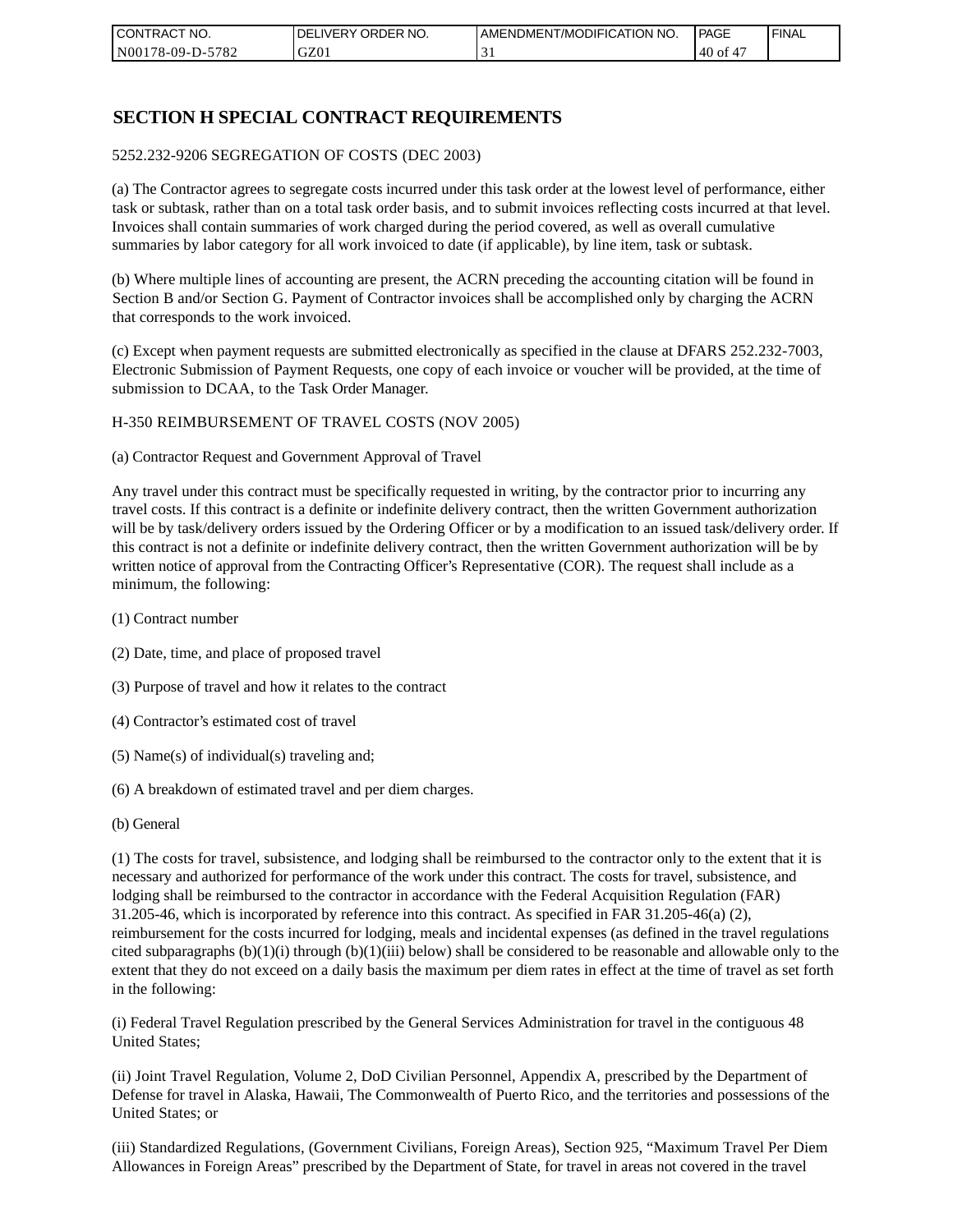# SECTION H SPECIAL CONTRACT REQUIREMENTS

5252.232-9206 SEGREGATION OF COSTS (DEC 2003)

(a) The Contractor agrees to segregate costs incurred under this task order at the lowest level of performance, either task or subtask, rather than on a total task order basis, and to submit invoices reflecting costs incurred at that level. Invoices shall contain summaries of work charged during the period covered, as well as overall cumulative summaries by labor category for all work invoiced to date (if applicable), by line item, task or subtask.

(b) Where multiple lines of accounting are present, the ACRN preceding the accounting citation will be found in Section B and/or Section G. Payment of Contractor invoices shall be accomplished only by charging the ACRN that corresponds to the work invoiced.

(c) Except when payment requests are submitted electronically as specified in the clause at DFARS 252.232-7003, Electronic Submission of Payment Requests, one copy of each invoice or voucher will be provided, at the time of submission to DCAA, to the Task Order Manager.

H-350 REIMBURSEMENT OF TRAVEL COSTS (NOV 2005)

(a) Contractor Request and Government Approval of Travel

Any travel under this contract must be specifically requested in writing, by the contractor prior to incurring any travel costs. If this contract is a definite or indefinite delivery contract, then the written Government authorization will be by task/delivery orders issued by the Ordering Officer or by a modification to an issued task/delivery order. If this contract is not a definite or indefinite delivery contract, then the written Government authorization will be by written notice of approval from the Contracting Officer's Representative (COR). The request shall include as a minimum, the following:

(1) Contract number

(2) Date, time, and place of proposed travel

(3) Purpose of travel and how it relates to the contract

(4) Contractor's estimated cost of travel

(5) Name(s) of individual(s) traveling and;

(6) A breakdown of estimated travel and per diem charges.

(b) General

(1) The costs for travel, subsistence, and lodging shall be reimbursed to the contractor only to the extent that it is necessary and authorized for performance of the work under this contract. The costs for travel, subsistence, and lodging shall be reimbursed to the contractor in accordance with the Federal Acquisition Regulation (FAR) 31.205-46, which is incorporated by reference into this contract. As specified in FAR 31.205-46(a) (2), reimbursement for the costs incurred for lodging, meals and incidental expenses (as defined in the travel regulations cited subparagraphs (b)(1)(i) through (b)(1)(iii) below) shall be considered to be reasonable and allowable only to the extent that they do not exceed on a daily basis the maximum per diem rates in effect at the time of travel as set forth in the following:

(i) Federal Travel Regulation prescribed by the General Services Administration for travel in the contiguous 48 United States;

(ii) Joint Travel Regulation, Volume 2, DoD Civilian Personnel, Appendix A, prescribed by the Department of Defense for travel in Alaska, Hawaii, The Commonwealth of Puerto Rico, and the territories and possessions of the United States; or

(iii) Standardized Regulations, (Government Civilians, Foreign Areas), Section 925, "Maximum Travel Per Diem Allowances in Foreign Areas" prescribed by the Department of State, for travel in areas not covered in the travel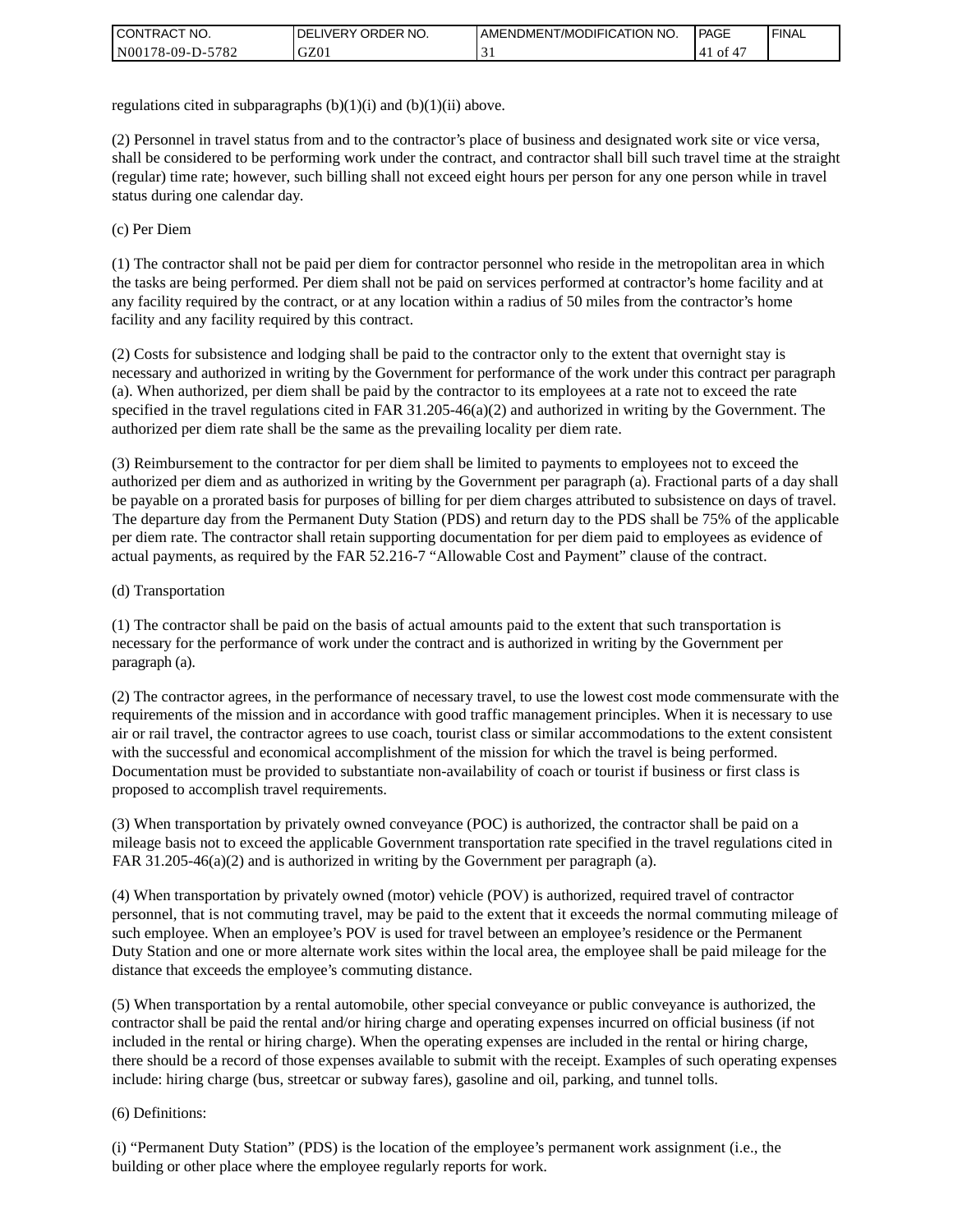regulations cited in subparagraphs (b)(1)(i) and (b)(1)(ii) above.

(2) Personnel in travel status from and to the contractor's place of business and designated work site or vice versa, shall be considered to be performing work under the contract, and contractor shall bill such travel time at the straight (regular) time rate; however, such billing shall not exceed eight hours per person for any one person while in travel status during one calendar day.

(c) Per Diem

(1) The contractor shall not be paid per diem for contractor personnel who reside in the metropolitan area in which the tasks are being performed. Per diem shall not be paid on services performed at contractor's home facility and at any facility required by the contract, or at any location within a radius of 50 miles from the contractor's home facility and any facility required by this contract.

(2) Costs for subsistence and lodging shall be paid to the contractor only to the extent that overnight stay is necessary and authorized in writing by the Government for performance of the work under this contract per paragraph (a). When authorized, per diem shall be paid by the contractor to its employees at a rate not to exceed the rate specified in the travel regulations cited in FAR 31.205-46(a)(2) and authorized in writing by the Government. The authorized per diem rate shall be the same as the prevailing locality per diem rate.

(3) Reimbursement to the contractor for per diem shall be limited to payments to employees not to exceed the authorized per diem and as authorized in writing by the Government per paragraph (a). Fractional parts of a day shall be payable on a prorated basis for purposes of billing for per diem charges attributed to subsistence on days of travel. The departure day from the Permanent Duty Station (PDS) and return day to the PDS shall be 75% of the applicable per diem rate. The contractor shall retain supporting documentation for per diem paid to employees as evidence of actual payments, as required by the FAR 52.216-7 "Allowable Cost and Payment" clause of the contract.

(d) Transportation

(1) The contractor shall be paid on the basis of actual amounts paid to the extent that such transportation is necessary for the performance of work under the contract and is authorized in writing by the Government per paragraph (a).

(2) The contractor agrees, in the performance of necessary travel, to use the lowest cost mode commensurate with the requirements of the mission and in accordance with good traffic management principles. When it is necessary to use air or rail travel, the contractor agrees to use coach, tourist class or similar accommodations to the extent consistent with the successful and economical accomplishment of the mission for which the travel is being performed. Documentation must be provided to substantiate non-availability of coach or tourist if business or first class is proposed to accomplish travel requirements.

(3) When transportation by privately owned conveyance (POC) is authorized, the contractor shall be paid on a mileage basis not to exceed the applicable Government transportation rate specified in the travel regulations cited in FAR 31.205-46(a)(2) and is authorized in writing by the Government per paragraph (a).

(4) When transportation by privately owned (motor) vehicle (POV) is authorized, required travel of contractor personnel, that is not commuting travel, may be paid to the extent that it exceeds the normal commuting mileage of such employee. When an employee's POV is used for travel between an employee's residence or the Permanent Duty Station and one or more alternate work sites within the local area, the employee shall be paid mileage for the distance that exceeds the employee's commuting distance.

(5) When transportation by a rental automobile, other special conveyance or public conveyance is authorized, the contractor shall be paid the rental and/or hiring charge and operating expenses incurred on official business (if not included in the rental or hiring charge). When the operating expenses are included in the rental or hiring charge, there should be a record of those expenses available to submit with the receipt. Examples of such operating expenses include: hiring charge (bus, streetcar or subway fares), gasoline and oil, parking, and tunnel tolls.

(6) Definitions:

(i) "Permanent Duty Station" (PDS) is the location of the employee's permanent work assignment (i.e., the building or other place where the employee regularly reports for work.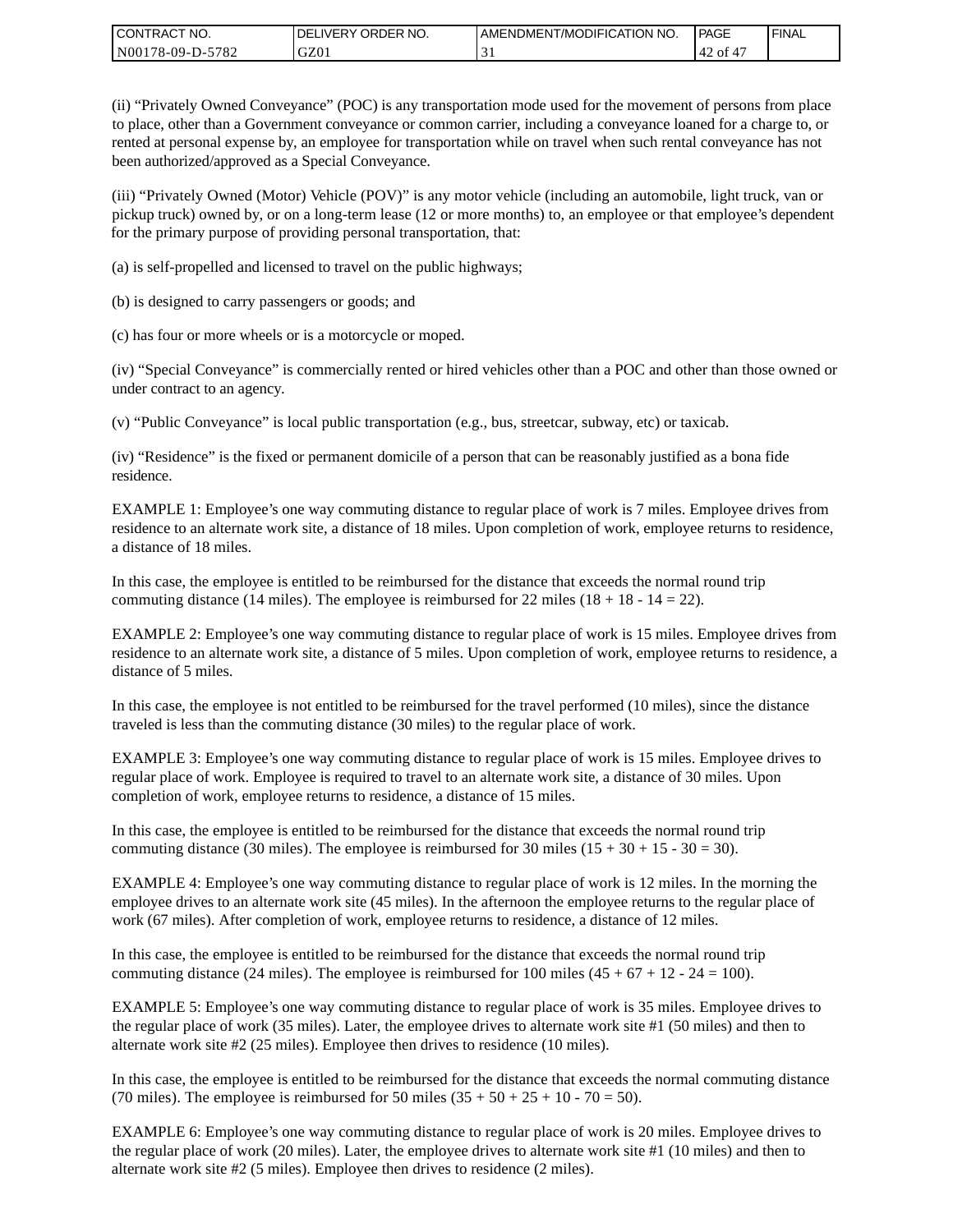(ii) “Privately Owned Conveyance” (POC) is any transportation mode used for the movement of persons from place to place, other than a Government conveyance or common carrier, including a conveyance loaned for a charge to, or rented at personal expense by, an employee for transportation while on travel when such rental conveyance has not been authorized/approved as a Special Conveyance.

(iii) “Privately Owned (Motor) Vehicle (POV)” is any motor vehicle (including an automobile, light truck, van or pickup truck) owned by, or on a long-term lease (12 or more months) to, an employee or that employee’s dependent for the primary purpose of providing personal transportation, that:

(a) is self-propelled and licensed to travel on the public highways;

(b) is designed to carry passengers or goods; and

(c) has four or more wheels or is a motorcycle or moped.

(iv) “Special Conveyance” is commercially rented or hired vehicles other than a POC and other than those owned or under contract to an agency.

(v) “Public Conveyance” is local public transportation (e.g., bus, streetcar, subway, etc) or taxicab.

(iv) “Residence” is the fixed or permanent domicile of a person that can be reasonably justified as a bona fide residence.

EXAMPLE 1: Employee’s one way commuting distance to regular place of work is 7 miles. Employee drives from residence to an alternate work site, a distance of 18 miles. Upon completion of work, employee returns to residence, a distance of 18 miles.

In this case, the employee is entitled to be reimbursed for the distance that exceeds the normal round trip commuting distance (14 miles). The employee is reimbursed for 22 miles (18 + 18 - 14 = 22).

EXAMPLE 2: Employee’s one way commuting distance to regular place of work is 15 miles. Employee drives from residence to an alternate work site, a distance of 5 miles. Upon completion of work, employee returns to residence, a distance of 5 miles.

In this case, the employee is not entitled to be reimbursed for the travel performed (10 miles), since the distance traveled is less than the commuting distance (30 miles) to the regular place of work.

EXAMPLE 3: Employee’s one way commuting distance to regular place of work is 15 miles. Employee drives to regular place of work. Employee is required to travel to an alternate work site, a distance of 30 miles. Upon completion of work, employee returns to residence, a distance of 15 miles.

In this case, the employee is entitled to be reimbursed for the distance that exceeds the normal round trip commuting distance (30 miles). The employee is reimbursed for 30 miles (15 + 30 + 15 - 30 = 30).

EXAMPLE 4: Employee’s one way commuting distance to regular place of work is 12 miles. In the morning the employee drives to an alternate work site (45 miles). In the afternoon the employee returns to the regular place of work (67 miles). After completion of work, employee returns to residence, a distance of 12 miles.

In this case, the employee is entitled to be reimbursed for the distance that exceeds the normal round trip commuting distance (24 miles). The employee is reimbursed for 100 miles (45 + 67 + 12 - 24 = 100).

EXAMPLE 5: Employee’s one way commuting distance to regular place of work is 35 miles. Employee drives to the regular place of work (35 miles). Later, the employee drives to alternate work site #1 (50 miles) and then to alternate work site #2 (25 miles). Employee then drives to residence (10 miles).

In this case, the employee is entitled to be reimbursed for the distance that exceeds the normal commuting distance (70 miles). The employee is reimbursed for 50 miles (35 + 50 + 25 + 10 - 70 = 50).

EXAMPLE 6: Employee’s one way commuting distance to regular place of work is 20 miles. Employee drives to the regular place of work (20 miles). Later, the employee drives to alternate work site #1 (10 miles) and then to alternate work site #2 (5 miles). Employee then drives to residence (2 miles).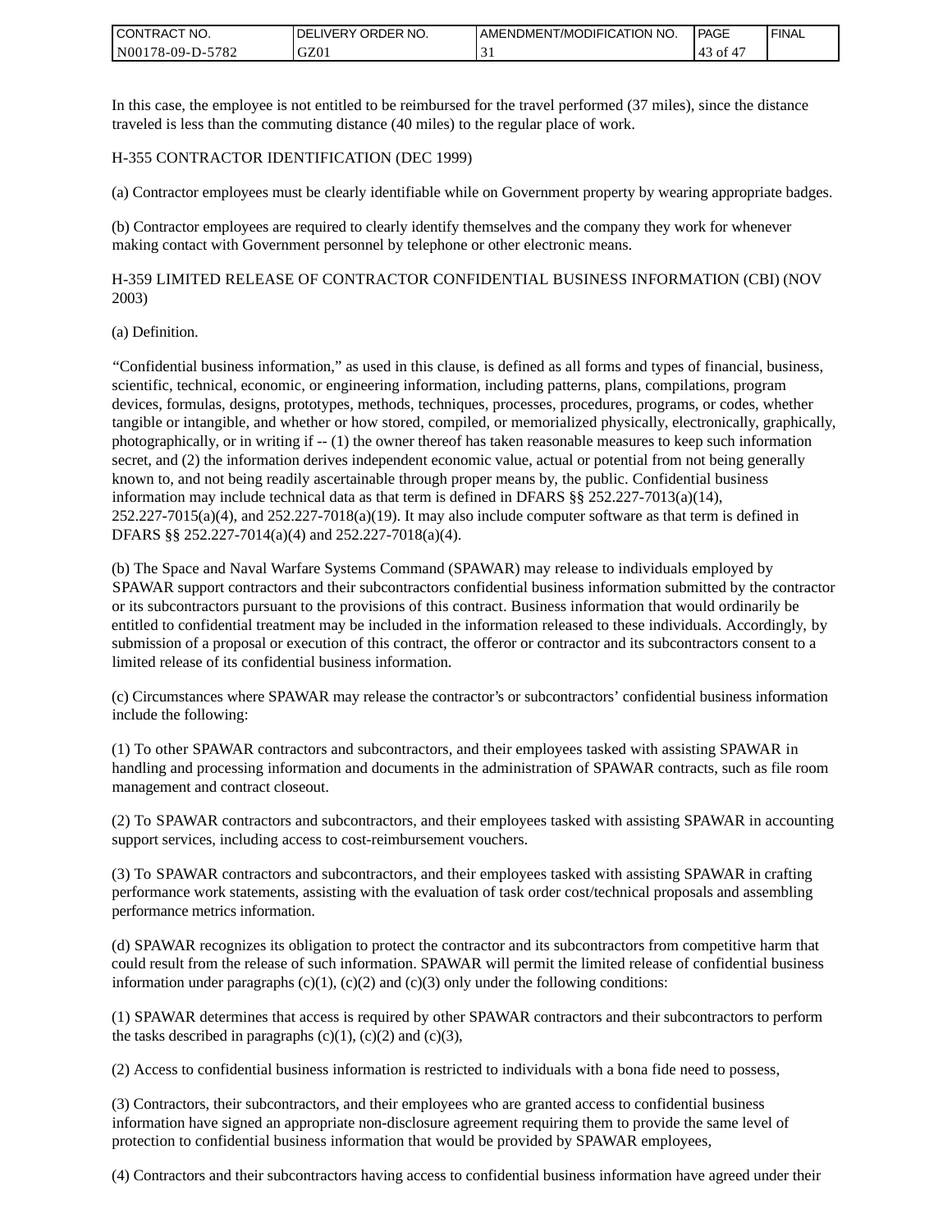In this case, the employee is not entitled to be reimbursed for the travel performed (37 miles), since the distance traveled is less than the commuting distance (40 miles) to the regular place of work.

H-355 CONTRACTOR IDENTIFICATION (DEC 1999)

(a) Contractor employees must be clearly identifiable while on Government property by wearing appropriate badges.

(b) Contractor employees are required to clearly identify themselves and the company they work for whenever making contact with Government personnel by telephone or other electronic means.

H-359 LIMITED RELEASE OF CONTRACTOR CONFIDENTIAL BUSINESS INFORMATION (CBI) (NOV 2003)

(a) Definition.

"Confidential business information," as used in this clause, is defined as all forms and types of financial, business, scientific, technical, economic, or engineering information, including patterns, plans, compilations, program devices, formulas, designs, prototypes, methods, techniques, processes, procedures, programs, or codes, whether tangible or intangible, and whether or how stored, compiled, or memorialized physically, electronically, graphically, photographically, or in writing if -- (1) the owner thereof has taken reasonable measures to keep such information secret, and (2) the information derives independent economic value, actual or potential from not being generally known to, and not being readily ascertainable through proper means by, the public. Confidential business information may include technical data as that term is defined in DFARS §§ 252.227-7013(a)(14), 252.227-7015(a)(4), and 252.227-7018(a)(19). It may also include computer software as that term is defined in DFARS §§ 252.227-7014(a)(4) and 252.227-7018(a)(4).

(b) The Space and Naval Warfare Systems Command (SPAWAR) may release to individuals employed by SPAWAR support contractors and their subcontractors confidential business information submitted by the contractor or its subcontractors pursuant to the provisions of this contract. Business information that would ordinarily be entitled to confidential treatment may be included in the information released to these individuals. Accordingly, by submission of a proposal or execution of this contract, the offeror or contractor and its subcontractors consent to a limited release of its confidential business information.

(c) Circumstances where SPAWAR may release the contractor's or subcontractors' confidential business information include the following:

(1) To other SPAWAR contractors and subcontractors, and their employees tasked with assisting SPAWAR in handling and processing information and documents in the administration of SPAWAR contracts, such as file room management and contract closeout.

(2) To SPAWAR contractors and subcontractors, and their employees tasked with assisting SPAWAR in accounting support services, including access to cost-reimbursement vouchers.

(3) To SPAWAR contractors and subcontractors, and their employees tasked with assisting SPAWAR in crafting performance work statements, assisting with the evaluation of task order cost/technical proposals and assembling performance metrics information.

(d) SPAWAR recognizes its obligation to protect the contractor and its subcontractors from competitive harm that could result from the release of such information. SPAWAR will permit the limited release of confidential business information under paragraphs (c)(1), (c)(2) and (c)(3) only under the following conditions:

(1) SPAWAR determines that access is required by other SPAWAR contractors and their subcontractors to perform the tasks described in paragraphs (c)(1), (c)(2) and (c)(3),

(2) Access to confidential business information is restricted to individuals with a bona fide need to possess,

(3) Contractors, their subcontractors, and their employees who are granted access to confidential business information have signed an appropriate non-disclosure agreement requiring them to provide the same level of protection to confidential business information that would be provided by SPAWAR employees,

(4) Contractors and their subcontractors having access to confidential business information have agreed under their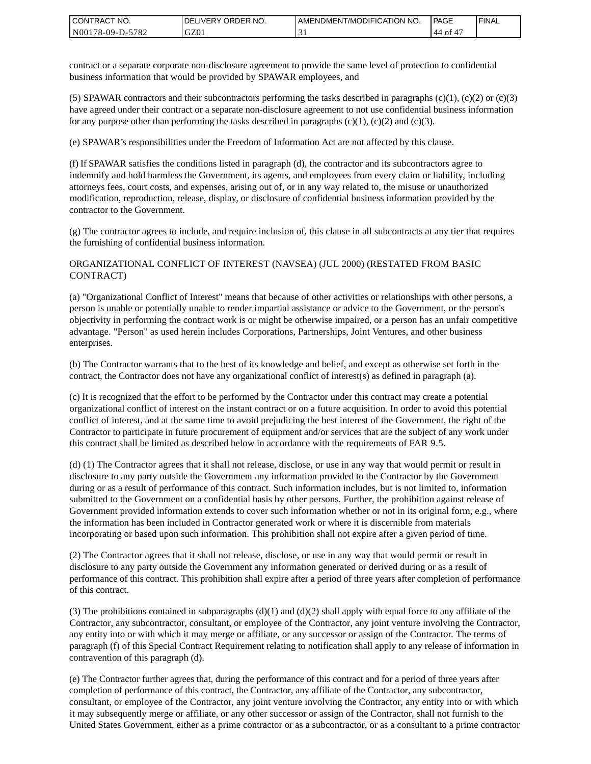contract or a separate corporate non-disclosure agreement to provide the same level of protection to confidential business information that would be provided by SPAWAR employees, and

(5) SPAWAR contractors and their subcontractors performing the tasks described in paragraphs (c)(1), (c)(2) or (c)(3) have agreed under their contract or a separate non-disclosure agreement to not use confidential business information for any purpose other than performing the tasks described in paragraphs (c)(1), (c)(2) and (c)(3).

(e) SPAWAR's responsibilities under the Freedom of Information Act are not affected by this clause.

(f) If SPAWAR satisfies the conditions listed in paragraph (d), the contractor and its subcontractors agree to indemnify and hold harmless the Government, its agents, and employees from every claim or liability, including attorneys fees, court costs, and expenses, arising out of, or in any way related to, the misuse or unauthorized modification, reproduction, release, display, or disclosure of confidential business information provided by the contractor to the Government.

(g) The contractor agrees to include, and require inclusion of, this clause in all subcontracts at any tier that requires the furnishing of confidential business information.

ORGANIZATIONAL CONFLICT OF INTEREST (NAVSEA) (JUL 2000) (RESTATED FROM BASIC CONTRACT)

(a) "Organizational Conflict of Interest" means that because of other activities or relationships with other persons, a person is unable or potentially unable to render impartial assistance or advice to the Government, or the person's objectivity in performing the contract work is or might be otherwise impaired, or a person has an unfair competitive advantage. "Person" as used herein includes Corporations, Partnerships, Joint Ventures, and other business enterprises.

(b) The Contractor warrants that to the best of its knowledge and belief, and except as otherwise set forth in the contract, the Contractor does not have any organizational conflict of interest(s) as defined in paragraph (a).

(c) It is recognized that the effort to be performed by the Contractor under this contract may create a potential organizational conflict of interest on the instant contract or on a future acquisition. In order to avoid this potential conflict of interest, and at the same time to avoid prejudicing the best interest of the Government, the right of the Contractor to participate in future procurement of equipment and/or services that are the subject of any work under this contract shall be limited as described below in accordance with the requirements of FAR 9.5.

(d) (1) The Contractor agrees that it shall not release, disclose, or use in any way that would permit or result in disclosure to any party outside the Government any information provided to the Contractor by the Government during or as a result of performance of this contract. Such information includes, but is not limited to, information submitted to the Government on a confidential basis by other persons. Further, the prohibition against release of Government provided information extends to cover such information whether or not in its original form, e.g., where the information has been included in Contractor generated work or where it is discernible from materials incorporating or based upon such information. This prohibition shall not expire after a given period of time.

(2) The Contractor agrees that it shall not release, disclose, or use in any way that would permit or result in disclosure to any party outside the Government any information generated or derived during or as a result of performance of this contract. This prohibition shall expire after a period of three years after completion of performance of this contract.

(3) The prohibitions contained in subparagraphs (d)(1) and (d)(2) shall apply with equal force to any affiliate of the Contractor, any subcontractor, consultant, or employee of the Contractor, any joint venture involving the Contractor, any entity into or with which it may merge or affiliate, or any successor or assign of the Contractor. The terms of paragraph (f) of this Special Contract Requirement relating to notification shall apply to any release of information in contravention of this paragraph (d).

(e) The Contractor further agrees that, during the performance of this contract and for a period of three years after completion of performance of this contract, the Contractor, any affiliate of the Contractor, any subcontractor, consultant, or employee of the Contractor, any joint venture involving the Contractor, any entity into or with which it may subsequently merge or affiliate, or any other successor or assign of the Contractor, shall not furnish to the United States Government, either as a prime contractor or as a subcontractor, or as a consultant to a prime contractor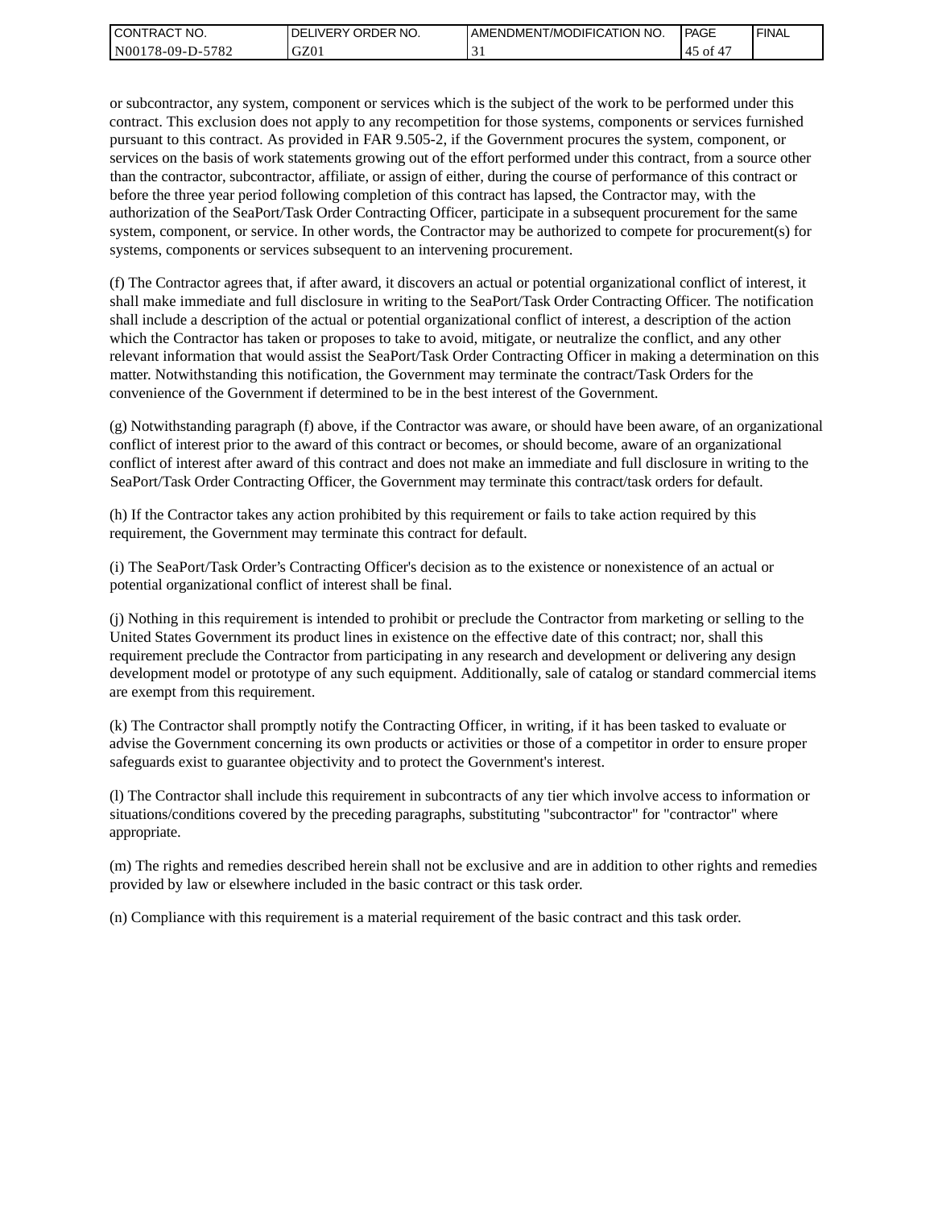or subcontractor, any system, component or services which is the subject of the work to be performed under this contract. This exclusion does not apply to any recompetition for those systems, components or services furnished pursuant to this contract. As provided in FAR 9.505-2, if the Government procures the system, component, or services on the basis of work statements growing out of the effort performed under this contract, from a source other than the contractor, subcontractor, affiliate, or assign of either, during the course of performance of this contract or before the three year period following completion of this contract has lapsed, the Contractor may, with the authorization of the SeaPort/Task Order Contracting Officer, participate in a subsequent procurement for the same system, component, or service. In other words, the Contractor may be authorized to compete for procurement(s) for systems, components or services subsequent to an intervening procurement.

(f) The Contractor agrees that, if after award, it discovers an actual or potential organizational conflict of interest, it shall make immediate and full disclosure in writing to the SeaPort/Task Order Contracting Officer. The notification shall include a description of the actual or potential organizational conflict of interest, a description of the action which the Contractor has taken or proposes to take to avoid, mitigate, or neutralize the conflict, and any other relevant information that would assist the SeaPort/Task Order Contracting Officer in making a determination on this matter. Notwithstanding this notification, the Government may terminate the contract/Task Orders for the convenience of the Government if determined to be in the best interest of the Government.

(g) Notwithstanding paragraph (f) above, if the Contractor was aware, or should have been aware, of an organizational conflict of interest prior to the award of this contract or becomes, or should become, aware of an organizational conflict of interest after award of this contract and does not make an immediate and full disclosure in writing to the SeaPort/Task Order Contracting Officer, the Government may terminate this contract/task orders for default.

(h) If the Contractor takes any action prohibited by this requirement or fails to take action required by this requirement, the Government may terminate this contract for default.

(i) The SeaPort/Task Order's Contracting Officer's decision as to the existence or nonexistence of an actual or potential organizational conflict of interest shall be final.

(j) Nothing in this requirement is intended to prohibit or preclude the Contractor from marketing or selling to the United States Government its product lines in existence on the effective date of this contract; nor, shall this requirement preclude the Contractor from participating in any research and development or delivering any design development model or prototype of any such equipment. Additionally, sale of catalog or standard commercial items are exempt from this requirement.

(k) The Contractor shall promptly notify the Contracting Officer, in writing, if it has been tasked to evaluate or advise the Government concerning its own products or activities or those of a competitor in order to ensure proper safeguards exist to guarantee objectivity and to protect the Government's interest.

(l) The Contractor shall include this requirement in subcontracts of any tier which involve access to information or situations/conditions covered by the preceding paragraphs, substituting "subcontractor" for "contractor" where appropriate.

(m) The rights and remedies described herein shall not be exclusive and are in addition to other rights and remedies provided by law or elsewhere included in the basic contract or this task order.

(n) Compliance with this requirement is a material requirement of the basic contract and this task order.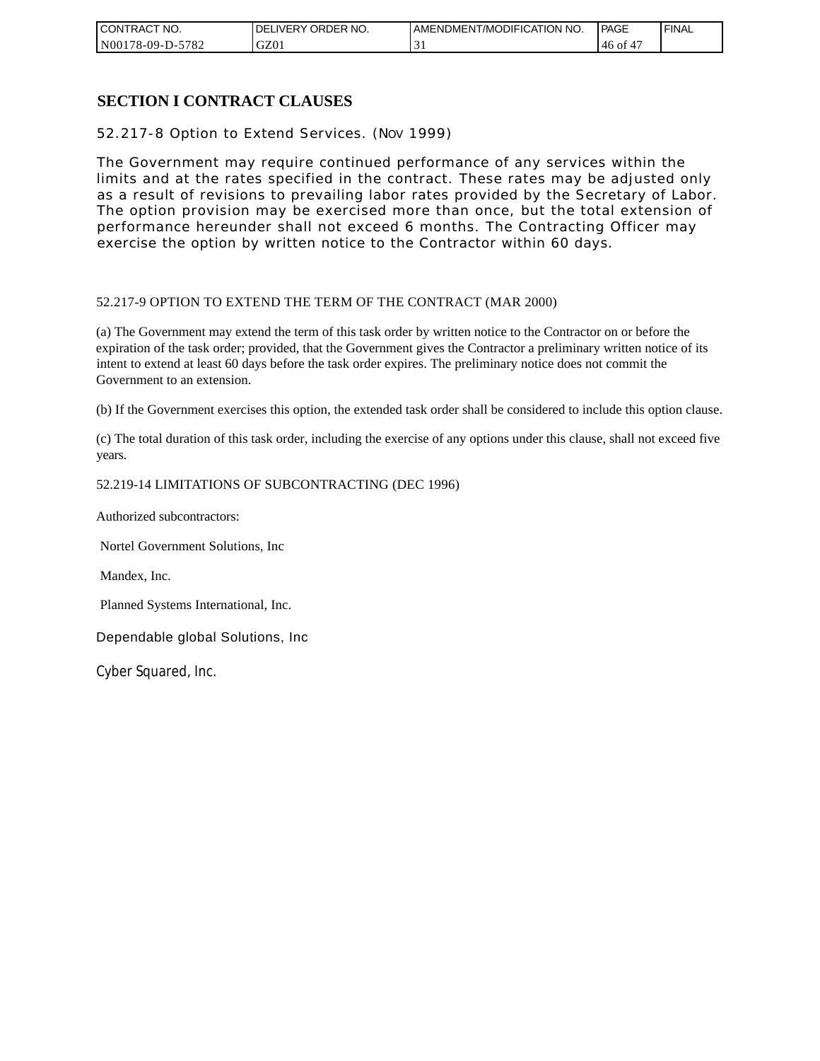## SECTION I CONTRACT CLAUSES

52.217-8 Option to Extend Services. (NOV 1999)

The Government may require continued performance of any services within the limits and at the rates specified in the contract. These rates may be adjusted only as a result of revisions to prevailing labor rates provided by the Secretary of Labor. The option provision may be exercised more than once, but the total extension of performance hereunder shall not exceed 6 months. The Contracting Officer may exercise the option by written notice to the Contractor within 60 days.

52.217-9 OPTION TO EXTEND THE TERM OF THE CONTRACT (MAR 2000)

(a) The Government may extend the term of this task order by written notice to the Contractor on or before the expiration of the task order; provided, that the Government gives the Contractor a preliminary written notice of its intent to extend at least 60 days before the task order expires. The preliminary notice does not commit the Government to an extension.

(b) If the Government exercises this option, the extended task order shall be considered to include this option clause.

(c) The total duration of this task order, including the exercise of any options under this clause, shall not exceed five years.

52.219-14 LIMITATIONS OF SUBCONTRACTING (DEC 1996)

Authorized subcontractors:

Nortel Government Solutions, Inc

Mandex, Inc.

Planned Systems International, Inc.

Dependable global Solutions, Inc

Cyber Squared, Inc.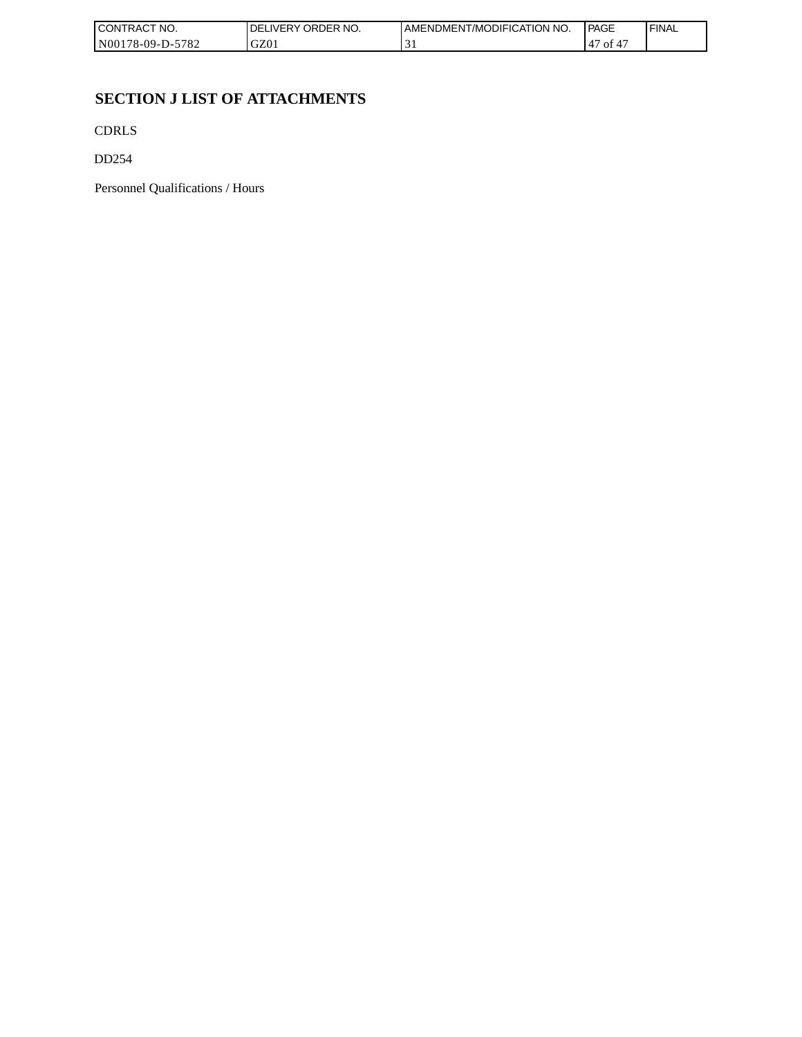## SECTION J LIST OF ATTACHMENTS

CDRLS

DD254

Personnel Qualifications / Hours